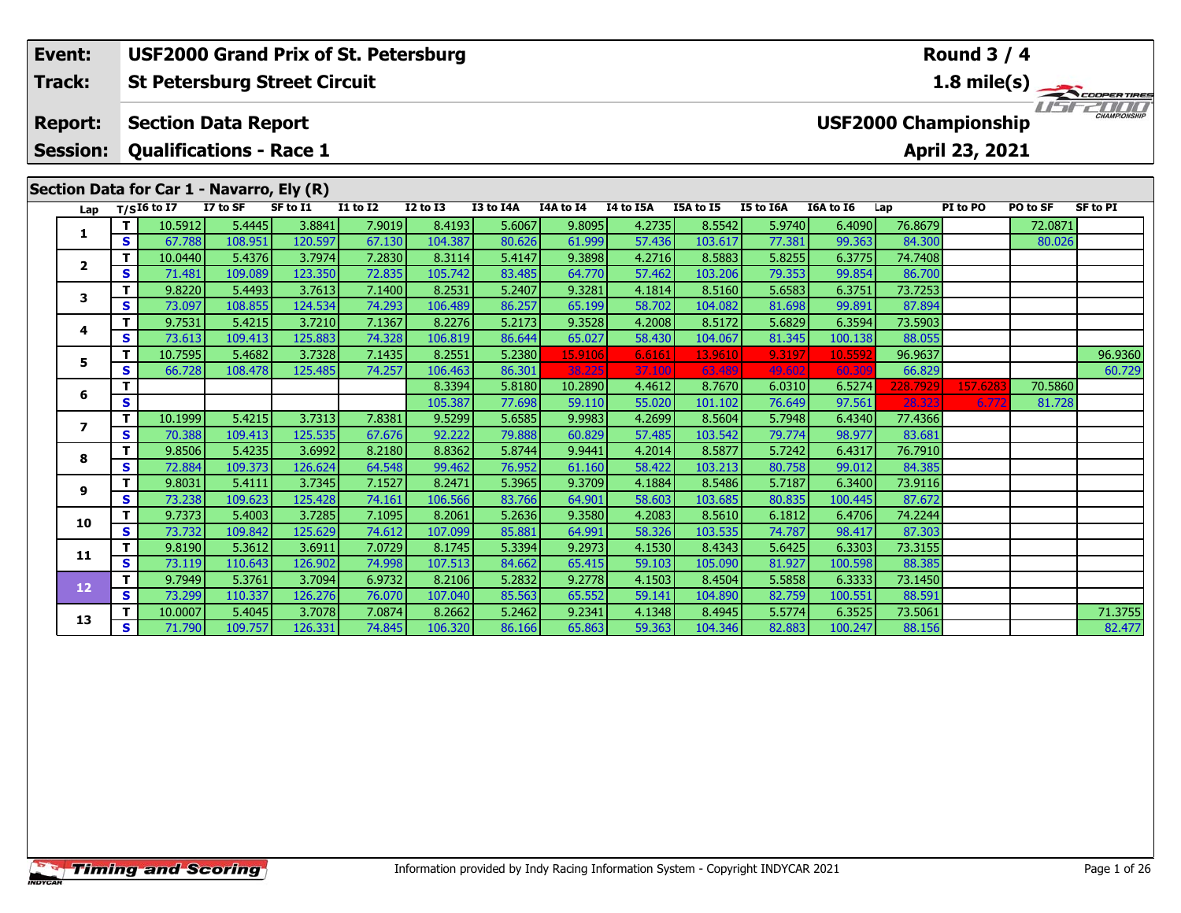| Event: | USF2000 Grand Prix of St. Petersburg | Round 3 / 4 |
|---|---|---|
| Track: | St Petersburg Street Circuit | 1.8 mile(s) |
| Report: | Section Data Report | USF2000 Championship |
| Session: | Qualifications - Race 1 | April 23, 2021 |

## Section Data for Car 1 - Navarro, Ely (R)

| Lap | T/S | I6 to I7 | I7 to SF | SF to I1 | I1 to I2 | I2 to I3 | I3 to I4A | I4A to I4 | I4 to I5A | I5A to I5 | I5 to I6A | I6A to I6 | Lap | PI to PO | PO to SF | SF to PI |
|---|---|---|---|---|---|---|---|---|---|---|---|---|---|---|---|---|
| 1 | T | 10.5912 | 5.4445 | 3.8841 | 7.9019 | 8.4193 | 5.6067 | 9.8095 | 4.2735 | 8.5542 | 5.9740 | 6.4090 | 76.8679 | | 72.0871 | |
| | S | 67.788 | 108.951 | 120.597 | 67.130 | 104.387 | 80.626 | 61.999 | 57.436 | 103.617 | 77.381 | 99.363 | 84.300 | | 80.026 | |
| 2 | T | 10.0440 | 5.4376 | 3.7974 | 7.2830 | 8.3114 | 5.4147 | 9.3898 | 4.2716 | 8.5883 | 5.8255 | 6.3775 | 74.7408 | | | |
| | S | 71.481 | 109.089 | 123.350 | 72.835 | 105.742 | 83.485 | 64.770 | 57.462 | 103.206 | 79.353 | 99.854 | 86.700 | | | |
| 3 | T | 9.8220 | 5.4493 | 3.7613 | 7.1400 | 8.2531 | 5.2407 | 9.3281 | 4.1814 | 8.5160 | 5.6583 | 6.3751 | 73.7253 | | | |
| | S | 73.097 | 108.855 | 124.534 | 74.293 | 106.489 | 86.257 | 65.199 | 58.702 | 104.082 | 81.698 | 99.891 | 87.894 | | | |
| 4 | T | 9.7531 | 5.4215 | 3.7210 | 7.1367 | 8.2276 | 5.2173 | 9.3528 | 4.2008 | 8.5172 | 5.6829 | 6.3594 | 73.5903 | | | |
| | S | 73.613 | 109.413 | 125.883 | 74.328 | 106.819 | 86.644 | 65.027 | 58.430 | 104.067 | 81.345 | 100.138 | 88.055 | | | |
| 5 | T | 10.7595 | 5.4682 | 3.7328 | 7.1435 | 8.2551 | 5.2380 | 15.9106 | 6.6161 | 13.9610 | 9.3197 | 10.5592 | 96.9637 | | | 96.9360 |
| | S | 66.728 | 108.478 | 125.485 | 74.257 | 106.463 | 86.301 | 38.225 | 37.100 | 63.489 | 49.602 | 60.309 | 66.829 | | | 60.729 |
| 6 | T | | | | | 8.3394 | 5.8180 | 10.2890 | 4.4612 | 8.7670 | 6.0310 | 6.5274 | 228.7929 | 157.6283 | 70.5860 | |
| | S | | | | | 105.387 | 77.698 | 59.110 | 55.020 | 101.102 | 76.649 | 97.561 | 28.323 | 6.772 | 81.728 | |
| 7 | T | 10.1999 | 5.4215 | 3.7313 | 7.8381 | 9.5299 | 5.6585 | 9.9983 | 4.2699 | 8.5604 | 5.7948 | 6.4340 | 77.4366 | | | |
| | S | 70.388 | 109.413 | 125.535 | 67.676 | 92.222 | 79.888 | 60.829 | 57.485 | 103.542 | 79.774 | 98.977 | 83.681 | | | |
| 8 | T | 9.8506 | 5.4235 | 3.6992 | 8.2180 | 8.8362 | 5.8744 | 9.9441 | 4.2014 | 8.5877 | 5.7242 | 6.4317 | 76.7910 | | | |
| | S | 72.884 | 109.373 | 126.624 | 64.548 | 99.462 | 76.952 | 61.160 | 58.422 | 103.213 | 80.758 | 99.012 | 84.385 | | | |
| 9 | T | 9.8031 | 5.4111 | 3.7345 | 7.1527 | 8.2471 | 5.3965 | 9.3709 | 4.1884 | 8.5486 | 5.7187 | 6.3400 | 73.9116 | | | |
| | S | 73.238 | 109.623 | 125.428 | 74.161 | 106.566 | 83.766 | 64.901 | 58.603 | 103.685 | 80.835 | 100.445 | 87.672 | | | |
| 10 | T | 9.7373 | 5.4003 | 3.7285 | 7.1095 | 8.2061 | 5.2636 | 9.3580 | 4.2083 | 8.5610 | 6.1812 | 6.4706 | 74.2244 | | | |
| | S | 73.732 | 109.842 | 125.629 | 74.612 | 107.099 | 85.881 | 64.991 | 58.326 | 103.535 | 74.787 | 98.417 | 87.303 | | | |
| 11 | T | 9.8190 | 5.3612 | 3.6911 | 7.0729 | 8.1745 | 5.3394 | 9.2973 | 4.1530 | 8.4343 | 5.6425 | 6.3303 | 73.3155 | | | |
| | S | 73.119 | 110.643 | 126.902 | 74.998 | 107.513 | 84.662 | 65.415 | 59.103 | 105.090 | 81.927 | 100.598 | 88.385 | | | |
| 12 | T | 9.7949 | 5.3761 | 3.7094 | 6.9732 | 8.2106 | 5.2832 | 9.2778 | 4.1503 | 8.4504 | 5.5858 | 6.3333 | 73.1450 | | | |
| | S | 73.299 | 110.337 | 126.276 | 76.070 | 107.040 | 85.563 | 65.552 | 59.141 | 104.890 | 82.759 | 100.551 | 88.591 | | | |
| 13 | T | 10.0007 | 5.4045 | 3.7078 | 7.0874 | 8.2662 | 5.2462 | 9.2341 | 4.1348 | 8.4945 | 5.5774 | 6.3525 | 73.5061 | | | 71.3755 |
| | S | 71.790 | 109.757 | 126.331 | 74.845 | 106.320 | 86.166 | 65.863 | 59.363 | 104.346 | 82.883 | 100.247 | 88.156 | | | 82.477 |

Information provided by Indy Racing Information System - Copyright INDYCAR 2021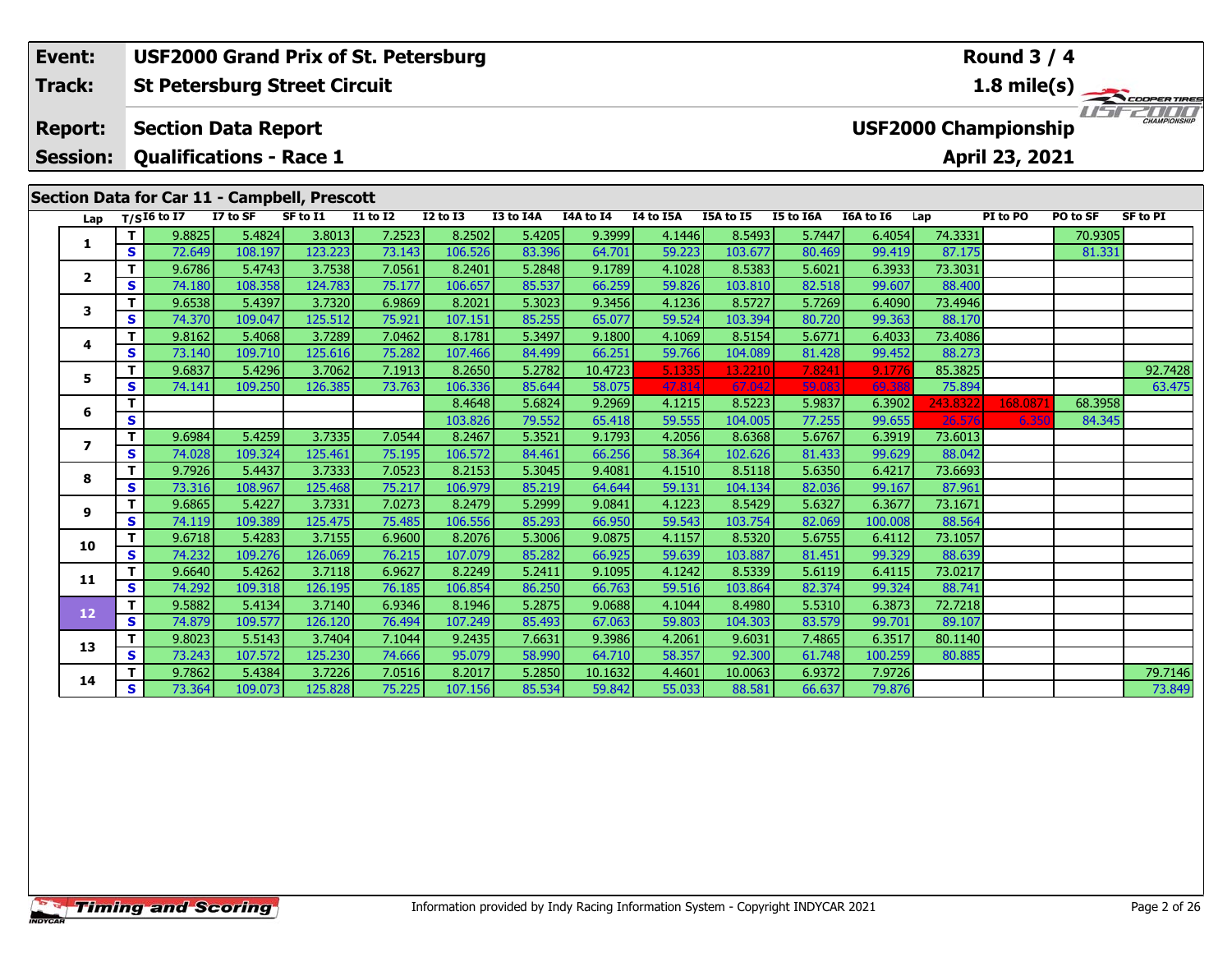| Event: | USF2000 Grand Prix of St. Petersburg | Round 3 / 4 |
|---|---|---|
| Track: | St Petersburg Street Circuit | 1.8 mile(s) |
| Report: | Section Data Report | USF2000 Championship |
| Session: | Qualifications - Race 1 | April 23, 2021 |

## Section Data for Car 11 - Campbell, Prescott

| Lap | T/S | I6 to I7 | I7 to SF | SF to I1 | I1 to I2 | I2 to I3 | I3 to I4A | I4A to I4 | I4 to I5A | I5A to I5 | I5 to I6A | I6A to I6 | Lap | PI to PO | PO to SF | SF to PI |
|---|---|---|---|---|---|---|---|---|---|---|---|---|---|---|---|---|
| 1 | T | 9.8825 | 5.4824 | 3.8013 | 7.2523 | 8.2502 | 5.4205 | 9.3999 | 4.1446 | 8.5493 | 5.7447 | 6.4054 | 74.3331 | | 70.9305 | |
| | S | 72.649 | 108.197 | 123.223 | 73.143 | 106.526 | 83.396 | 64.701 | 59.223 | 103.677 | 80.469 | 99.419 | 87.175 | | 81.331 | |
| 2 | T | 9.6786 | 5.4743 | 3.7538 | 7.0561 | 8.2401 | 5.2848 | 9.1789 | 4.1028 | 8.5383 | 5.6021 | 6.3933 | 73.3031 | | | |
| | S | 74.180 | 108.358 | 124.783 | 75.177 | 106.657 | 85.537 | 66.259 | 59.826 | 103.810 | 82.518 | 99.607 | 88.400 | | | |
| 3 | T | 9.6538 | 5.4397 | 3.7320 | 6.9869 | 8.2021 | 5.3023 | 9.3456 | 4.1236 | 8.5727 | 5.7269 | 6.4090 | 73.4946 | | | |
| | S | 74.370 | 109.047 | 125.512 | 75.921 | 107.151 | 85.255 | 65.077 | 59.524 | 103.394 | 80.720 | 99.363 | 88.170 | | | |
| 4 | T | 9.8162 | 5.4068 | 3.7289 | 7.0462 | 8.1781 | 5.3497 | 9.1800 | 4.1069 | 8.5154 | 5.6771 | 6.4033 | 73.4086 | | | |
| | S | 73.140 | 109.710 | 125.616 | 75.282 | 107.466 | 84.499 | 66.251 | 59.766 | 104.089 | 81.428 | 99.452 | 88.273 | | | |
| 5 | T | 9.6837 | 5.4296 | 3.7062 | 7.1913 | 8.2650 | 5.2782 | 10.4723 | 5.1335 | 13.2210 | 7.8241 | 9.1776 | 85.3825 | | | 92.7428 |
| | S | 74.141 | 109.250 | 126.385 | 73.763 | 106.336 | 85.644 | 58.075 | 47.814 | 67.042 | 59.083 | 69.388 | 75.894 | | | 63.475 |
| 6 | T | | | | | 8.4648 | 5.6824 | 9.2969 | 4.1215 | 8.5223 | 5.9837 | 6.3902 | 243.8322 | 168.0871 | 68.3958 | |
| | S | | | | | 103.826 | 79.552 | 65.418 | 59.555 | 104.005 | 77.255 | 99.655 | 26.576 | 6.350 | 84.345 | |
| 7 | T | 9.6984 | 5.4259 | 3.7335 | 7.0544 | 8.2467 | 5.3521 | 9.1793 | 4.2056 | 8.6368 | 5.6767 | 6.3919 | 73.6013 | | | |
| | S | 74.028 | 109.324 | 125.461 | 75.195 | 106.572 | 84.461 | 66.256 | 58.364 | 102.626 | 81.433 | 99.629 | 88.042 | | | |
| 8 | T | 9.7926 | 5.4437 | 3.7333 | 7.0523 | 8.2153 | 5.3045 | 9.4081 | 4.1510 | 8.5118 | 5.6350 | 6.4217 | 73.6693 | | | |
| | S | 73.316 | 108.967 | 125.468 | 75.217 | 106.979 | 85.219 | 64.644 | 59.131 | 104.134 | 82.036 | 99.167 | 87.961 | | | |
| 9 | T | 9.6865 | 5.4227 | 3.7331 | 7.0273 | 8.2479 | 5.2999 | 9.0841 | 4.1223 | 8.5429 | 5.6327 | 6.3677 | 73.1671 | | | |
| | S | 74.119 | 109.389 | 125.475 | 75.485 | 106.556 | 85.293 | 66.950 | 59.543 | 103.754 | 82.069 | 100.008 | 88.564 | | | |
| 10 | T | 9.6718 | 5.4283 | 3.7155 | 6.9600 | 8.2076 | 5.3006 | 9.0875 | 4.1157 | 8.5320 | 5.6755 | 6.4112 | 73.1057 | | | |
| | S | 74.232 | 109.276 | 126.069 | 76.215 | 107.079 | 85.282 | 66.925 | 59.639 | 103.887 | 81.451 | 99.329 | 88.639 | | | |
| 11 | T | 9.6640 | 5.4262 | 3.7118 | 6.9627 | 8.2249 | 5.2411 | 9.1095 | 4.1242 | 8.5339 | 5.6119 | 6.4115 | 73.0217 | | | |
| | S | 74.292 | 109.318 | 126.195 | 76.185 | 106.854 | 86.250 | 66.763 | 59.516 | 103.864 | 82.374 | 99.324 | 88.741 | | | |
| 12 | T | 9.5882 | 5.4134 | 3.7140 | 6.9346 | 8.1946 | 5.2875 | 9.0688 | 4.1044 | 8.4980 | 5.5310 | 6.3873 | 72.7218 | | | |
| | S | 74.879 | 109.577 | 126.120 | 76.494 | 107.249 | 85.493 | 67.063 | 59.803 | 104.303 | 83.579 | 99.701 | 89.107 | | | |
| 13 | T | 9.8023 | 5.5143 | 3.7404 | 7.1044 | 9.2435 | 7.6631 | 9.3986 | 4.2061 | 9.6031 | 7.4865 | 6.3517 | 80.1140 | | | |
| | S | 73.243 | 107.572 | 125.230 | 74.666 | 95.079 | 58.990 | 64.710 | 58.357 | 92.300 | 61.748 | 100.259 | 80.885 | | | |
| 14 | T | 9.7862 | 5.4384 | 3.7226 | 7.0516 | 8.2017 | 5.2850 | 10.1632 | 4.4601 | 10.0063 | 6.9372 | 7.9726 | | | | 79.7146 |
| | S | 73.364 | 109.073 | 125.828 | 75.225 | 107.156 | 85.534 | 59.842 | 55.033 | 88.581 | 66.637 | 79.876 | | | | 73.849 |

Information provided by Indy Racing Information System - Copyright INDYCAR 2021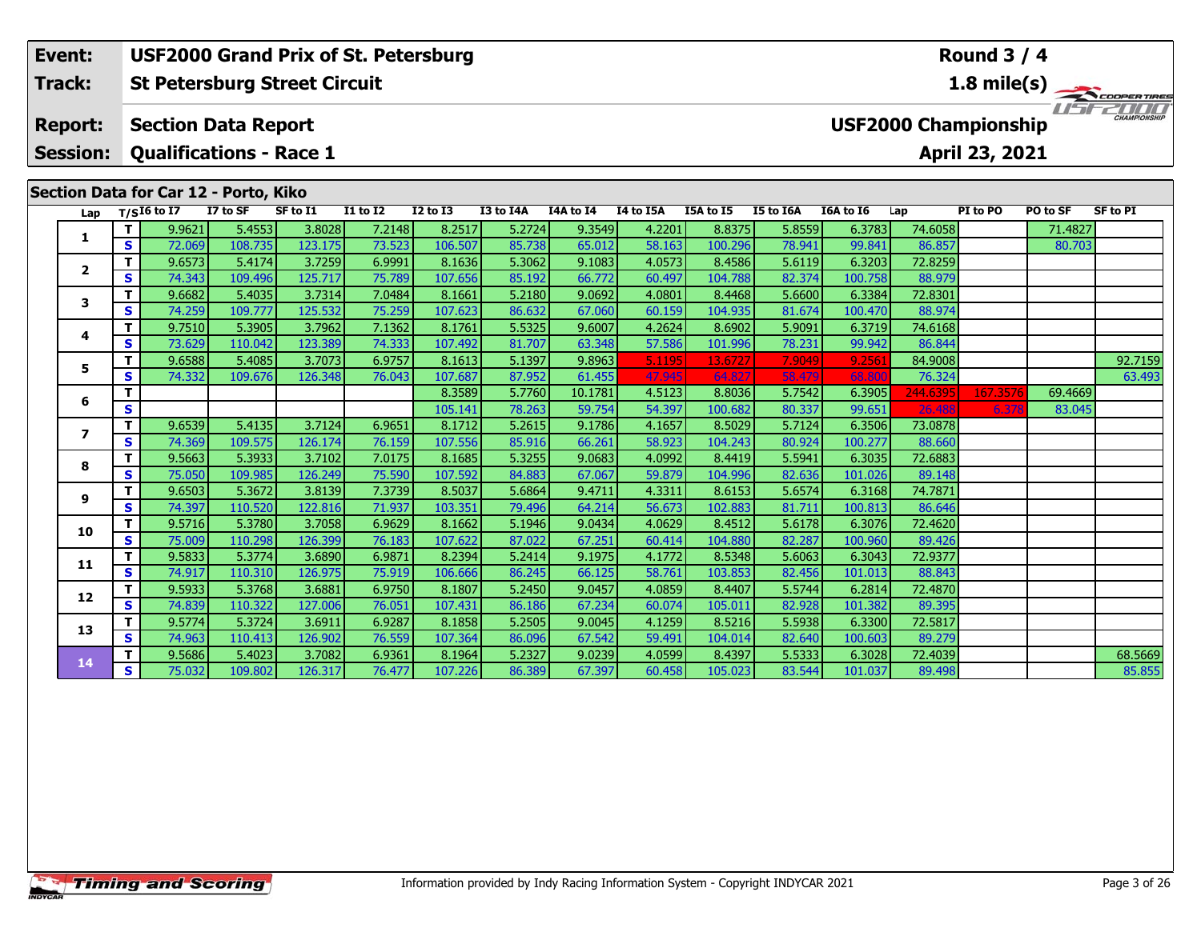| Event: | USF2000 Grand Prix of St. Petersburg | Round 3 / 4 |
|---|---|---|
| Track: | St Petersburg Street Circuit | 1.8 mile(s) |
| Report: | Section Data Report | USF2000 Championship |
| Session: | Qualifications - Race 1 | April 23, 2021 |

## Section Data for Car 12 - Porto, Kiko

| Lap | T/S | I6 to I7 | I7 to SF | SF to I1 | I1 to I2 | I2 to I3 | I3 to I4A | I4A to I4 | I4 to I5A | I5A to I5 | I5 to I6A | I6A to I6 | Lap | PI to PO | PO to SF | SF to PI |
|---|---|---|---|---|---|---|---|---|---|---|---|---|---|---|---|---|
| 1 | T | 9.9621 | 5.4553 | 3.8028 | 7.2148 | 8.2517 | 5.2724 | 9.3549 | 4.2201 | 8.8375 | 5.8559 | 6.3783 | 74.6058 | | 71.4827 | |
| | S | 72.069 | 108.735 | 123.175 | 73.523 | 106.507 | 85.738 | 65.012 | 58.163 | 100.296 | 78.941 | 99.841 | 86.857 | | 80.703 | |
| 2 | T | 9.6573 | 5.4174 | 3.7259 | 6.9991 | 8.1636 | 5.3062 | 9.1083 | 4.0573 | 8.4586 | 5.6119 | 6.3203 | 72.8259 | | | |
| | S | 74.343 | 109.496 | 125.717 | 75.789 | 107.656 | 85.192 | 66.772 | 60.497 | 104.788 | 82.374 | 100.758 | 88.979 | | | |
| 3 | T | 9.6682 | 5.4035 | 3.7314 | 7.0484 | 8.1661 | 5.2180 | 9.0692 | 4.0801 | 8.4468 | 5.6600 | 6.3384 | 72.8301 | | | |
| | S | 74.259 | 109.777 | 125.532 | 75.259 | 107.623 | 86.632 | 67.060 | 60.159 | 104.935 | 81.674 | 100.470 | 88.974 | | | |
| 4 | T | 9.7510 | 5.3905 | 3.7962 | 7.1362 | 8.1761 | 5.5325 | 9.6007 | 4.2624 | 8.6902 | 5.9091 | 6.3719 | 74.6168 | | | |
| | S | 73.629 | 110.042 | 123.389 | 74.333 | 107.492 | 81.707 | 63.348 | 57.586 | 101.996 | 78.231 | 99.942 | 86.844 | | | |
| 5 | T | 9.6588 | 5.4085 | 3.7073 | 6.9757 | 8.1613 | 5.1397 | 9.8963 | 5.1195 | 13.6727 | 7.9049 | 9.2561 | 84.9008 | | | 92.7159 |
| | S | 74.332 | 109.676 | 126.348 | 76.043 | 107.687 | 87.952 | 61.455 | 47.945 | 64.827 | 58.479 | 68.800 | 76.324 | | | 63.493 |
| 6 | T | | | | | 8.3589 | 5.7760 | 10.1781 | 4.5123 | 8.8036 | 5.7542 | 6.3905 | 244.6395 | 167.3576 | 69.4669 | |
| | S | | | | | 105.141 | 78.263 | 59.754 | 54.397 | 100.682 | 80.337 | 99.651 | 26.488 | 6.378 | 83.045 | |
| 7 | T | 9.6539 | 5.4135 | 3.7124 | 6.9651 | 8.1712 | 5.2615 | 9.1786 | 4.1657 | 8.5029 | 5.7124 | 6.3506 | 73.0878 | | | |
| | S | 74.369 | 109.575 | 126.174 | 76.159 | 107.556 | 85.916 | 66.261 | 58.923 | 104.243 | 80.924 | 100.277 | 88.660 | | | |
| 8 | T | 9.5663 | 5.3933 | 3.7102 | 7.0175 | 8.1685 | 5.3255 | 9.0683 | 4.0992 | 8.4419 | 5.5941 | 6.3035 | 72.6883 | | | |
| | S | 75.050 | 109.985 | 126.249 | 75.590 | 107.592 | 84.883 | 67.067 | 59.879 | 104.996 | 82.636 | 101.026 | 89.148 | | | |
| 9 | T | 9.6503 | 5.3672 | 3.8139 | 7.3739 | 8.5037 | 5.6864 | 9.4711 | 4.3311 | 8.6153 | 5.6574 | 6.3168 | 74.7871 | | | |
| | S | 74.397 | 110.520 | 122.816 | 71.937 | 103.351 | 79.496 | 64.214 | 56.673 | 102.883 | 81.711 | 100.813 | 86.646 | | | |
| 10 | T | 9.5716 | 5.3780 | 3.7058 | 6.9629 | 8.1662 | 5.1946 | 9.0434 | 4.0629 | 8.4512 | 5.6178 | 6.3076 | 72.4620 | | | |
| | S | 75.009 | 110.298 | 126.399 | 76.183 | 107.622 | 87.022 | 67.251 | 60.414 | 104.880 | 82.287 | 100.960 | 89.426 | | | |
| 11 | T | 9.5833 | 5.3774 | 3.6890 | 6.9871 | 8.2394 | 5.2414 | 9.1975 | 4.1772 | 8.5348 | 5.6063 | 6.3043 | 72.9377 | | | |
| | S | 74.917 | 110.310 | 126.975 | 75.919 | 106.666 | 86.245 | 66.125 | 58.761 | 103.853 | 82.456 | 101.013 | 88.843 | | | |
| 12 | T | 9.5933 | 5.3768 | 3.6881 | 6.9750 | 8.1807 | 5.2450 | 9.0457 | 4.0859 | 8.4407 | 5.5744 | 6.2814 | 72.4870 | | | |
| | S | 74.839 | 110.322 | 127.006 | 76.051 | 107.431 | 86.186 | 67.234 | 60.074 | 105.011 | 82.928 | 101.382 | 89.395 | | | |
| 13 | T | 9.5774 | 5.3724 | 3.6911 | 6.9287 | 8.1858 | 5.2505 | 9.0045 | 4.1259 | 8.5216 | 5.5938 | 6.3300 | 72.5817 | | | |
| | S | 74.963 | 110.413 | 126.902 | 76.559 | 107.364 | 86.096 | 67.542 | 59.491 | 104.014 | 82.640 | 100.603 | 89.279 | | | |
| 14 | T | 9.5686 | 5.4023 | 3.7082 | 6.9361 | 8.1964 | 5.2327 | 9.0239 | 4.0599 | 8.4397 | 5.5333 | 6.3028 | 72.4039 | | | 68.5669 |
| | S | 75.032 | 109.802 | 126.317 | 76.477 | 107.226 | 86.389 | 67.397 | 60.458 | 105.023 | 83.544 | 101.037 | 89.498 | | | 85.855 |

Information provided by Indy Racing Information System - Copyright INDYCAR 2021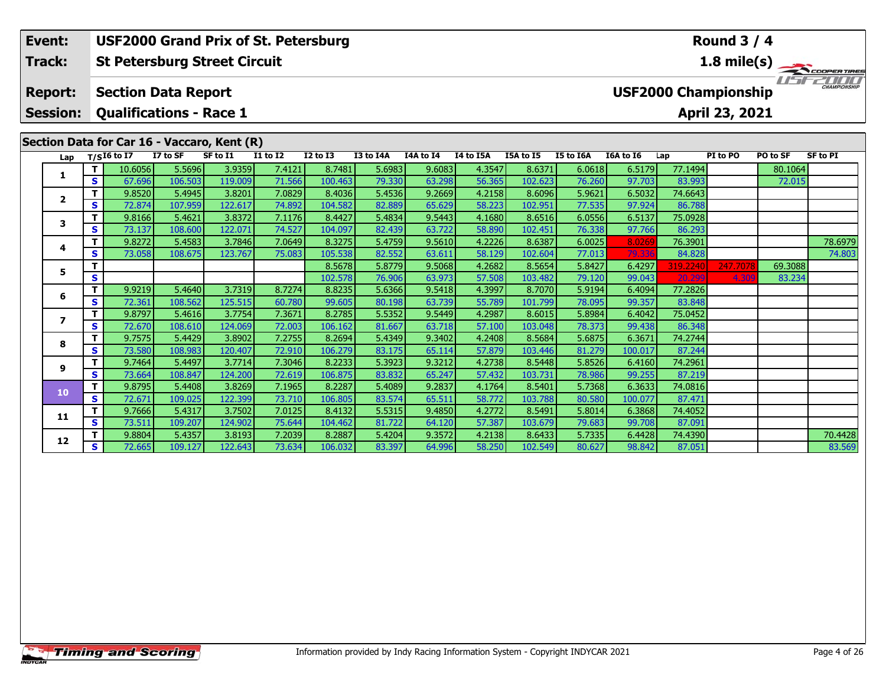| Event: | USF2000 Grand Prix of St. Petersburg | Round 3 / 4 |
|---|---|---|
| Track: | St Petersburg Street Circuit | 1.8 mile(s) |
| Report: | Section Data Report | USF2000 Championship |
| Session: | Qualifications - Race 1 | April 23, 2021 |

## Section Data for Car 16 - Vaccaro, Kent (R)

| Lap | T/S | I6 to I7 | I7 to SF | SF to I1 | I1 to I2 | I2 to I3 | I3 to I4A | I4A to I4 | I4 to I5A | I5A to I5 | I5 to I6A | I6A to I6 | Lap | PI to PO | PO to SF | SF to PI |
|---|---|---|---|---|---|---|---|---|---|---|---|---|---|---|---|---|
| 1 | T | 10.6056 | 5.5696 | 3.9359 | 7.4121 | 8.7481 | 5.6983 | 9.6083 | 4.3547 | 8.6371 | 6.0618 | 6.5179 | 77.1494 | | 80.1064 | |
| | S | 67.696 | 106.503 | 119.009 | 71.566 | 100.463 | 79.330 | 63.298 | 56.365 | 102.623 | 76.260 | 97.703 | 83.993 | | 72.015 | |
| 2 | T | 9.8520 | 5.4945 | 3.8201 | 7.0829 | 8.4036 | 5.4536 | 9.2669 | 4.2158 | 8.6096 | 5.9621 | 6.5032 | 74.6643 | | | |
| | S | 72.874 | 107.959 | 122.617 | 74.892 | 104.582 | 82.889 | 65.629 | 58.223 | 102.951 | 77.535 | 97.924 | 86.788 | | | |
| 3 | T | 9.8166 | 5.4621 | 3.8372 | 7.1176 | 8.4427 | 5.4834 | 9.5443 | 4.1680 | 8.6516 | 6.0556 | 6.5137 | 75.0928 | | | |
| | S | 73.137 | 108.600 | 122.071 | 74.527 | 104.097 | 82.439 | 63.722 | 58.890 | 102.451 | 76.338 | 97.766 | 86.293 | | | |
| 4 | T | 9.8272 | 5.4583 | 3.7846 | 7.0649 | 8.3275 | 5.4759 | 9.5610 | 4.2226 | 8.6387 | 6.0025 | 8.0269 | 76.3901 | | | 78.6979 |
| | S | 73.058 | 108.675 | 123.767 | 75.083 | 105.538 | 82.552 | 63.611 | 58.129 | 102.604 | 77.013 | 79.336 | 84.828 | | | 74.803 |
| 5 | T | | | | | 8.5678 | 5.8779 | 9.5068 | 4.2682 | 8.5654 | 5.8427 | 6.4297 | 319.2240 | 247.7078 | 69.3088 | |
| | S | | | | | 102.578 | 76.906 | 63.973 | 57.508 | 103.482 | 79.120 | 99.043 | 20.299 | 4.309 | 83.234 | |
| 6 | T | 9.9219 | 5.4640 | 3.7319 | 8.7274 | 8.8235 | 5.6366 | 9.5418 | 4.3997 | 8.7070 | 5.9194 | 6.4094 | 77.2826 | | | |
| | S | 72.361 | 108.562 | 125.515 | 60.780 | 99.605 | 80.198 | 63.739 | 55.789 | 101.799 | 78.095 | 99.357 | 83.848 | | | |
| 7 | T | 9.8797 | 5.4616 | 3.7754 | 7.3671 | 8.2785 | 5.5352 | 9.5449 | 4.2987 | 8.6015 | 5.8984 | 6.4042 | 75.0452 | | | |
| | S | 72.670 | 108.610 | 124.069 | 72.003 | 106.162 | 81.667 | 63.718 | 57.100 | 103.048 | 78.373 | 99.438 | 86.348 | | | |
| 8 | T | 9.7575 | 5.4429 | 3.8902 | 7.2755 | 8.2694 | 5.4349 | 9.3402 | 4.2408 | 8.5684 | 5.6875 | 6.3671 | 74.2744 | | | |
| | S | 73.580 | 108.983 | 120.407 | 72.910 | 106.279 | 83.175 | 65.114 | 57.879 | 103.446 | 81.279 | 100.017 | 87.244 | | | |
| 9 | T | 9.7464 | 5.4497 | 3.7714 | 7.3046 | 8.2233 | 5.3923 | 9.3212 | 4.2738 | 8.5448 | 5.8526 | 6.4160 | 74.2961 | | | |
| | S | 73.664 | 108.847 | 124.200 | 72.619 | 106.875 | 83.832 | 65.247 | 57.432 | 103.731 | 78.986 | 99.255 | 87.219 | | | |
| 10 | T | 9.8795 | 5.4408 | 3.8269 | 7.1965 | 8.2287 | 5.4089 | 9.2837 | 4.1764 | 8.5401 | 5.7368 | 6.3633 | 74.0816 | | | |
| | S | 72.671 | 109.025 | 122.399 | 73.710 | 106.805 | 83.574 | 65.511 | 58.772 | 103.788 | 80.580 | 100.077 | 87.471 | | | |
| 11 | T | 9.7666 | 5.4317 | 3.7502 | 7.0125 | 8.4132 | 5.5315 | 9.4850 | 4.2772 | 8.5491 | 5.8014 | 6.3868 | 74.4052 | | | |
| | S | 73.511 | 109.207 | 124.902 | 75.644 | 104.462 | 81.722 | 64.120 | 57.387 | 103.679 | 79.683 | 99.708 | 87.091 | | | |
| 12 | T | 9.8804 | 5.4357 | 3.8193 | 7.2039 | 8.2887 | 5.4204 | 9.3572 | 4.2138 | 8.6433 | 5.7335 | 6.4428 | 74.4390 | | | 70.4428 |
| | S | 72.665 | 109.127 | 122.643 | 73.634 | 106.032 | 83.397 | 64.996 | 58.250 | 102.549 | 80.627 | 98.842 | 87.051 | | | 83.569 |

Information provided by Indy Racing Information System - Copyright INDYCAR 2021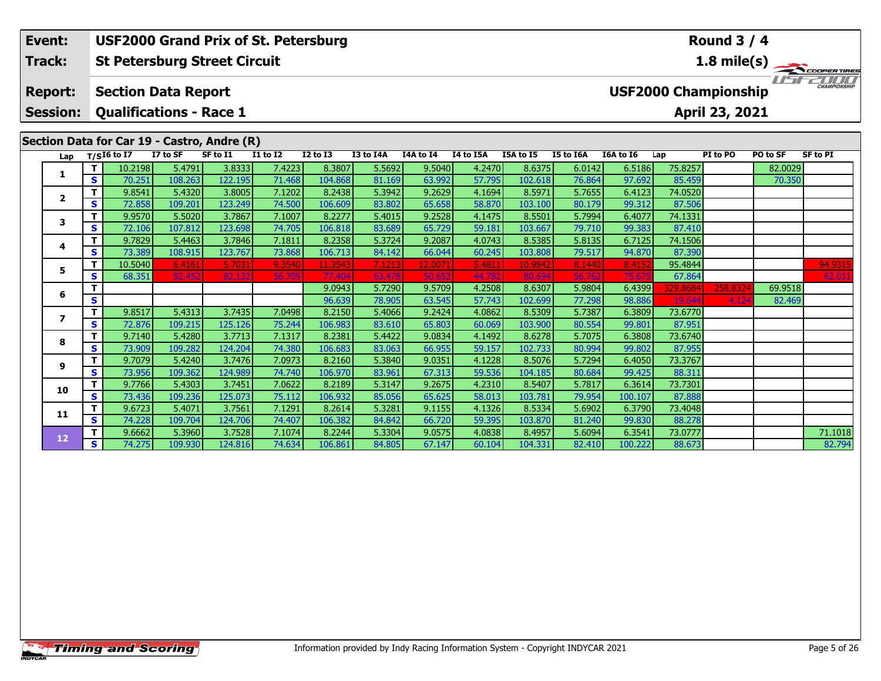| Event: | USF2000 Grand Prix of St. Petersburg | Round 3 / 4 |
|---|---|---|
| Track: | St Petersburg Street Circuit | 1.8 mile(s) |
| Report: | Section Data Report | USF2000 Championship |
| Session: | Qualifications - Race 1 | April 23, 2021 |

## Section Data for Car 19 - Castro, Andre (R)

| Lap | T/S | I6 to I7 | I7 to SF | SF to I1 | I1 to I2 | I2 to I3 | I3 to I4A | I4A to I4 | I4 to I5A | I5A to I5 | I5 to I6A | I6A to I6 | Lap | PI to PO | PO to SF | SF to PI |
|---|---|---|---|---|---|---|---|---|---|---|---|---|---|---|---|---|
| 1 | T | 10.2198 | 5.4791 | 3.8333 | 7.4223 | 8.3807 | 5.5692 | 9.5040 | 4.2470 | 8.6375 | 6.0142 | 6.5186 | 75.8257 | | 82.0029 | |
| | S | 70.251 | 108.263 | 122.195 | 71.468 | 104.868 | 81.169 | 63.992 | 57.795 | 102.618 | 76.864 | 97.692 | 85.459 | | 70.350 | |
| 2 | T | 9.8541 | 5.4320 | 3.8005 | 7.1202 | 8.2438 | 5.3942 | 9.2629 | 4.1694 | 8.5971 | 5.7655 | 6.4123 | 74.0520 | | | |
| | S | 72.858 | 109.201 | 123.249 | 74.500 | 106.609 | 83.802 | 65.658 | 58.870 | 103.100 | 80.179 | 99.312 | 87.506 | | | |
| 3 | T | 9.9570 | 5.5020 | 3.7867 | 7.1007 | 8.2277 | 5.4015 | 9.2528 | 4.1475 | 8.5501 | 5.7994 | 6.4077 | 74.1331 | | | |
| | S | 72.106 | 107.812 | 123.698 | 74.705 | 106.818 | 83.689 | 65.729 | 59.181 | 103.667 | 79.710 | 99.383 | 87.410 | | | |
| 4 | T | 9.7829 | 5.4463 | 3.7846 | 7.1811 | 8.2358 | 5.3724 | 9.2087 | 4.0743 | 8.5385 | 5.8135 | 6.7125 | 74.1506 | | | |
| | S | 73.389 | 108.915 | 123.767 | 73.868 | 106.713 | 84.142 | 66.044 | 60.245 | 103.808 | 79.517 | 94.870 | 87.390 | | | |
| 5 | T | 10.5040 | 6.4161 | 5.7031 | 9.3540 | 11.3543 | 7.1213 | 12.0071 | 5.4811 | 10.9842 | 8.1440 | 8.4152 | 95.4844 | | | 94.9315 |
| | S | 68.351 | 92.452 | 82.132 | 56.709 | 77.404 | 63.478 | 50.652 | 44.782 | 80.694 | 56.762 | 75.675 | 67.864 | | | 62.011 |
| 6 | T | | | | | 9.0943 | 5.7290 | 9.5709 | 4.2508 | 8.6307 | 5.9804 | 6.4399 | 329.8684 | 258.8324 | 69.9518 | |
| | S | | | | | 96.639 | 78.905 | 63.545 | 57.743 | 102.699 | 77.298 | 98.886 | 19.644 | 4.124 | 82.469 | |
| 7 | T | 9.8517 | 5.4313 | 3.7435 | 7.0498 | 8.2150 | 5.4066 | 9.2424 | 4.0862 | 8.5309 | 5.7387 | 6.3809 | 73.6770 | | | |
| | S | 72.876 | 109.215 | 125.126 | 75.244 | 106.983 | 83.610 | 65.803 | 60.069 | 103.900 | 80.554 | 99.801 | 87.951 | | | |
| 8 | T | 9.7140 | 5.4280 | 3.7713 | 7.1317 | 8.2381 | 5.4422 | 9.0834 | 4.1492 | 8.6278 | 5.7075 | 6.3808 | 73.6740 | | | |
| | S | 73.909 | 109.282 | 124.204 | 74.380 | 106.683 | 83.063 | 66.955 | 59.157 | 102.733 | 80.994 | 99.802 | 87.955 | | | |
| 9 | T | 9.7079 | 5.4240 | 3.7476 | 7.0973 | 8.2160 | 5.3840 | 9.0351 | 4.1228 | 8.5076 | 5.7294 | 6.4050 | 73.3767 | | | |
| | S | 73.956 | 109.362 | 124.989 | 74.740 | 106.970 | 83.961 | 67.313 | 59.536 | 104.185 | 80.684 | 99.425 | 88.311 | | | |
| 10 | T | 9.7766 | 5.4303 | 3.7451 | 7.0622 | 8.2189 | 5.3147 | 9.2675 | 4.2310 | 8.5407 | 5.7817 | 6.3614 | 73.7301 | | | |
| | S | 73.436 | 109.236 | 125.073 | 75.112 | 106.932 | 85.056 | 65.625 | 58.013 | 103.781 | 79.954 | 100.107 | 87.888 | | | |
| 11 | T | 9.6723 | 5.4071 | 3.7561 | 7.1291 | 8.2614 | 5.3281 | 9.1155 | 4.1326 | 8.5334 | 5.6902 | 6.3790 | 73.4048 | | | |
| | S | 74.228 | 109.704 | 124.706 | 74.407 | 106.382 | 84.842 | 66.720 | 59.395 | 103.870 | 81.240 | 99.830 | 88.278 | | | |
| 12 | T | 9.6662 | 5.3960 | 3.7528 | 7.1074 | 8.2244 | 5.3304 | 9.0575 | 4.0838 | 8.4957 | 5.6094 | 6.3541 | 73.0777 | | | 71.1018 |
| | S | 74.275 | 109.930 | 124.816 | 74.634 | 106.861 | 84.805 | 67.147 | 60.104 | 104.331 | 82.410 | 100.222 | 88.673 | | | 82.794 |

Information provided by Indy Racing Information System - Copyright INDYCAR 2021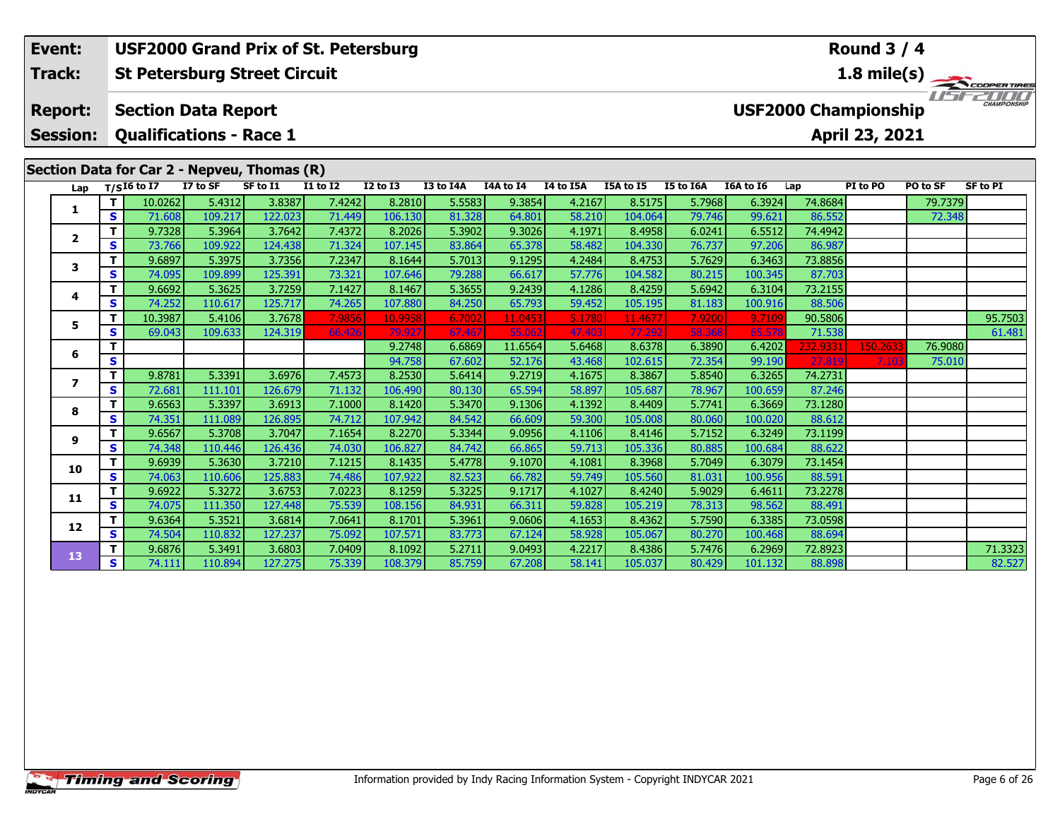| Event: | USF2000 Grand Prix of St. Petersburg | Round 3 / 4 |
|---|---|---|
| Track: | St Petersburg Street Circuit | 1.8 mile(s) |
| Report: | Section Data Report | USF2000 Championship |
| Session: | Qualifications - Race 1 | April 23, 2021 |

## Section Data for Car 2 - Nepveu, Thomas (R)

| Lap | T/S | I6 to I7 | I7 to SF | SF to I1 | I1 to I2 | I2 to I3 | I3 to I4A | I4A to I4 | I4 to I5A | I5A to I5 | I5 to I6A | I6A to I6 | Lap | PI to PO | PO to SF | SF to PI |
|---|---|---|---|---|---|---|---|---|---|---|---|---|---|---|---|---|
| 1 | T | 10.0262 | 5.4312 | 3.8387 | 7.4242 | 8.2810 | 5.5583 | 9.3854 | 4.2167 | 8.5175 | 5.7968 | 6.3924 | 74.8684 | | 79.7379 | |
| | S | 71.608 | 109.217 | 122.023 | 71.449 | 106.130 | 81.328 | 64.801 | 58.210 | 104.064 | 79.746 | 99.621 | 86.552 | | 72.348 | |
| 2 | T | 9.7328 | 5.3964 | 3.7642 | 7.4372 | 8.2026 | 5.3902 | 9.3026 | 4.1971 | 8.4958 | 6.0241 | 6.5512 | 74.4942 | | | |
| | S | 73.766 | 109.922 | 124.438 | 71.324 | 107.145 | 83.864 | 65.378 | 58.482 | 104.330 | 76.737 | 97.206 | 86.987 | | | |
| 3 | T | 9.6897 | 5.3975 | 3.7356 | 7.2347 | 8.1644 | 5.7013 | 9.1295 | 4.2484 | 8.4753 | 5.7629 | 6.3463 | 73.8856 | | | |
| | S | 74.095 | 109.899 | 125.391 | 73.321 | 107.646 | 79.288 | 66.617 | 57.776 | 104.582 | 80.215 | 100.345 | 87.703 | | | |
| 4 | T | 9.6692 | 5.3625 | 3.7259 | 7.1427 | 8.1467 | 5.3655 | 9.2439 | 4.1286 | 8.4259 | 5.6942 | 6.3104 | 73.2155 | | | |
| | S | 74.252 | 110.617 | 125.717 | 74.265 | 107.880 | 84.250 | 65.793 | 59.452 | 105.195 | 81.183 | 100.916 | 88.506 | | | |
| 5 | T | 10.3987 | 5.4106 | 3.7678 | 7.9856 | 10.9958 | 6.7002 | 11.0453 | 5.1780 | 11.4677 | 7.9200 | 9.7109 | 90.5806 | | | 95.7503 |
| | S | 69.043 | 109.633 | 124.319 | 66.426 | 79.927 | 67.467 | 55.062 | 47.403 | 77.292 | 58.368 | 65.578 | 71.538 | | | 61.481 |
| 6 | T | | | | | 9.2748 | 6.6869 | 11.6564 | 5.6468 | 8.6378 | 6.3890 | 6.4202 | 232.9331 | 150.2633 | 76.9080 | |
| | S | | | | | 94.758 | 67.602 | 52.176 | 43.468 | 102.615 | 72.354 | 99.190 | 27.819 | 7.103 | 75.010 | |
| 7 | T | 9.8781 | 5.3391 | 3.6976 | 7.4573 | 8.2530 | 5.6414 | 9.2719 | 4.1675 | 8.3867 | 5.8540 | 6.3265 | 74.2731 | | | |
| | S | 72.681 | 111.101 | 126.679 | 71.132 | 106.490 | 80.130 | 65.594 | 58.897 | 105.687 | 78.967 | 100.659 | 87.246 | | | |
| 8 | T | 9.6563 | 5.3397 | 3.6913 | 7.1000 | 8.1420 | 5.3470 | 9.1306 | 4.1392 | 8.4409 | 5.7741 | 6.3669 | 73.1280 | | | |
| | S | 74.351 | 111.089 | 126.895 | 74.712 | 107.942 | 84.542 | 66.609 | 59.300 | 105.008 | 80.060 | 100.020 | 88.612 | | | |
| 9 | T | 9.6567 | 5.3708 | 3.7047 | 7.1654 | 8.2270 | 5.3344 | 9.0956 | 4.1106 | 8.4146 | 5.7152 | 6.3249 | 73.1199 | | | |
| | S | 74.348 | 110.446 | 126.436 | 74.030 | 106.827 | 84.742 | 66.865 | 59.713 | 105.336 | 80.885 | 100.684 | 88.622 | | | |
| 10 | T | 9.6939 | 5.3630 | 3.7210 | 7.1215 | 8.1435 | 5.4778 | 9.1070 | 4.1081 | 8.3968 | 5.7049 | 6.3079 | 73.1454 | | | |
| | S | 74.063 | 110.606 | 125.883 | 74.486 | 107.922 | 82.523 | 66.782 | 59.749 | 105.560 | 81.031 | 100.956 | 88.591 | | | |
| 11 | T | 9.6922 | 5.3272 | 3.6753 | 7.0223 | 8.1259 | 5.3225 | 9.1717 | 4.1027 | 8.4240 | 5.9029 | 6.4611 | 73.2278 | | | |
| | S | 74.075 | 111.350 | 127.448 | 75.539 | 108.156 | 84.931 | 66.311 | 59.828 | 105.219 | 78.313 | 98.562 | 88.491 | | | |
| 12 | T | 9.6364 | 5.3521 | 3.6814 | 7.0641 | 8.1701 | 5.3961 | 9.0606 | 4.1653 | 8.4362 | 5.7590 | 6.3385 | 73.0598 | | | |
| | S | 74.504 | 110.832 | 127.237 | 75.092 | 107.571 | 83.773 | 67.124 | 58.928 | 105.067 | 80.270 | 100.468 | 88.694 | | | |
| 13 | T | 9.6876 | 5.3491 | 3.6803 | 7.0409 | 8.1092 | 5.2711 | 9.0493 | 4.2217 | 8.4386 | 5.7476 | 6.2969 | 72.8923 | | | 71.3323 |
| | S | 74.111 | 110.894 | 127.275 | 75.339 | 108.379 | 85.759 | 67.208 | 58.141 | 105.037 | 80.429 | 101.132 | 88.898 | | | 82.527 |

Information provided by Indy Racing Information System - Copyright INDYCAR 2021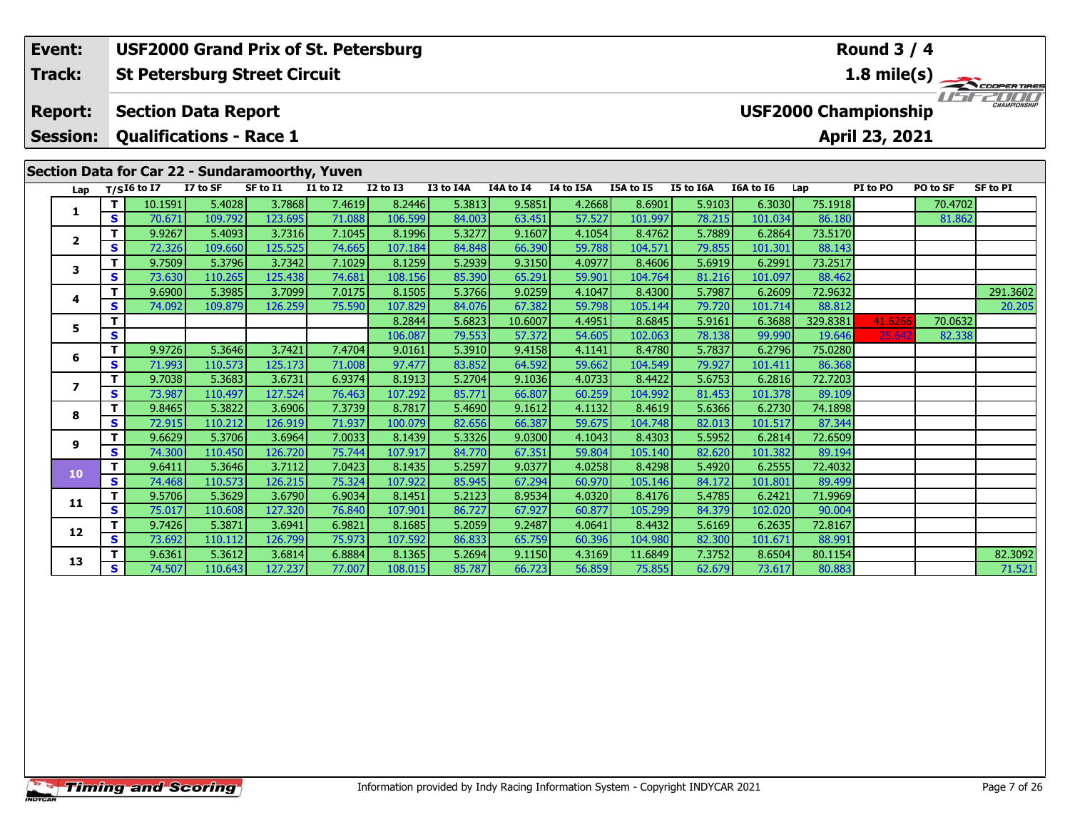| Event: | USF2000 Grand Prix of St. Petersburg | Round 3 / 4 |
|---|---|---|
| Track: | St Petersburg Street Circuit | 1.8 mile(s) |
| Report: | Section Data Report | USF2000 Championship |
| Session: | Qualifications - Race 1 | April 23, 2021 |

## Section Data for Car 22 - Sundaramoorthy, Yuven

| Lap | T/S | I6 to I7 | I7 to SF | SF to I1 | I1 to I2 | I2 to I3 | I3 to I4A | I4A to I4 | I4 to I5A | I5A to I5 | I5 to I6A | I6A to I6 | Lap | PI to PO | PO to SF | SF to PI |
|---|---|---|---|---|---|---|---|---|---|---|---|---|---|---|---|---|
| 1 | T | 10.1591 | 5.4028 | 3.7868 | 7.4619 | 8.2446 | 5.3813 | 9.5851 | 4.2668 | 8.6901 | 5.9103 | 6.3030 | 75.1918 | | 70.4702 | |
| | S | 70.671 | 109.792 | 123.695 | 71.088 | 106.599 | 84.003 | 63.451 | 57.527 | 101.997 | 78.215 | 101.034 | 86.180 | | 81.862 | |
| 2 | T | 9.9267 | 5.4093 | 3.7316 | 7.1045 | 8.1996 | 5.3277 | 9.1607 | 4.1054 | 8.4762 | 5.7889 | 6.2864 | 73.5170 | | | |
| | S | 72.326 | 109.660 | 125.525 | 74.665 | 107.184 | 84.848 | 66.390 | 59.788 | 104.571 | 79.855 | 101.301 | 88.143 | | | |
| 3 | T | 9.7509 | 5.3796 | 3.7342 | 7.1029 | 8.1259 | 5.2939 | 9.3150 | 4.0977 | 8.4606 | 5.6919 | 6.2991 | 73.2517 | | | |
| | S | 73.630 | 110.265 | 125.438 | 74.681 | 108.156 | 85.390 | 65.291 | 59.901 | 104.764 | 81.216 | 101.097 | 88.462 | | | |
| 4 | T | 9.6900 | 5.3985 | 3.7099 | 7.0175 | 8.1505 | 5.3766 | 9.0259 | 4.1047 | 8.4300 | 5.7987 | 6.2609 | 72.9632 | | | 291.3602 |
| | S | 74.092 | 109.879 | 126.259 | 75.590 | 107.829 | 84.076 | 67.382 | 59.798 | 105.144 | 79.720 | 101.714 | 88.812 | | | 20.205 |
| 5 | T | | | | | 8.2844 | 5.6823 | 10.6007 | 4.4951 | 8.6845 | 5.9161 | 6.3688 | 329.8381 | 41.6266 | 70.0632 | |
| | S | | | | | 106.087 | 79.553 | 57.372 | 54.605 | 102.063 | 78.138 | 99.990 | 19.646 | 25.642 | 82.338 | |
| 6 | T | 9.9726 | 5.3646 | 3.7421 | 7.4704 | 9.0161 | 5.3910 | 9.4158 | 4.1141 | 8.4780 | 5.7837 | 6.2796 | 75.0280 | | | |
| | S | 71.993 | 110.573 | 125.173 | 71.008 | 97.477 | 83.852 | 64.592 | 59.662 | 104.549 | 79.927 | 101.411 | 86.368 | | | |
| 7 | T | 9.7038 | 5.3683 | 3.6731 | 6.9374 | 8.1913 | 5.2704 | 9.1036 | 4.0733 | 8.4422 | 5.6753 | 6.2816 | 72.7203 | | | |
| | S | 73.987 | 110.497 | 127.524 | 76.463 | 107.292 | 85.771 | 66.807 | 60.259 | 104.992 | 81.453 | 101.378 | 89.109 | | | |
| 8 | T | 9.8465 | 5.3822 | 3.6906 | 7.3739 | 8.7817 | 5.4690 | 9.1612 | 4.1132 | 8.4619 | 5.6366 | 6.2730 | 74.1898 | | | |
| | S | 72.915 | 110.212 | 126.919 | 71.937 | 100.079 | 82.656 | 66.387 | 59.675 | 104.748 | 82.013 | 101.517 | 87.344 | | | |
| 9 | T | 9.6629 | 5.3706 | 3.6964 | 7.0033 | 8.1439 | 5.3326 | 9.0300 | 4.1043 | 8.4303 | 5.5952 | 6.2814 | 72.6509 | | | |
| | S | 74.300 | 110.450 | 126.720 | 75.744 | 107.917 | 84.770 | 67.351 | 59.804 | 105.140 | 82.620 | 101.382 | 89.194 | | | |
| 10 | T | 9.6411 | 5.3646 | 3.7112 | 7.0423 | 8.1435 | 5.2597 | 9.0377 | 4.0258 | 8.4298 | 5.4920 | 6.2555 | 72.4032 | | | |
| | S | 74.468 | 110.573 | 126.215 | 75.324 | 107.922 | 85.945 | 67.294 | 60.970 | 105.146 | 84.172 | 101.801 | 89.499 | | | |
| 11 | T | 9.5706 | 5.3629 | 3.6790 | 6.9034 | 8.1451 | 5.2123 | 8.9534 | 4.0320 | 8.4176 | 5.4785 | 6.2421 | 71.9969 | | | |
| | S | 75.017 | 110.608 | 127.320 | 76.840 | 107.901 | 86.727 | 67.927 | 60.877 | 105.299 | 84.379 | 102.020 | 90.004 | | | |
| 12 | T | 9.7426 | 5.3871 | 3.6941 | 6.9821 | 8.1685 | 5.2059 | 9.2487 | 4.0641 | 8.4432 | 5.6169 | 6.2635 | 72.8167 | | | |
| | S | 73.692 | 110.112 | 126.799 | 75.973 | 107.592 | 86.833 | 65.759 | 60.396 | 104.980 | 82.300 | 101.671 | 88.991 | | | |
| 13 | T | 9.6361 | 5.3612 | 3.6814 | 6.8884 | 8.1365 | 5.2694 | 9.1150 | 4.3169 | 11.6849 | 7.3752 | 8.6504 | 80.1154 | | | 82.3092 |
| | S | 74.507 | 110.643 | 127.237 | 77.007 | 108.015 | 85.787 | 66.723 | 56.859 | 75.855 | 62.679 | 73.617 | 80.883 | | | 71.521 |

Information provided by Indy Racing Information System - Copyright INDYCAR 2021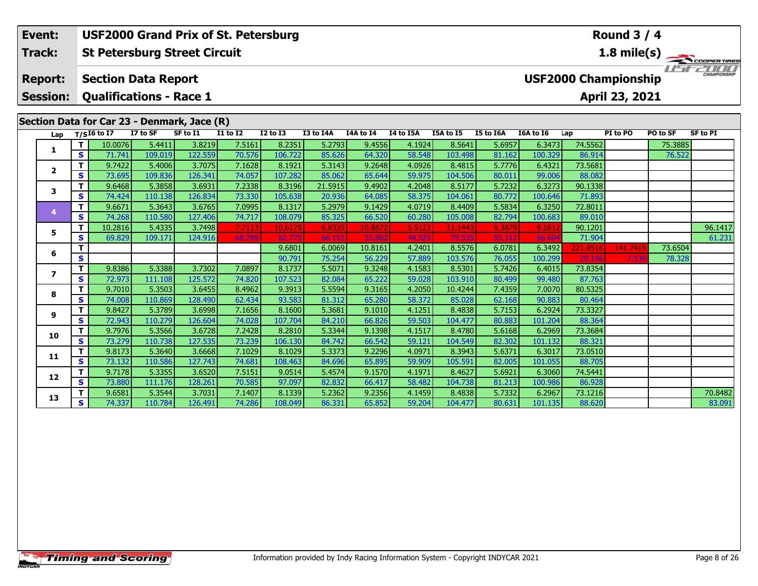| Event: | USF2000 Grand Prix of St. Petersburg | Round 3 / 4 |
|---|---|---|
| Track: | St Petersburg Street Circuit | 1.8 mile(s) |
| Report: | Section Data Report | USF2000 Championship |
| Session: | Qualifications - Race 1 | April 23, 2021 |

## Section Data for Car 23 - Denmark, Jace (R)

| Lap | T/S | I6 to I7 | I7 to SF | SF to I1 | I1 to I2 | I2 to I3 | I3 to I4A | I4A to I4 | I4 to I5A | I5A to I5 | I5 to I6A | I6A to I6 | Lap | PI to PO | PO to SF | SF to PI |
|---|---|---|---|---|---|---|---|---|---|---|---|---|---|---|---|---|
| 1 | T | 10.0076 | 5.4411 | 3.8219 | 7.5161 | 8.2351 | 5.2793 | 9.4556 | 4.1924 | 8.5641 | 5.6957 | 6.3473 | 74.5562 | | 75.3885 | |
| | S | 71.741 | 109.019 | 122.559 | 70.576 | 106.722 | 85.626 | 64.320 | 58.548 | 103.498 | 81.162 | 100.329 | 86.914 | | 76.522 | |
| 2 | T | 9.7422 | 5.4006 | 3.7075 | 7.1628 | 8.1921 | 5.3143 | 9.2648 | 4.0926 | 8.4815 | 5.7776 | 6.4321 | 73.5681 | | | |
| | S | 73.695 | 109.836 | 126.341 | 74.057 | 107.282 | 85.062 | 65.644 | 59.975 | 104.506 | 80.011 | 99.006 | 88.082 | | | |
| 3 | T | 9.6468 | 5.3858 | 3.6931 | 7.2338 | 8.3196 | 21.5915 | 9.4902 | 4.2048 | 8.5177 | 5.7232 | 6.3273 | 90.1338 | | | |
| | S | 74.424 | 110.138 | 126.834 | 73.330 | 105.638 | 20.936 | 64.085 | 58.375 | 104.061 | 80.772 | 100.646 | 71.893 | | | |
| 4 | T | 9.6671 | 5.3643 | 3.6765 | 7.0995 | 8.1317 | 5.2979 | 9.1429 | 4.0719 | 8.4409 | 5.5834 | 6.3250 | 72.8011 | | | |
| | S | 74.268 | 110.580 | 127.406 | 74.717 | 108.079 | 85.325 | 66.520 | 60.280 | 105.008 | 82.794 | 100.683 | 89.010 | | | |
| 5 | T | 10.2816 | 5.4335 | 3.7498 | 7.7113 | 10.6175 | 6.8335 | 10.8872 | 5.5123 | 11.1443 | 8.3879 | 9.5612 | 90.1201 | | | 96.1417 |
| | S | 69.829 | 109.171 | 124.916 | 68.789 | 82.775 | 66.151 | 55.862 | 44.529 | 79.535 | 55.112 | 66.604 | 71.904 | | | 61.231 |
| 6 | T | | | | | 9.6801 | 6.0069 | 10.8161 | 4.2401 | 8.5576 | 6.0781 | 6.3492 | 221.9516 | 141.7419 | 73.6504 | |
| | S | | | | | 90.791 | 75.254 | 56.229 | 57.889 | 103.576 | 76.055 | 100.299 | 29.196 | 7.530 | 78.328 | |
| 7 | T | 9.8386 | 5.3388 | 3.7302 | 7.0897 | 8.1737 | 5.5071 | 9.3248 | 4.1583 | 8.5301 | 5.7426 | 6.4015 | 73.8354 | | | |
| | S | 72.973 | 111.108 | 125.572 | 74.820 | 107.523 | 82.084 | 65.222 | 59.028 | 103.910 | 80.499 | 99.480 | 87.763 | | | |
| 8 | T | 9.7010 | 5.3503 | 3.6455 | 8.4962 | 9.3913 | 5.5594 | 9.3165 | 4.2050 | 10.4244 | 7.4359 | 7.0070 | 80.5325 | | | |
| | S | 74.008 | 110.869 | 128.490 | 62.434 | 93.583 | 81.312 | 65.280 | 58.372 | 85.028 | 62.168 | 90.883 | 80.464 | | | |
| 9 | T | 9.8427 | 5.3789 | 3.6998 | 7.1656 | 8.1600 | 5.3681 | 9.1010 | 4.1251 | 8.4838 | 5.7153 | 6.2924 | 73.3327 | | | |
| | S | 72.943 | 110.279 | 126.604 | 74.028 | 107.704 | 84.210 | 66.826 | 59.503 | 104.477 | 80.883 | 101.204 | 88.364 | | | |
| 10 | T | 9.7976 | 5.3566 | 3.6728 | 7.2428 | 8.2810 | 5.3344 | 9.1398 | 4.1517 | 8.4780 | 5.6168 | 6.2969 | 73.3684 | | | |
| | S | 73.279 | 110.738 | 127.535 | 73.239 | 106.130 | 84.742 | 66.542 | 59.121 | 104.549 | 82.302 | 101.132 | 88.321 | | | |
| 11 | T | 9.8173 | 5.3640 | 3.6668 | 7.1029 | 8.1029 | 5.3373 | 9.2296 | 4.0971 | 8.3943 | 5.6371 | 6.3017 | 73.0510 | | | |
| | S | 73.132 | 110.586 | 127.743 | 74.681 | 108.463 | 84.696 | 65.895 | 59.909 | 105.591 | 82.005 | 101.055 | 88.705 | | | |
| 12 | T | 9.7178 | 5.3355 | 3.6520 | 7.5151 | 9.0514 | 5.4574 | 9.1570 | 4.1971 | 8.4627 | 5.6921 | 6.3060 | 74.5441 | | | |
| | S | 73.880 | 111.176 | 128.261 | 70.585 | 97.097 | 82.832 | 66.417 | 58.482 | 104.738 | 81.213 | 100.986 | 86.928 | | | |
| 13 | T | 9.6581 | 5.3544 | 3.7031 | 7.1407 | 8.1339 | 5.2362 | 9.2356 | 4.1459 | 8.4838 | 5.7332 | 6.2967 | 73.1216 | | | 70.8482 |
| | S | 74.337 | 110.784 | 126.491 | 74.286 | 108.049 | 86.331 | 65.852 | 59.204 | 104.477 | 80.631 | 101.135 | 88.620 | | | 83.091 |

Information provided by Indy Racing Information System - Copyright INDYCAR 2021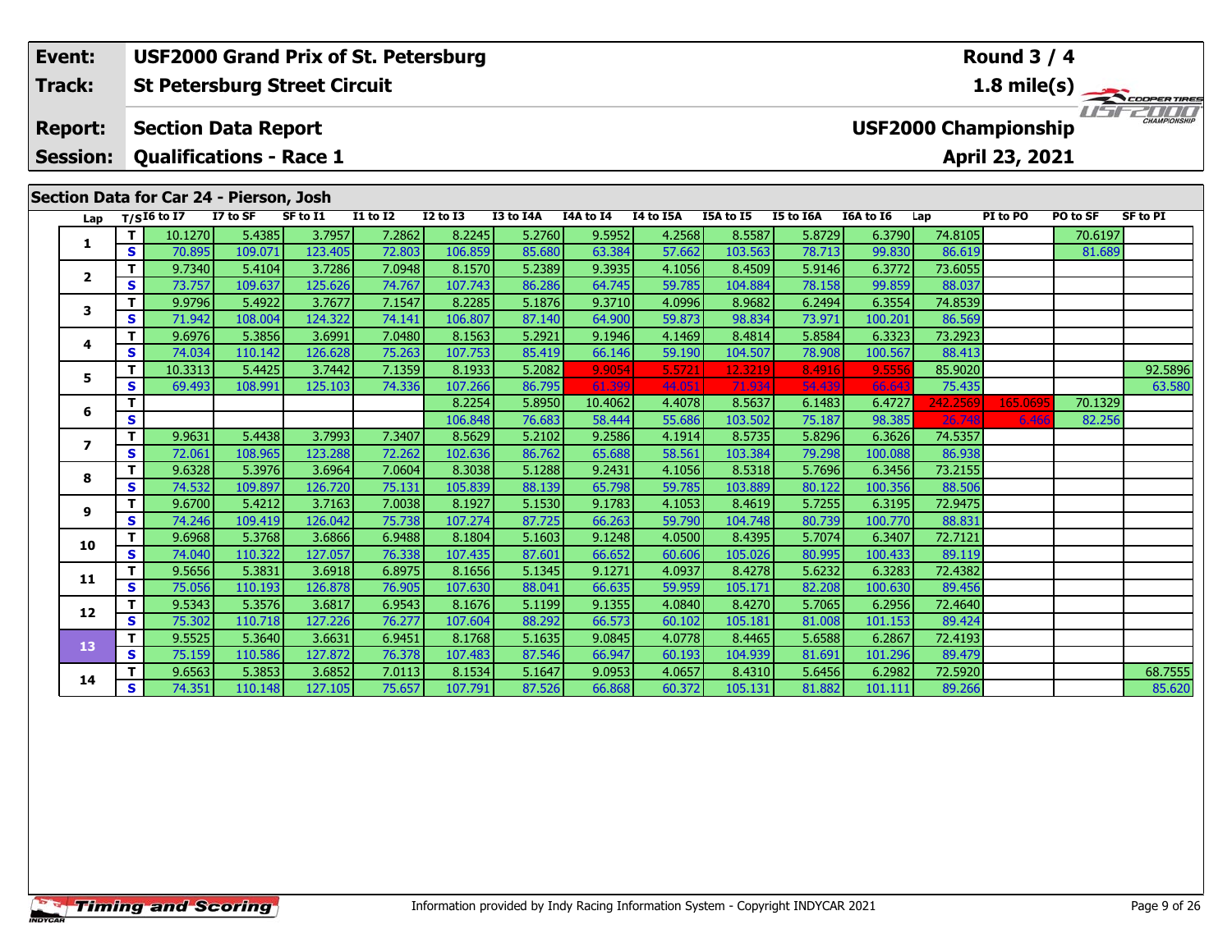| Event: | USF2000 Grand Prix of St. Petersburg | Round 3 / 4 |
|---|---|---|
| Track: | St Petersburg Street Circuit | 1.8 mile(s) |
| Report: | Section Data Report | USF2000 Championship |
| Session: | Qualifications - Race 1 | April 23, 2021 |

## Section Data for Car 24 - Pierson, Josh

| Lap | T/S | I6 to I7 | I7 to SF | SF to I1 | I1 to I2 | I2 to I3 | I3 to I4A | I4A to I4 | I4 to I5A | I5A to I5 | I5 to I6A | I6A to I6 | Lap | PI to PO | PO to SF | SF to PI |
|---|---|---|---|---|---|---|---|---|---|---|---|---|---|---|---|---|
| 1 | T | 10.1270 | 5.4385 | 3.7957 | 7.2862 | 8.2245 | 5.2760 | 9.5952 | 4.2568 | 8.5587 | 5.8729 | 6.3790 | 74.8105 | | 70.6197 | |
| | S | 70.895 | 109.071 | 123.405 | 72.803 | 106.859 | 85.680 | 63.384 | 57.662 | 103.563 | 78.713 | 99.830 | 86.619 | | 81.689 | |
| 2 | T | 9.7340 | 5.4104 | 3.7286 | 7.0948 | 8.1570 | 5.2389 | 9.3935 | 4.1056 | 8.4509 | 5.9146 | 6.3772 | 73.6055 | | | |
| | S | 73.757 | 109.637 | 125.626 | 74.767 | 107.743 | 86.286 | 64.745 | 59.785 | 104.884 | 78.158 | 99.859 | 88.037 | | | |
| 3 | T | 9.9796 | 5.4922 | 3.7677 | 7.1547 | 8.2285 | 5.1876 | 9.3710 | 4.0996 | 8.9682 | 6.2494 | 6.3554 | 74.8539 | | | |
| | S | 71.942 | 108.004 | 124.322 | 74.141 | 106.807 | 87.140 | 64.900 | 59.873 | 98.834 | 73.971 | 100.201 | 86.569 | | | |
| 4 | T | 9.6976 | 5.3856 | 3.6991 | 7.0480 | 8.1563 | 5.2921 | 9.1946 | 4.1469 | 8.4814 | 5.8584 | 6.3323 | 73.2923 | | | |
| | S | 74.034 | 110.142 | 126.628 | 75.263 | 107.753 | 85.419 | 66.146 | 59.190 | 104.507 | 78.908 | 100.567 | 88.413 | | | |
| 5 | T | 10.3313 | 5.4425 | 3.7442 | 7.1359 | 8.1933 | 5.2082 | 9.9054 | 5.5721 | 12.3219 | 8.4916 | 9.5556 | 85.9020 | | | 92.5896 |
| | S | 69.493 | 108.991 | 125.103 | 74.336 | 107.266 | 86.795 | 61.399 | 44.051 | 71.934 | 54.439 | 66.643 | 75.435 | | | 63.580 |
| 6 | T | | | | | 8.2254 | 5.8950 | 10.4062 | 4.4078 | 8.5637 | 6.1483 | 6.4727 | 242.2569 | 165.0695 | 70.1329 | |
| | S | | | | | 106.848 | 76.683 | 58.444 | 55.686 | 103.502 | 75.187 | 98.385 | 26.748 | 6.466 | 82.256 | |
| 7 | T | 9.9631 | 5.4438 | 3.7993 | 7.3407 | 8.5629 | 5.2102 | 9.2586 | 4.1914 | 8.5735 | 5.8296 | 6.3626 | 74.5357 | | | |
| | S | 72.061 | 108.965 | 123.288 | 72.262 | 102.636 | 86.762 | 65.688 | 58.561 | 103.384 | 79.298 | 100.088 | 86.938 | | | |
| 8 | T | 9.6328 | 5.3976 | 3.6964 | 7.0604 | 8.3038 | 5.1288 | 9.2431 | 4.1056 | 8.5318 | 5.7696 | 6.3456 | 73.2155 | | | |
| | S | 74.532 | 109.897 | 126.720 | 75.131 | 105.839 | 88.139 | 65.798 | 59.785 | 103.889 | 80.122 | 100.356 | 88.506 | | | |
| 9 | T | 9.6700 | 5.4212 | 3.7163 | 7.0038 | 8.1927 | 5.1530 | 9.1783 | 4.1053 | 8.4619 | 5.7255 | 6.3195 | 72.9475 | | | |
| | S | 74.246 | 109.419 | 126.042 | 75.738 | 107.274 | 87.725 | 66.263 | 59.790 | 104.748 | 80.739 | 100.770 | 88.831 | | | |
| 10 | T | 9.6968 | 5.3768 | 3.6866 | 6.9488 | 8.1804 | 5.1603 | 9.1248 | 4.0500 | 8.4395 | 5.7074 | 6.3407 | 72.7121 | | | |
| | S | 74.040 | 110.322 | 127.057 | 76.338 | 107.435 | 87.601 | 66.652 | 60.606 | 105.026 | 80.995 | 100.433 | 89.119 | | | |
| 11 | T | 9.5656 | 5.3831 | 3.6918 | 6.8975 | 8.1656 | 5.1345 | 9.1271 | 4.0937 | 8.4278 | 5.6232 | 6.3283 | 72.4382 | | | |
| | S | 75.056 | 110.193 | 126.878 | 76.905 | 107.630 | 88.041 | 66.635 | 59.959 | 105.171 | 82.208 | 100.630 | 89.456 | | | |
| 12 | T | 9.5343 | 5.3576 | 3.6817 | 6.9543 | 8.1676 | 5.1199 | 9.1355 | 4.0840 | 8.4270 | 5.7065 | 6.2956 | 72.4640 | | | |
| | S | 75.302 | 110.718 | 127.226 | 76.277 | 107.604 | 88.292 | 66.573 | 60.102 | 105.181 | 81.008 | 101.153 | 89.424 | | | |
| 13 | T | 9.5525 | 5.3640 | 3.6631 | 6.9451 | 8.1768 | 5.1635 | 9.0845 | 4.0778 | 8.4465 | 5.6588 | 6.2867 | 72.4193 | | | |
| | S | 75.159 | 110.586 | 127.872 | 76.378 | 107.483 | 87.546 | 66.947 | 60.193 | 104.939 | 81.691 | 101.296 | 89.479 | | | |
| 14 | T | 9.6563 | 5.3853 | 3.6852 | 7.0113 | 8.1534 | 5.1647 | 9.0953 | 4.0657 | 8.4310 | 5.6456 | 6.2982 | 72.5920 | | | 68.7555 |
| | S | 74.351 | 110.148 | 127.105 | 75.657 | 107.791 | 87.526 | 66.868 | 60.372 | 105.131 | 81.882 | 101.111 | 89.266 | | | 85.620 |

Information provided by Indy Racing Information System - Copyright INDYCAR 2021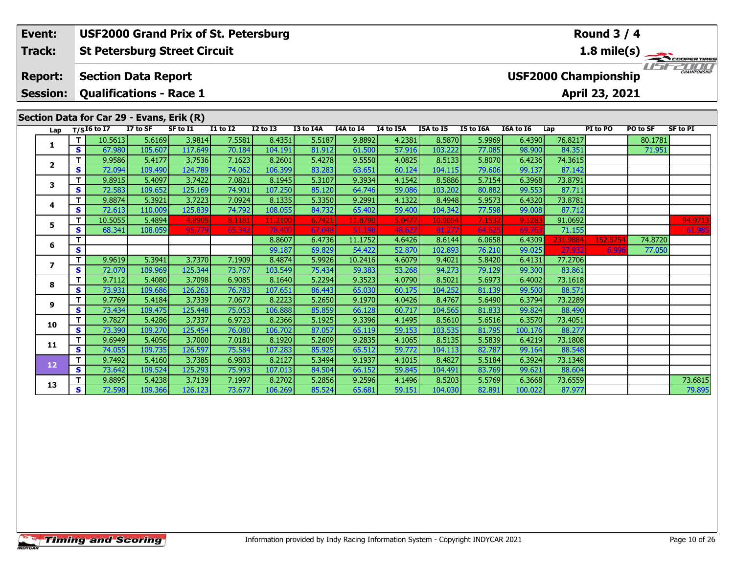| Event: | USF2000 Grand Prix of St. Petersburg | Round 3 / 4 |
|---|---|---|
| Track: | St Petersburg Street Circuit | 1.8 mile(s) |
| Report: | Section Data Report | USF2000 Championship |
| Session: | Qualifications - Race 1 | April 23, 2021 |

## Section Data for Car 29 - Evans, Erik (R)

| Lap | T/S | I6 to I7 | I7 to SF | SF to I1 | I1 to I2 | I2 to I3 | I3 to I4A | I4A to I4 | I4 to I5A | I5A to I5 | I5 to I6A | I6A to I6 | Lap | PI to PO | PO to SF | SF to PI |
|---|---|---|---|---|---|---|---|---|---|---|---|---|---|---|---|---|
| 1 | T | 10.5613 | 5.6169 | 3.9814 | 7.5581 | 8.4351 | 5.5187 | 9.8892 | 4.2381 | 8.5870 | 5.9969 | 6.4390 | 76.8217 | | 80.1781 | |
| | S | 67.980 | 105.607 | 117.649 | 70.184 | 104.191 | 81.912 | 61.500 | 57.916 | 103.222 | 77.085 | 98.900 | 84.351 | | 71.951 | |
| 2 | T | 9.9586 | 5.4177 | 3.7536 | 7.1623 | 8.2601 | 5.4278 | 9.5550 | 4.0825 | 8.5133 | 5.8070 | 6.4236 | 74.3615 | | | |
| | S | 72.094 | 109.490 | 124.789 | 74.062 | 106.399 | 83.283 | 63.651 | 60.124 | 104.115 | 79.606 | 99.137 | 87.142 | | | |
| 3 | T | 9.8915 | 5.4097 | 3.7422 | 7.0821 | 8.1945 | 5.3107 | 9.3934 | 4.1542 | 8.5886 | 5.7154 | 6.3968 | 73.8791 | | | |
| | S | 72.583 | 109.652 | 125.169 | 74.901 | 107.250 | 85.120 | 64.746 | 59.086 | 103.202 | 80.882 | 99.553 | 87.711 | | | |
| 4 | T | 9.8874 | 5.3921 | 3.7223 | 7.0924 | 8.1335 | 5.3350 | 9.2991 | 4.1322 | 8.4948 | 5.9573 | 6.4320 | 73.8781 | | | |
| | S | 72.613 | 110.009 | 125.839 | 74.792 | 108.055 | 84.732 | 65.402 | 59.400 | 104.342 | 77.598 | 99.008 | 87.712 | | | |
| 5 | T | 10.5055 | 5.4894 | 4.8905 | 8.1181 | 11.2100 | 6.7421 | 11.8790 | 5.0477 | 10.9054 | 7.1532 | 9.1283 | 91.0692 | | | 94.9713 |
| | S | 68.341 | 108.059 | 95.779 | 65.342 | 78.400 | 67.048 | 51.198 | 48.627 | 81.277 | 64.625 | 69.763 | 71.155 | | | 61.985 |
| 6 | T | | | | | 8.8607 | 6.4736 | 11.1752 | 4.6426 | 8.6144 | 6.0658 | 6.4309 | 231.9884 | 152.5754 | 74.8720 | |
| | S | | | | | 99.187 | 69.829 | 54.422 | 52.870 | 102.893 | 76.210 | 99.025 | 27.932 | 6.996 | 77.050 | |
| 7 | T | 9.9619 | 5.3941 | 3.7370 | 7.1909 | 8.4874 | 5.9926 | 10.2416 | 4.6079 | 9.4021 | 5.8420 | 6.4131 | 77.2706 | | | |
| | S | 72.070 | 109.969 | 125.344 | 73.767 | 103.549 | 75.434 | 59.383 | 53.268 | 94.273 | 79.129 | 99.300 | 83.861 | | | |
| 8 | T | 9.7112 | 5.4080 | 3.7098 | 6.9085 | 8.1640 | 5.2294 | 9.3523 | 4.0790 | 8.5021 | 5.6973 | 6.4002 | 73.1618 | | | |
| | S | 73.931 | 109.686 | 126.263 | 76.783 | 107.651 | 86.443 | 65.030 | 60.175 | 104.252 | 81.139 | 99.500 | 88.571 | | | |
| 9 | T | 9.7769 | 5.4184 | 3.7339 | 7.0677 | 8.2223 | 5.2650 | 9.1970 | 4.0426 | 8.4767 | 5.6490 | 6.3794 | 73.2289 | | | |
| | S | 73.434 | 109.475 | 125.448 | 75.053 | 106.888 | 85.859 | 66.128 | 60.717 | 104.565 | 81.833 | 99.824 | 88.490 | | | |
| 10 | T | 9.7827 | 5.4286 | 3.7337 | 6.9723 | 8.2366 | 5.1925 | 9.3396 | 4.1495 | 8.5610 | 5.6516 | 6.3570 | 73.4051 | | | |
| | S | 73.390 | 109.270 | 125.454 | 76.080 | 106.702 | 87.057 | 65.119 | 59.153 | 103.535 | 81.795 | 100.176 | 88.277 | | | |
| 11 | T | 9.6949 | 5.4056 | 3.7000 | 7.0181 | 8.1920 | 5.2609 | 9.2835 | 4.1065 | 8.5135 | 5.5839 | 6.4219 | 73.1808 | | | |
| | S | 74.055 | 109.735 | 126.597 | 75.584 | 107.283 | 85.925 | 65.512 | 59.772 | 104.113 | 82.787 | 99.164 | 88.548 | | | |
| 12 | T | 9.7492 | 5.4160 | 3.7385 | 6.9803 | 8.2127 | 5.3494 | 9.1937 | 4.1015 | 8.4827 | 5.5184 | 6.3924 | 73.1348 | | | |
| | S | 73.642 | 109.524 | 125.293 | 75.993 | 107.013 | 84.504 | 66.152 | 59.845 | 104.491 | 83.769 | 99.621 | 88.604 | | | |
| 13 | T | 9.8895 | 5.4238 | 3.7139 | 7.1997 | 8.2702 | 5.2856 | 9.2596 | 4.1496 | 8.5203 | 5.5769 | 6.3668 | 73.6559 | | | 73.6815 |
| | S | 72.598 | 109.366 | 126.123 | 73.677 | 106.269 | 85.524 | 65.681 | 59.151 | 104.030 | 82.891 | 100.022 | 87.977 | | | 79.895 |

Information provided by Indy Racing Information System - Copyright INDYCAR 2021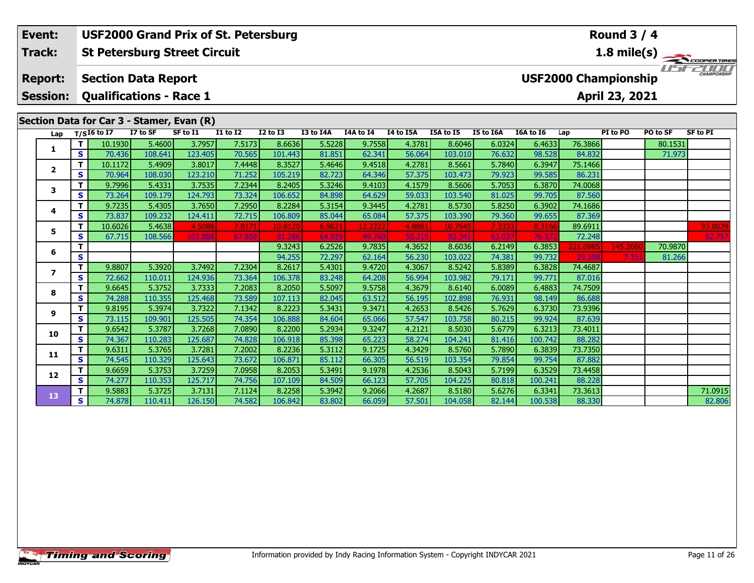| Event: | USF2000 Grand Prix of St. Petersburg | Round 3 / 4 |
|---|---|---|
| Track: | St Petersburg Street Circuit | 1.8 mile(s) |
| Report: | Section Data Report | USF2000 Championship |
| Session: | Qualifications - Race 1 | April 23, 2021 |

## Section Data for Car 3 - Stamer, Evan (R)

| Lap | T/S | I6 to I7 | I7 to SF | SF to I1 | I1 to I2 | I2 to I3 | I3 to I4A | I4A to I4 | I4 to I5A | I5A to I5 | I5 to I6A | I6A to I6 | Lap | PI to PO | PO to SF | SF to PI |
|---|---|---|---|---|---|---|---|---|---|---|---|---|---|---|---|---|
| 1 | T | 10.1930 | 5.4600 | 3.7957 | 7.5173 | 8.6636 | 5.5228 | 9.7558 | 4.3781 | 8.6046 | 6.0324 | 6.4633 | 76.3866 | | 80.1531 | |
| | S | 70.436 | 108.641 | 123.405 | 70.565 | 101.443 | 81.851 | 62.341 | 56.064 | 103.010 | 76.632 | 98.528 | 84.832 | | 71.973 | |
| 2 | T | 10.1172 | 5.4909 | 3.8017 | 7.4448 | 8.3527 | 5.4646 | 9.4518 | 4.2781 | 8.5661 | 5.7840 | 6.3947 | 75.1466 | | | |
| | S | 70.964 | 108.030 | 123.210 | 71.252 | 105.219 | 82.723 | 64.346 | 57.375 | 103.473 | 79.923 | 99.585 | 86.231 | | | |
| 3 | T | 9.7996 | 5.4331 | 3.7535 | 7.2344 | 8.2405 | 5.3246 | 9.4103 | 4.1579 | 8.5606 | 5.7053 | 6.3870 | 74.0068 | | | |
| | S | 73.264 | 109.179 | 124.793 | 73.324 | 106.652 | 84.898 | 64.629 | 59.033 | 103.540 | 81.025 | 99.705 | 87.560 | | | |
| 4 | T | 9.7235 | 5.4305 | 3.7650 | 7.2950 | 8.2284 | 5.3154 | 9.3445 | 4.2781 | 8.5730 | 5.8250 | 6.3902 | 74.1686 | | | |
| | S | 73.837 | 109.232 | 124.411 | 72.715 | 106.809 | 85.044 | 65.084 | 57.375 | 103.390 | 79.360 | 99.655 | 87.369 | | | |
| 5 | T | 10.6026 | 5.4638 | 4.5088 | 7.8171 | 10.8120 | 6.9621 | 12.2222 | 4.8881 | 10.7645 | 7.3333 | 8.3166 | 89.6911 | | | 93.8029 |
| | S | 67.715 | 108.566 | 103.888 | 67.858 | 81.286 | 64.929 | 49.760 | 50.215 | 82.341 | 63.037 | 76.572 | 72.248 | | | 62.757 |
| 6 | T | | | | | 9.3243 | 6.2526 | 9.7835 | 4.3652 | 8.6036 | 6.2149 | 6.3853 | 221.0985 | 145.2060 | 70.9870 | |
| | S | | | | | 94.255 | 72.297 | 62.164 | 56.230 | 103.022 | 74.381 | 99.732 | 29.308 | 7.351 | 81.266 | |
| 7 | T | 9.8807 | 5.3920 | 3.7492 | 7.2304 | 8.2617 | 5.4301 | 9.4720 | 4.3067 | 8.5242 | 5.8389 | 6.3828 | 74.4687 | | | |
| | S | 72.662 | 110.011 | 124.936 | 73.364 | 106.378 | 83.248 | 64.208 | 56.994 | 103.982 | 79.171 | 99.771 | 87.016 | | | |
| 8 | T | 9.6645 | 5.3752 | 3.7333 | 7.2083 | 8.2050 | 5.5097 | 9.5758 | 4.3679 | 8.6140 | 6.0089 | 6.4883 | 74.7509 | | | |
| | S | 74.288 | 110.355 | 125.468 | 73.589 | 107.113 | 82.045 | 63.512 | 56.195 | 102.898 | 76.931 | 98.149 | 86.688 | | | |
| 9 | T | 9.8195 | 5.3974 | 3.7322 | 7.1342 | 8.2223 | 5.3431 | 9.3471 | 4.2653 | 8.5426 | 5.7629 | 6.3730 | 73.9396 | | | |
| | S | 73.115 | 109.901 | 125.505 | 74.354 | 106.888 | 84.604 | 65.066 | 57.547 | 103.758 | 80.215 | 99.924 | 87.639 | | | |
| 10 | T | 9.6542 | 5.3787 | 3.7268 | 7.0890 | 8.2200 | 5.2934 | 9.3247 | 4.2121 | 8.5030 | 5.6779 | 6.3213 | 73.4011 | | | |
| | S | 74.367 | 110.283 | 125.687 | 74.828 | 106.918 | 85.398 | 65.223 | 58.274 | 104.241 | 81.416 | 100.742 | 88.282 | | | |
| 11 | T | 9.6311 | 5.3765 | 3.7281 | 7.2002 | 8.2236 | 5.3112 | 9.1725 | 4.3429 | 8.5760 | 5.7890 | 6.3839 | 73.7350 | | | |
| | S | 74.545 | 110.329 | 125.643 | 73.672 | 106.871 | 85.112 | 66.305 | 56.519 | 103.354 | 79.854 | 99.754 | 87.882 | | | |
| 12 | T | 9.6659 | 5.3753 | 3.7259 | 7.0958 | 8.2053 | 5.3491 | 9.1978 | 4.2536 | 8.5043 | 5.7199 | 6.3529 | 73.4458 | | | |
| | S | 74.277 | 110.353 | 125.717 | 74.756 | 107.109 | 84.509 | 66.123 | 57.705 | 104.225 | 80.818 | 100.241 | 88.228 | | | |
| 13 | T | 9.5883 | 5.3725 | 3.7131 | 7.1124 | 8.2258 | 5.3942 | 9.2066 | 4.2687 | 8.5180 | 5.6276 | 6.3341 | 73.3613 | | | 71.0915 |
| | S | 74.878 | 110.411 | 126.150 | 74.582 | 106.842 | 83.802 | 66.059 | 57.501 | 104.058 | 82.144 | 100.538 | 88.330 | | | 82.806 |

Information provided by Indy Racing Information System - Copyright INDYCAR 2021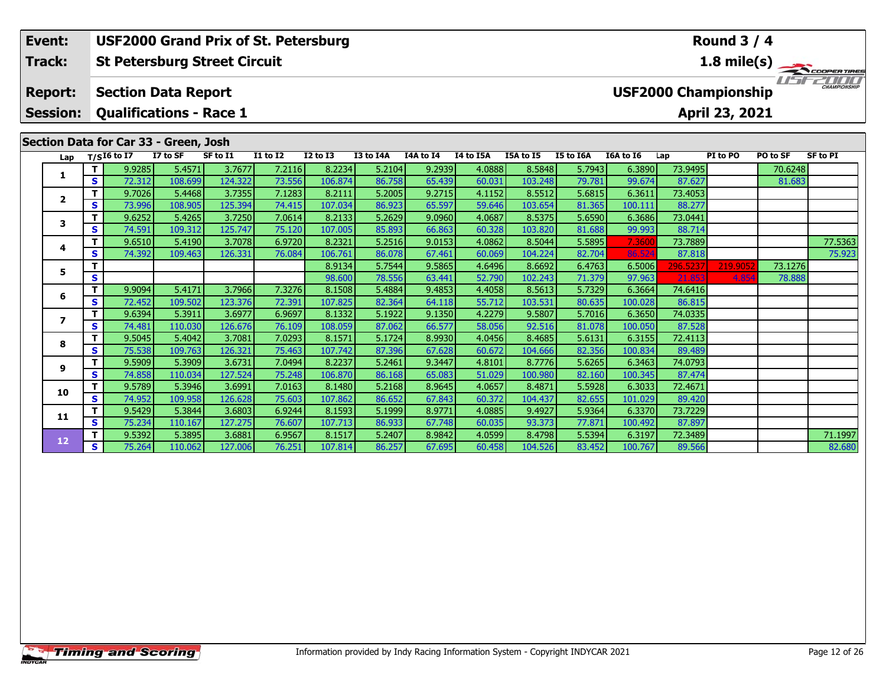| Event: | USF2000 Grand Prix of St. Petersburg | Round 3 / 4 |
|---|---|---|
| Track: | St Petersburg Street Circuit | 1.8 mile(s) |
| Report: | Section Data Report | USF2000 Championship |
| Session: | Qualifications - Race 1 | April 23, 2021 |

## Section Data for Car 33 - Green, Josh

| Lap | T/S | I6 to I7 | I7 to SF | SF to I1 | I1 to I2 | I2 to I3 | I3 to I4A | I4A to I4 | I4 to I5A | I5A to I5 | I5 to I6A | I6A to I6 | Lap | PI to PO | PO to SF | SF to PI |
|---|---|---|---|---|---|---|---|---|---|---|---|---|---|---|---|---|
| 1 | T | 9.9285 | 5.4571 | 3.7677 | 7.2116 | 8.2234 | 5.2104 | 9.2939 | 4.0888 | 8.5848 | 5.7943 | 6.3890 | 73.9495 | | 70.6248 | |
| | S | 72.312 | 108.699 | 124.322 | 73.556 | 106.874 | 86.758 | 65.439 | 60.031 | 103.248 | 79.781 | 99.674 | 87.627 | | 81.683 | |
| 2 | T | 9.7026 | 5.4468 | 3.7355 | 7.1283 | 8.2111 | 5.2005 | 9.2715 | 4.1152 | 8.5512 | 5.6815 | 6.3611 | 73.4053 | | | |
| | S | 73.996 | 108.905 | 125.394 | 74.415 | 107.034 | 86.923 | 65.597 | 59.646 | 103.654 | 81.365 | 100.111 | 88.277 | | | |
| 3 | T | 9.6252 | 5.4265 | 3.7250 | 7.0614 | 8.2133 | 5.2629 | 9.0960 | 4.0687 | 8.5375 | 5.6590 | 6.3686 | 73.0441 | | | |
| | S | 74.591 | 109.312 | 125.747 | 75.120 | 107.005 | 85.893 | 66.863 | 60.328 | 103.820 | 81.688 | 99.993 | 88.714 | | | |
| 4 | T | 9.6510 | 5.4190 | 3.7078 | 6.9720 | 8.2321 | 5.2516 | 9.0153 | 4.0862 | 8.5044 | 5.5895 | 7.3600 | 73.7889 | | | 77.5363 |
| | S | 74.392 | 109.463 | 126.331 | 76.084 | 106.761 | 86.078 | 67.461 | 60.069 | 104.224 | 82.704 | 86.524 | 87.818 | | | 75.923 |
| 5 | T | | | | | 8.9134 | 5.7544 | 9.5865 | 4.6496 | 8.6692 | 6.4763 | 6.5006 | 296.5237 | 219.9052 | 73.1276 | |
| | S | | | | | 98.600 | 78.556 | 63.441 | 52.790 | 102.243 | 71.379 | 97.963 | 21.853 | 4.854 | 78.888 | |
| 6 | T | 9.9094 | 5.4171 | 3.7966 | 7.3276 | 8.1508 | 5.4884 | 9.4853 | 4.4058 | 8.5613 | 5.7329 | 6.3664 | 74.6416 | | | |
| | S | 72.452 | 109.502 | 123.376 | 72.391 | 107.825 | 82.364 | 64.118 | 55.712 | 103.531 | 80.635 | 100.028 | 86.815 | | | |
| 7 | T | 9.6394 | 5.3911 | 3.6977 | 6.9697 | 8.1332 | 5.1922 | 9.1350 | 4.2279 | 9.5807 | 5.7016 | 6.3650 | 74.0335 | | | |
| | S | 74.481 | 110.030 | 126.676 | 76.109 | 108.059 | 87.062 | 66.577 | 58.056 | 92.516 | 81.078 | 100.050 | 87.528 | | | |
| 8 | T | 9.5045 | 5.4042 | 3.7081 | 7.0293 | 8.1571 | 5.1724 | 8.9930 | 4.0456 | 8.4685 | 5.6131 | 6.3155 | 72.4113 | | | |
| | S | 75.538 | 109.763 | 126.321 | 75.463 | 107.742 | 87.396 | 67.628 | 60.672 | 104.666 | 82.356 | 100.834 | 89.489 | | | |
| 9 | T | 9.5909 | 5.3909 | 3.6731 | 7.0494 | 8.2237 | 5.2461 | 9.3447 | 4.8101 | 8.7776 | 5.6265 | 6.3463 | 74.0793 | | | |
| | S | 74.858 | 110.034 | 127.524 | 75.248 | 106.870 | 86.168 | 65.083 | 51.029 | 100.980 | 82.160 | 100.345 | 87.474 | | | |
| 10 | T | 9.5789 | 5.3946 | 3.6991 | 7.0163 | 8.1480 | 5.2168 | 8.9645 | 4.0657 | 8.4871 | 5.5928 | 6.3033 | 72.4671 | | | |
| | S | 74.952 | 109.958 | 126.628 | 75.603 | 107.862 | 86.652 | 67.843 | 60.372 | 104.437 | 82.655 | 101.029 | 89.420 | | | |
| 11 | T | 9.5429 | 5.3844 | 3.6803 | 6.9244 | 8.1593 | 5.1999 | 8.9771 | 4.0885 | 9.4927 | 5.9364 | 6.3370 | 73.7229 | | | |
| | S | 75.234 | 110.167 | 127.275 | 76.607 | 107.713 | 86.933 | 67.748 | 60.035 | 93.373 | 77.871 | 100.492 | 87.897 | | | |
| 12 | T | 9.5392 | 5.3895 | 3.6881 | 6.9567 | 8.1517 | 5.2407 | 8.9842 | 4.0599 | 8.4798 | 5.5394 | 6.3197 | 72.3489 | | | 71.1997 |
| | S | 75.264 | 110.062 | 127.006 | 76.251 | 107.814 | 86.257 | 67.695 | 60.458 | 104.526 | 83.452 | 100.767 | 89.566 | | | 82.680 |

Information provided by Indy Racing Information System - Copyright INDYCAR 2021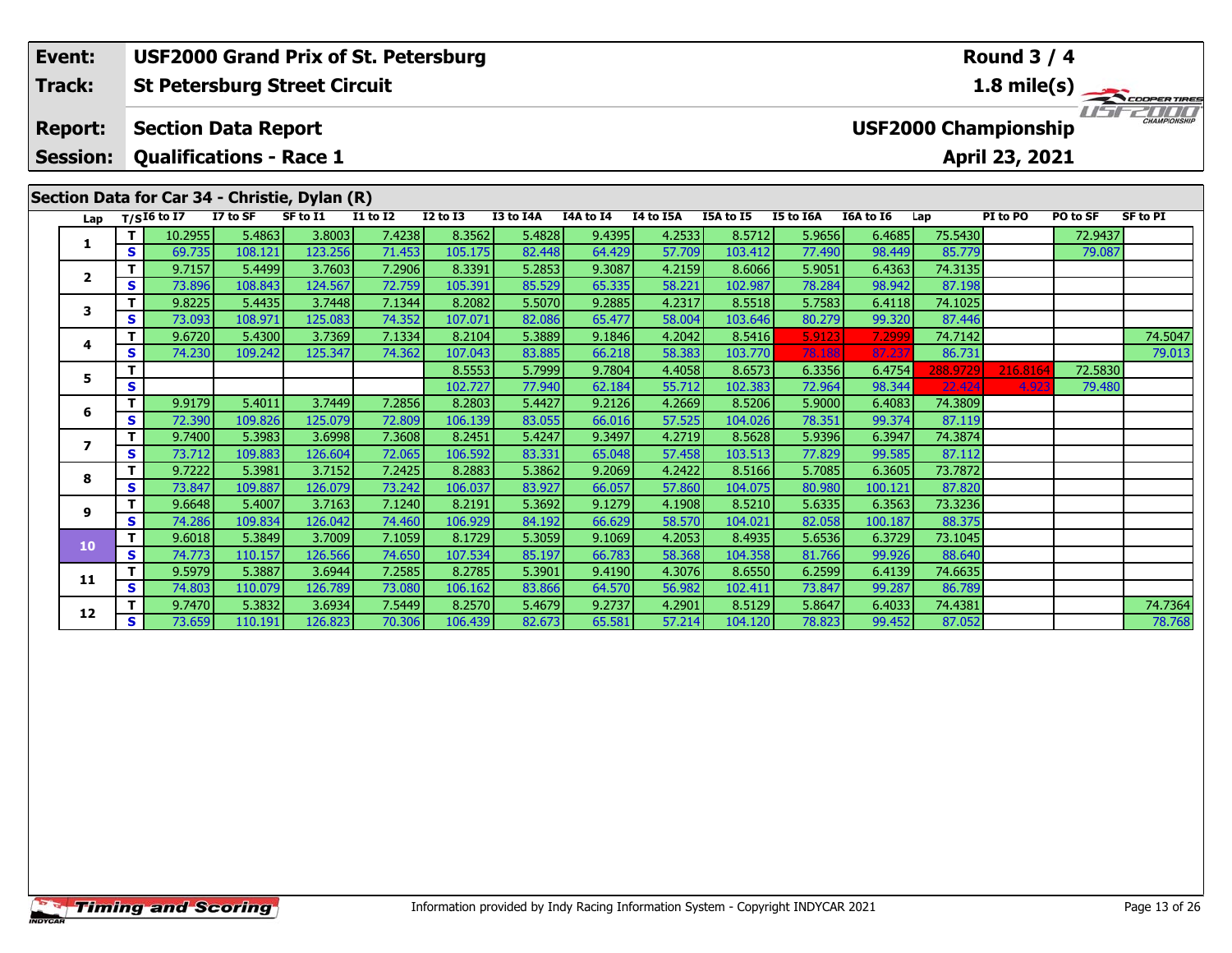| Event: | USF2000 Grand Prix of St. Petersburg | Round 3 / 4 |
|---|---|---|
| Track: | St Petersburg Street Circuit | 1.8 mile(s) |
| Report: | Section Data Report | USF2000 Championship |
| Session: | Qualifications - Race 1 | April 23, 2021 |

## Section Data for Car 34 - Christie, Dylan (R)

| Lap | T/S | I6 to I7 | I7 to SF | SF to I1 | I1 to I2 | I2 to I3 | I3 to I4A | I4A to I4 | I4 to I5A | I5A to I5 | I5 to I6A | I6A to I6 | Lap | PI to PO | PO to SF | SF to PI |
|---|---|---|---|---|---|---|---|---|---|---|---|---|---|---|---|---|
| 1 | T | 10.2955 | 5.4863 | 3.8003 | 7.4238 | 8.3562 | 5.4828 | 9.4395 | 4.2533 | 8.5712 | 5.9656 | 6.4685 | 75.5430 | | 72.9437 | |
| | S | 69.735 | 108.121 | 123.256 | 71.453 | 105.175 | 82.448 | 64.429 | 57.709 | 103.412 | 77.490 | 98.449 | 85.779 | | 79.087 | |
| 2 | T | 9.7157 | 5.4499 | 3.7603 | 7.2906 | 8.3391 | 5.2853 | 9.3087 | 4.2159 | 8.6066 | 5.9051 | 6.4363 | 74.3135 | | | |
| | S | 73.896 | 108.843 | 124.567 | 72.759 | 105.391 | 85.529 | 65.335 | 58.221 | 102.987 | 78.284 | 98.942 | 87.198 | | | |
| 3 | T | 9.8225 | 5.4435 | 3.7448 | 7.1344 | 8.2082 | 5.5070 | 9.2885 | 4.2317 | 8.5518 | 5.7583 | 6.4118 | 74.1025 | | | |
| | S | 73.093 | 108.971 | 125.083 | 74.352 | 107.071 | 82.086 | 65.477 | 58.004 | 103.646 | 80.279 | 99.320 | 87.446 | | | |
| 4 | T | 9.6720 | 5.4300 | 3.7369 | 7.1334 | 8.2104 | 5.3889 | 9.1846 | 4.2042 | 8.5416 | 5.9123 | 7.2999 | 74.7142 | | | 74.5047 |
| | S | 74.230 | 109.242 | 125.347 | 74.362 | 107.043 | 83.885 | 66.218 | 58.383 | 103.770 | 78.188 | 87.237 | 86.731 | | | 79.013 |
| 5 | T | | | | | 8.5553 | 5.7999 | 9.7804 | 4.4058 | 8.6573 | 6.3356 | 6.4754 | 288.9729 | 216.8164 | 72.5830 | |
| | S | | | | | 102.727 | 77.940 | 62.184 | 55.712 | 102.383 | 72.964 | 98.344 | 22.424 | 4.923 | 79.480 | |
| 6 | T | 9.9179 | 5.4011 | 3.7449 | 7.2856 | 8.2803 | 5.4427 | 9.2126 | 4.2669 | 8.5206 | 5.9000 | 6.4083 | 74.3809 | | | |
| | S | 72.390 | 109.826 | 125.079 | 72.809 | 106.139 | 83.055 | 66.016 | 57.525 | 104.026 | 78.351 | 99.374 | 87.119 | | | |
| 7 | T | 9.7400 | 5.3983 | 3.6998 | 7.3608 | 8.2451 | 5.4247 | 9.3497 | 4.2719 | 8.5628 | 5.9396 | 6.3947 | 74.3874 | | | |
| | S | 73.712 | 109.883 | 126.604 | 72.065 | 106.592 | 83.331 | 65.048 | 57.458 | 103.513 | 77.829 | 99.585 | 87.112 | | | |
| 8 | T | 9.7222 | 5.3981 | 3.7152 | 7.2425 | 8.2883 | 5.3862 | 9.2069 | 4.2422 | 8.5166 | 5.7085 | 6.3605 | 73.7872 | | | |
| | S | 73.847 | 109.887 | 126.079 | 73.242 | 106.037 | 83.927 | 66.057 | 57.860 | 104.075 | 80.980 | 100.121 | 87.820 | | | |
| 9 | T | 9.6648 | 5.4007 | 3.7163 | 7.1240 | 8.2191 | 5.3692 | 9.1279 | 4.1908 | 8.5210 | 5.6335 | 6.3563 | 73.3236 | | | |
| | S | 74.286 | 109.834 | 126.042 | 74.460 | 106.929 | 84.192 | 66.629 | 58.570 | 104.021 | 82.058 | 100.187 | 88.375 | | | |
| 10 | T | 9.6018 | 5.3849 | 3.7009 | 7.1059 | 8.1729 | 5.3059 | 9.1069 | 4.2053 | 8.4935 | 5.6536 | 6.3729 | 73.1045 | | | |
| | S | 74.773 | 110.157 | 126.566 | 74.650 | 107.534 | 85.197 | 66.783 | 58.368 | 104.358 | 81.766 | 99.926 | 88.640 | | | |
| 11 | T | 9.5979 | 5.3887 | 3.6944 | 7.2585 | 8.2785 | 5.3901 | 9.4190 | 4.3076 | 8.6550 | 6.2599 | 6.4139 | 74.6635 | | | |
| | S | 74.803 | 110.079 | 126.789 | 73.080 | 106.162 | 83.866 | 64.570 | 56.982 | 102.411 | 73.847 | 99.287 | 86.789 | | | |
| 12 | T | 9.7470 | 5.3832 | 3.6934 | 7.5449 | 8.2570 | 5.4679 | 9.2737 | 4.2901 | 8.5129 | 5.8647 | 6.4033 | 74.4381 | | | 74.7364 |
| | S | 73.659 | 110.191 | 126.823 | 70.306 | 106.439 | 82.673 | 65.581 | 57.214 | 104.120 | 78.823 | 99.452 | 87.052 | | | 78.768 |

Information provided by Indy Racing Information System - Copyright INDYCAR 2021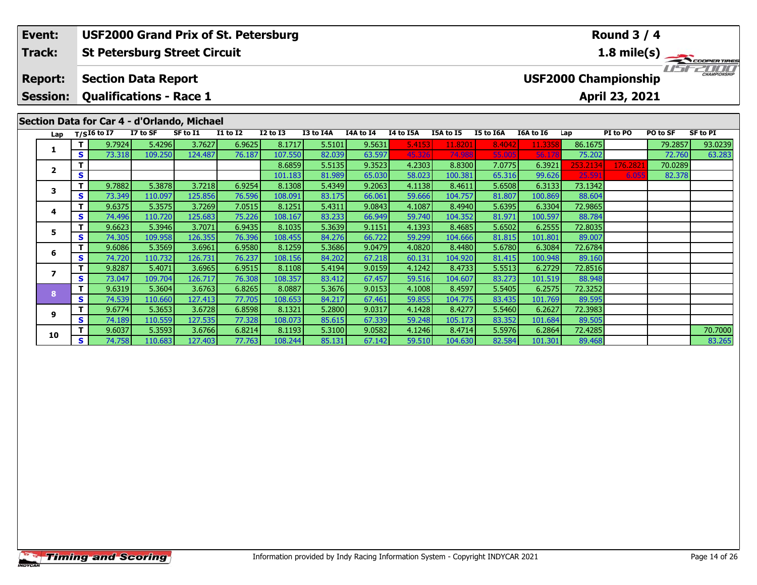| Event: | USF2000 Grand Prix of St. Petersburg | Round 3 / 4 |
|---|---|---|
| Track: | St Petersburg Street Circuit | 1.8 mile(s) |
| Report: | Section Data Report | USF2000 Championship |
| Session: | Qualifications - Race 1 | April 23, 2021 |

## Section Data for Car 4 - d'Orlando, Michael

| Lap | T/S | I6 to I7 | I7 to SF | SF to I1 | I1 to I2 | I2 to I3 | I3 to I4A | I4A to I4 | I4 to I5A | I5A to I5 | I5 to I6A | I6A to I6 | Lap | PI to PO | PO to SF | SF to PI |
|---|---|---|---|---|---|---|---|---|---|---|---|---|---|---|---|---|
| 1 | T | 9.7924 | 5.4296 | 3.7627 | 6.9625 | 8.1717 | 5.5101 | 9.5631 | 5.4153 | 11.8201 | 8.4042 | 11.3358 | 86.1675 | | 79.2857 | 93.0239 |
| | S | 73.318 | 109.250 | 124.487 | 76.187 | 107.550 | 82.039 | 63.597 | 45.326 | 74.988 | 55.005 | 56.178 | 75.202 | | 72.760 | 63.283 |
| 2 | T | | | | | 8.6859 | 5.5135 | 9.3523 | 4.2303 | 8.8300 | 7.0775 | 6.3921 | 253.2134 | 176.2821 | 70.0289 | |
| | S | | | | | 101.183 | 81.989 | 65.030 | 58.023 | 100.381 | 65.316 | 99.626 | 25.591 | 6.055 | 82.378 | |
| 3 | T | 9.7882 | 5.3878 | 3.7218 | 6.9254 | 8.1308 | 5.4349 | 9.2063 | 4.1138 | 8.4611 | 5.6508 | 6.3133 | 73.1342 | | | |
| | S | 73.349 | 110.097 | 125.856 | 76.596 | 108.091 | 83.175 | 66.061 | 59.666 | 104.757 | 81.807 | 100.869 | 88.604 | | | |
| 4 | T | 9.6375 | 5.3575 | 3.7269 | 7.0515 | 8.1251 | 5.4311 | 9.0843 | 4.1087 | 8.4940 | 5.6395 | 6.3304 | 72.9865 | | | |
| | S | 74.496 | 110.720 | 125.683 | 75.226 | 108.167 | 83.233 | 66.949 | 59.740 | 104.352 | 81.971 | 100.597 | 88.784 | | | |
| 5 | T | 9.6623 | 5.3946 | 3.7071 | 6.9435 | 8.1035 | 5.3639 | 9.1151 | 4.1393 | 8.4685 | 5.6502 | 6.2555 | 72.8035 | | | |
| | S | 74.305 | 109.958 | 126.355 | 76.396 | 108.455 | 84.276 | 66.722 | 59.299 | 104.666 | 81.815 | 101.801 | 89.007 | | | |
| 6 | T | 9.6086 | 5.3569 | 3.6961 | 6.9580 | 8.1259 | 5.3686 | 9.0479 | 4.0820 | 8.4480 | 5.6780 | 6.3084 | 72.6784 | | | |
| | S | 74.720 | 110.732 | 126.731 | 76.237 | 108.156 | 84.202 | 67.218 | 60.131 | 104.920 | 81.415 | 100.948 | 89.160 | | | |
| 7 | T | 9.8287 | 5.4071 | 3.6965 | 6.9515 | 8.1108 | 5.4194 | 9.0159 | 4.1242 | 8.4733 | 5.5513 | 6.2729 | 72.8516 | | | |
| | S | 73.047 | 109.704 | 126.717 | 76.308 | 108.357 | 83.412 | 67.457 | 59.516 | 104.607 | 83.273 | 101.519 | 88.948 | | | |
| 8 | T | 9.6319 | 5.3604 | 3.6763 | 6.8265 | 8.0887 | 5.3676 | 9.0153 | 4.1008 | 8.4597 | 5.5405 | 6.2575 | 72.3252 | | | |
| | S | 74.539 | 110.660 | 127.413 | 77.705 | 108.653 | 84.217 | 67.461 | 59.855 | 104.775 | 83.435 | 101.769 | 89.595 | | | |
| 9 | T | 9.6774 | 5.3653 | 3.6728 | 6.8598 | 8.1321 | 5.2800 | 9.0317 | 4.1428 | 8.4277 | 5.5460 | 6.2627 | 72.3983 | | | |
| | S | 74.189 | 110.559 | 127.535 | 77.328 | 108.073 | 85.615 | 67.339 | 59.248 | 105.173 | 83.352 | 101.684 | 89.505 | | | |
| 10 | T | 9.6037 | 5.3593 | 3.6766 | 6.8214 | 8.1193 | 5.3100 | 9.0582 | 4.1246 | 8.4714 | 5.5976 | 6.2864 | 72.4285 | | | 70.7000 |
| | S | 74.758 | 110.683 | 127.403 | 77.763 | 108.244 | 85.131 | 67.142 | 59.510 | 104.630 | 82.584 | 101.301 | 89.468 | | | 83.265 |

Information provided by Indy Racing Information System - Copyright INDYCAR 2021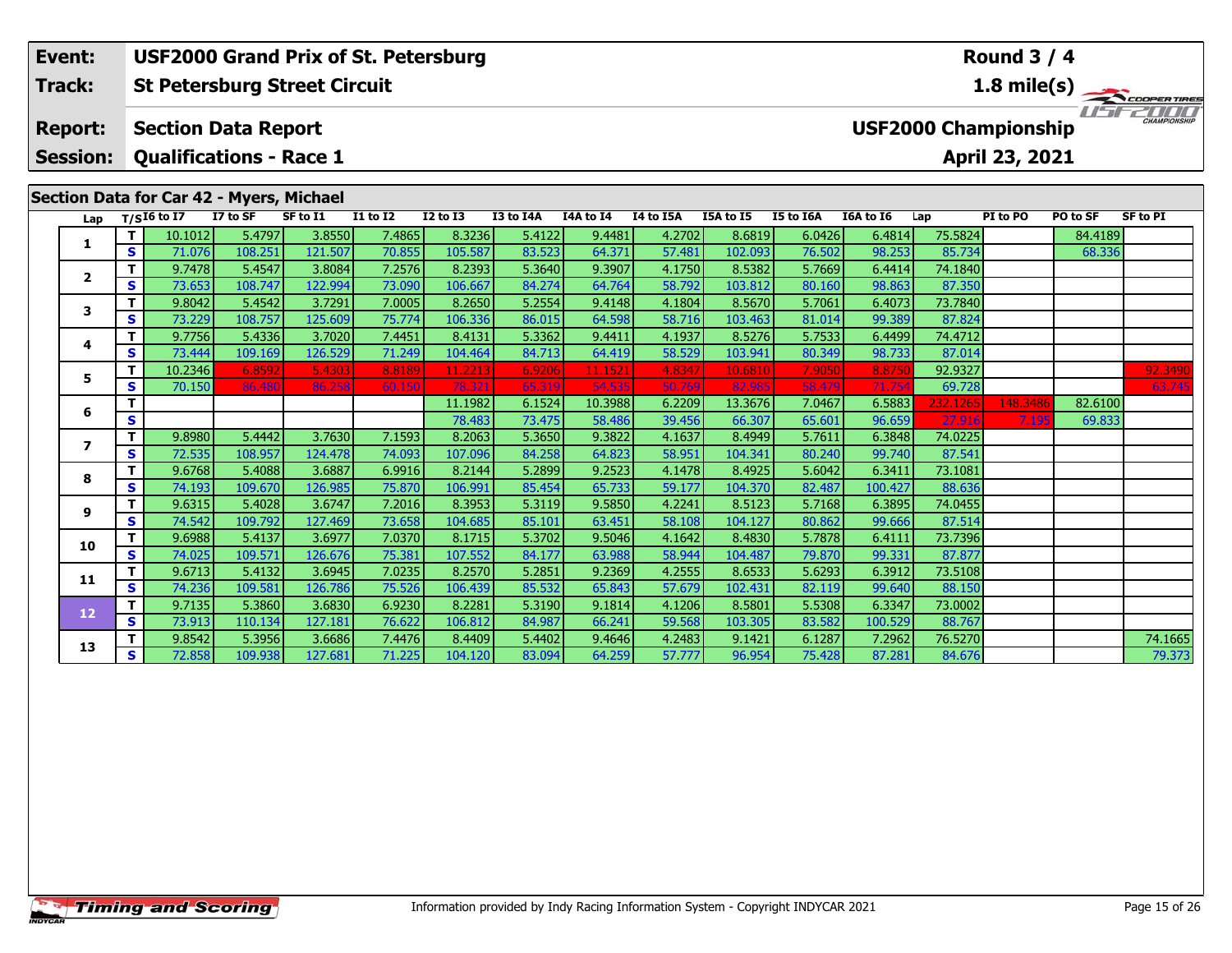| Event: | USF2000 Grand Prix of St. Petersburg | Round 3 / 4 |
|---|---|---|
| Track: | St Petersburg Street Circuit | 1.8 mile(s) |
| Report: | Section Data Report | USF2000 Championship |
| Session: | Qualifications - Race 1 | April 23, 2021 |

## Section Data for Car 42 - Myers, Michael

| Lap | T/S | I6 to I7 | I7 to SF | SF to I1 | I1 to I2 | I2 to I3 | I3 to I4A | I4A to I4 | I4 to I5A | I5A to I5 | I5 to I6A | I6A to I6 | Lap | PI to PO | PO to SF | SF to PI |
|---|---|---|---|---|---|---|---|---|---|---|---|---|---|---|---|---|
| 1 | T | 10.1012 | 5.4797 | 3.8550 | 7.4865 | 8.3236 | 5.4122 | 9.4481 | 4.2702 | 8.6819 | 6.0426 | 6.4814 | 75.5824 | | 84.4189 | |
| | S | 71.076 | 108.251 | 121.507 | 70.855 | 105.587 | 83.523 | 64.371 | 57.481 | 102.093 | 76.502 | 98.253 | 85.734 | | 68.336 | |
| 2 | T | 9.7478 | 5.4547 | 3.8084 | 7.2576 | 8.2393 | 5.3640 | 9.3907 | 4.1750 | 8.5382 | 5.7669 | 6.4414 | 74.1840 | | | |
| | S | 73.653 | 108.747 | 122.994 | 73.090 | 106.667 | 84.274 | 64.764 | 58.792 | 103.812 | 80.160 | 98.863 | 87.350 | | | |
| 3 | T | 9.8042 | 5.4542 | 3.7291 | 7.0005 | 8.2650 | 5.2554 | 9.4148 | 4.1804 | 8.5670 | 5.7061 | 6.4073 | 73.7840 | | | |
| | S | 73.229 | 108.757 | 125.609 | 75.774 | 106.336 | 86.015 | 64.598 | 58.716 | 103.463 | 81.014 | 99.389 | 87.824 | | | |
| 4 | T | 9.7756 | 5.4336 | 3.7020 | 7.4451 | 8.4131 | 5.3362 | 9.4411 | 4.1937 | 8.5276 | 5.7533 | 6.4499 | 74.4712 | | | |
| | S | 73.444 | 109.169 | 126.529 | 71.249 | 104.464 | 84.713 | 64.419 | 58.529 | 103.941 | 80.349 | 98.733 | 87.014 | | | |
| 5 | T | 10.2346 | 6.8592 | 5.4303 | 8.8189 | 11.2213 | 6.9206 | 11.1521 | 4.8347 | 10.6810 | 7.9050 | 8.8750 | 92.9327 | | | 92.3490 |
| | S | 70.150 | 86.480 | 86.258 | 60.150 | 78.321 | 65.319 | 54.535 | 50.769 | 82.985 | 58.479 | 71.754 | 69.728 | | | 63.745 |
| 6 | T | | | | | 11.1982 | 6.1524 | 10.3988 | 6.2209 | 13.3676 | 7.0467 | 6.5883 | 232.1265 | 148.3486 | 82.6100 | |
| | S | | | | | 78.483 | 73.475 | 58.486 | 39.456 | 66.307 | 65.601 | 96.659 | 27.916 | 7.195 | 69.833 | |
| 7 | T | 9.8980 | 5.4442 | 3.7630 | 7.1593 | 8.2063 | 5.3650 | 9.3822 | 4.1637 | 8.4949 | 5.7611 | 6.3848 | 74.0225 | | | |
| | S | 72.535 | 108.957 | 124.478 | 74.093 | 107.096 | 84.258 | 64.823 | 58.951 | 104.341 | 80.240 | 99.740 | 87.541 | | | |
| 8 | T | 9.6768 | 5.4088 | 3.6887 | 6.9916 | 8.2144 | 5.2899 | 9.2523 | 4.1478 | 8.4925 | 5.6042 | 6.3411 | 73.1081 | | | |
| | S | 74.193 | 109.670 | 126.985 | 75.870 | 106.991 | 85.454 | 65.733 | 59.177 | 104.370 | 82.487 | 100.427 | 88.636 | | | |
| 9 | T | 9.6315 | 5.4028 | 3.6747 | 7.2016 | 8.3953 | 5.3119 | 9.5850 | 4.2241 | 8.5123 | 5.7168 | 6.3895 | 74.0455 | | | |
| | S | 74.542 | 109.792 | 127.469 | 73.658 | 104.685 | 85.101 | 63.451 | 58.108 | 104.127 | 80.862 | 99.666 | 87.514 | | | |
| 10 | T | 9.6988 | 5.4137 | 3.6977 | 7.0370 | 8.1715 | 5.3702 | 9.5046 | 4.1642 | 8.4830 | 5.7878 | 6.4111 | 73.7396 | | | |
| | S | 74.025 | 109.571 | 126.676 | 75.381 | 107.552 | 84.177 | 63.988 | 58.944 | 104.487 | 79.870 | 99.331 | 87.877 | | | |
| 11 | T | 9.6713 | 5.4132 | 3.6945 | 7.0235 | 8.2570 | 5.2851 | 9.2369 | 4.2555 | 8.6533 | 5.6293 | 6.3912 | 73.5108 | | | |
| | S | 74.236 | 109.581 | 126.786 | 75.526 | 106.439 | 85.532 | 65.843 | 57.679 | 102.431 | 82.119 | 99.640 | 88.150 | | | |
| 12 | T | 9.7135 | 5.3860 | 3.6830 | 6.9230 | 8.2281 | 5.3190 | 9.1814 | 4.1206 | 8.5801 | 5.5308 | 6.3347 | 73.0002 | | | |
| | S | 73.913 | 110.134 | 127.181 | 76.622 | 106.812 | 84.987 | 66.241 | 59.568 | 103.305 | 83.582 | 100.529 | 88.767 | | | |
| 13 | T | 9.8542 | 5.3956 | 3.6686 | 7.4476 | 8.4409 | 5.4402 | 9.4646 | 4.2483 | 9.1421 | 6.1287 | 7.2962 | 76.5270 | | | 74.1665 |
| | S | 72.858 | 109.938 | 127.681 | 71.225 | 104.120 | 83.094 | 64.259 | 57.777 | 96.954 | 75.428 | 87.281 | 84.676 | | | 79.373 |

Information provided by Indy Racing Information System - Copyright INDYCAR 2021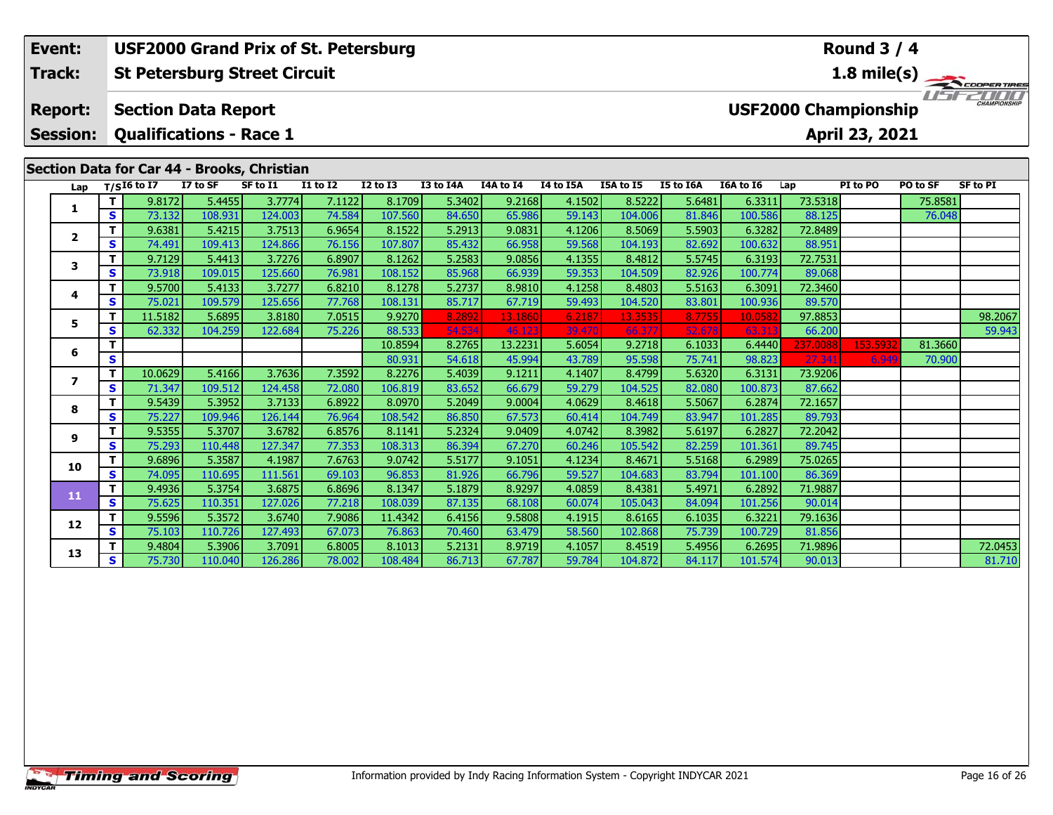| | |
|---|---|
| **Event:** | **USF2000 Grand Prix of St. Petersburg** |
| **Track:** | **St Petersburg Street Circuit** |
| **Report:** | **Section Data Report** |
| **Session:** | **Qualifications - Race 1** |

**Round 3 / 4**
**1.8 mile(s)**
**USF2000 Championship**
**April 23, 2021**

## Section Data for Car 44 - Brooks, Christian

| Lap | T/S | I6 to I7 | I7 to SF | SF to I1 | I1 to I2 | I2 to I3 | I3 to I4A | I4A to I4 | I4 to I5A | I5A to I5 | I5 to I6A | I6A to I6 | Lap | PI to PO | PO to SF | SF to PI |
|---|---|---|---|---|---|---|---|---|---|---|---|---|---|---|---|---|
| 1 | T | 9.8172 | 5.4455 | 3.7774 | 7.1122 | 8.1709 | 5.3402 | 9.2168 | 4.1502 | 8.5222 | 5.6481 | 6.3311 | 73.5318 | | 75.8581 | |
| | S | 73.132 | 108.931 | 124.003 | 74.584 | 107.560 | 84.650 | 65.986 | 59.143 | 104.006 | 81.846 | 100.586 | 88.125 | | 76.048 | |
| 2 | T | 9.6381 | 5.4215 | 3.7513 | 6.9654 | 8.1522 | 5.2913 | 9.0831 | 4.1206 | 8.5069 | 5.5903 | 6.3282 | 72.8489 | | | |
| | S | 74.491 | 109.413 | 124.866 | 76.156 | 107.807 | 85.432 | 66.958 | 59.568 | 104.193 | 82.692 | 100.632 | 88.951 | | | |
| 3 | T | 9.7129 | 5.4413 | 3.7276 | 6.8907 | 8.1262 | 5.2583 | 9.0856 | 4.1355 | 8.4812 | 5.5745 | 6.3193 | 72.7531 | | | |
| | S | 73.918 | 109.015 | 125.660 | 76.981 | 108.152 | 85.968 | 66.939 | 59.353 | 104.509 | 82.926 | 100.774 | 89.068 | | | |
| 4 | T | 9.5700 | 5.4133 | 3.7277 | 6.8210 | 8.1278 | 5.2737 | 8.9810 | 4.1258 | 8.4803 | 5.5163 | 6.3091 | 72.3460 | | | |
| | S | 75.021 | 109.579 | 125.656 | 77.768 | 108.131 | 85.717 | 67.719 | 59.493 | 104.520 | 83.801 | 100.936 | 89.570 | | | |
| 5 | T | 11.5182 | 5.6895 | 3.8180 | 7.0515 | 9.9270 | 8.2892 | 13.1860 | 6.2187 | 13.3535 | 8.7755 | 10.0582 | 97.8853 | | | 98.2067 |
| | S | 62.332 | 104.259 | 122.684 | 75.226 | 88.533 | 54.534 | 46.123 | 39.470 | 66.377 | 52.678 | 63.313 | 66.200 | | | 59.943 |
| 6 | T | | | | | 10.8594 | 8.2765 | 13.2231 | 5.6054 | 9.2718 | 6.1033 | 6.4440 | 237.0088 | 153.5932 | 81.3660 | |
| | S | | | | | 80.931 | 54.618 | 45.994 | 43.789 | 95.598 | 75.741 | 98.823 | 27.341 | 6.949 | 70.900 | |
| 7 | T | 10.0629 | 5.4166 | 3.7636 | 7.3592 | 8.2276 | 5.4039 | 9.1211 | 4.1407 | 8.4799 | 5.6320 | 6.3131 | 73.9206 | | | |
| | S | 71.347 | 109.512 | 124.458 | 72.080 | 106.819 | 83.652 | 66.679 | 59.279 | 104.525 | 82.080 | 100.873 | 87.662 | | | |
| 8 | T | 9.5439 | 5.3952 | 3.7133 | 6.8922 | 8.0970 | 5.2049 | 9.0004 | 4.0629 | 8.4618 | 5.5067 | 6.2874 | 72.1657 | | | |
| | S | 75.227 | 109.946 | 126.144 | 76.964 | 108.542 | 86.850 | 67.573 | 60.414 | 104.749 | 83.947 | 101.285 | 89.793 | | | |
| 9 | T | 9.5355 | 5.3707 | 3.6782 | 6.8576 | 8.1141 | 5.2324 | 9.0409 | 4.0742 | 8.3982 | 5.6197 | 6.2827 | 72.2042 | | | |
| | S | 75.293 | 110.448 | 127.347 | 77.353 | 108.313 | 86.394 | 67.270 | 60.246 | 105.542 | 82.259 | 101.361 | 89.745 | | | |
| 10 | T | 9.6896 | 5.3587 | 4.1987 | 7.6763 | 9.0742 | 5.5177 | 9.1051 | 4.1234 | 8.4671 | 5.5168 | 6.2989 | 75.0265 | | | |
| | S | 74.095 | 110.695 | 111.561 | 69.103 | 96.853 | 81.926 | 66.796 | 59.527 | 104.683 | 83.794 | 101.100 | 86.369 | | | |
| 11 | T | 9.4936 | 5.3754 | 3.6875 | 6.8696 | 8.1347 | 5.1879 | 8.9297 | 4.0859 | 8.4381 | 5.4971 | 6.2892 | 71.9887 | | | |
| | S | 75.625 | 110.351 | 127.026 | 77.218 | 108.039 | 87.135 | 68.108 | 60.074 | 105.043 | 84.094 | 101.256 | 90.014 | | | |
| 12 | T | 9.5596 | 5.3572 | 3.6740 | 7.9086 | 11.4342 | 6.4156 | 9.5808 | 4.1915 | 8.6165 | 6.1035 | 6.3221 | 79.1636 | | | |
| | S | 75.103 | 110.726 | 127.493 | 67.073 | 76.863 | 70.460 | 63.479 | 58.560 | 102.868 | 75.739 | 100.729 | 81.856 | | | |
| 13 | T | 9.4804 | 5.3906 | 3.7091 | 6.8005 | 8.1013 | 5.2131 | 8.9719 | 4.1057 | 8.4519 | 5.4956 | 6.2695 | 71.9896 | | | 72.0453 |
| | S | 75.730 | 110.040 | 126.286 | 78.002 | 108.484 | 86.713 | 67.787 | 59.784 | 104.872 | 84.117 | 101.574 | 90.013 | | | 81.710 |

Information provided by Indy Racing Information System - Copyright INDYCAR 2021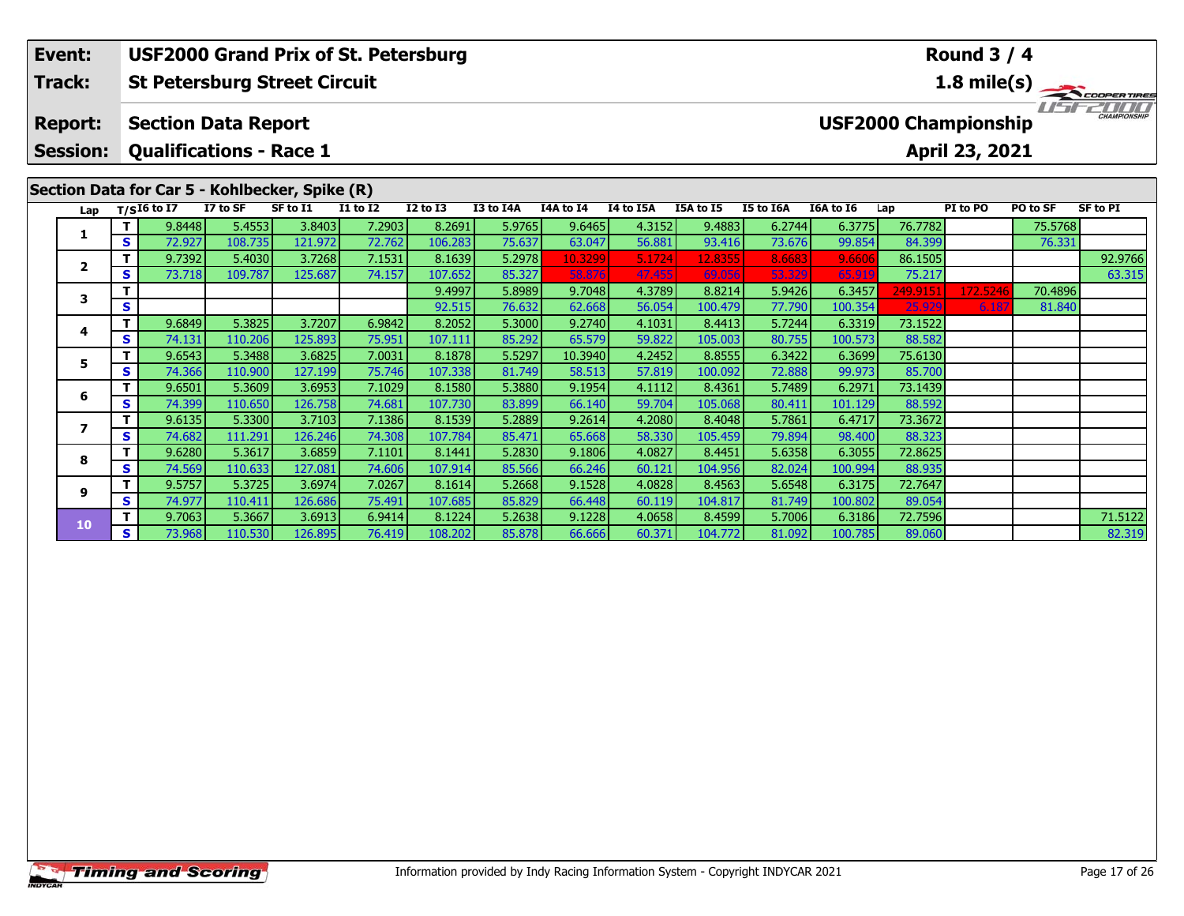| Event: | USF2000 Grand Prix of St. Petersburg | Round 3 / 4 |
|---|---|---|
| Track: | St Petersburg Street Circuit | 1.8 mile(s) |
| Report: | Section Data Report | USF2000 Championship |
| Session: | Qualifications - Race 1 | April 23, 2021 |

## Section Data for Car 5 - Kohlbecker, Spike (R)

| Lap | T/S | I6 to I7 | I7 to SF | SF to I1 | I1 to I2 | I2 to I3 | I3 to I4A | I4A to I4 | I4 to I5A | I5A to I5 | I5 to I6A | I6A to I6 | Lap | PI to PO | PO to SF | SF to PI |
|---|---|---|---|---|---|---|---|---|---|---|---|---|---|---|---|---|
| 1 | T | 9.8448 | 5.4553 | 3.8403 | 7.2903 | 8.2691 | 5.9765 | 9.6465 | 4.3152 | 9.4883 | 6.2744 | 6.3775 | 76.7782 | | 75.5768 | |
| | S | 72.927 | 108.735 | 121.972 | 72.762 | 106.283 | 75.637 | 63.047 | 56.881 | 93.416 | 73.676 | 99.854 | 84.399 | | 76.331 | |
| 2 | T | 9.7392 | 5.4030 | 3.7268 | 7.1531 | 8.1639 | 5.2978 | 10.3299 | 5.1724 | 12.8355 | 8.6683 | 9.6606 | 86.1505 | | | 92.9766 |
| | S | 73.718 | 109.787 | 125.687 | 74.157 | 107.652 | 85.327 | 58.876 | 47.455 | 69.056 | 53.329 | 65.919 | 75.217 | | | 63.315 |
| 3 | T | | | | | 9.4997 | 5.8989 | 9.7048 | 4.3789 | 8.8214 | 5.9426 | 6.3457 | 249.9151 | 172.5246 | 70.4896 | |
| | S | | | | | 92.515 | 76.632 | 62.668 | 56.054 | 100.479 | 77.790 | 100.354 | 25.929 | 6.187 | 81.840 | |
| 4 | T | 9.6849 | 5.3825 | 3.7207 | 6.9842 | 8.2052 | 5.3000 | 9.2740 | 4.1031 | 8.4413 | 5.7244 | 6.3319 | 73.1522 | | | |
| | S | 74.131 | 110.206 | 125.893 | 75.951 | 107.111 | 85.292 | 65.579 | 59.822 | 105.003 | 80.755 | 100.573 | 88.582 | | | |
| 5 | T | 9.6543 | 5.3488 | 3.6825 | 7.0031 | 8.1878 | 5.5297 | 10.3940 | 4.2452 | 8.8555 | 6.3422 | 6.3699 | 75.6130 | | | |
| | S | 74.366 | 110.900 | 127.199 | 75.746 | 107.338 | 81.749 | 58.513 | 57.819 | 100.092 | 72.888 | 99.973 | 85.700 | | | |
| 6 | T | 9.6501 | 5.3609 | 3.6953 | 7.1029 | 8.1580 | 5.3880 | 9.1954 | 4.1112 | 8.4361 | 5.7489 | 6.2971 | 73.1439 | | | |
| | S | 74.399 | 110.650 | 126.758 | 74.681 | 107.730 | 83.899 | 66.140 | 59.704 | 105.068 | 80.411 | 101.129 | 88.592 | | | |
| 7 | T | 9.6135 | 5.3300 | 3.7103 | 7.1386 | 8.1539 | 5.2889 | 9.2614 | 4.2080 | 8.4048 | 5.7861 | 6.4717 | 73.3672 | | | |
| | S | 74.682 | 111.291 | 126.246 | 74.308 | 107.784 | 85.471 | 65.668 | 58.330 | 105.459 | 79.894 | 98.400 | 88.323 | | | |
| 8 | T | 9.6280 | 5.3617 | 3.6859 | 7.1101 | 8.1441 | 5.2830 | 9.1806 | 4.0827 | 8.4451 | 5.6358 | 6.3055 | 72.8625 | | | |
| | S | 74.569 | 110.633 | 127.081 | 74.606 | 107.914 | 85.566 | 66.246 | 60.121 | 104.956 | 82.024 | 100.994 | 88.935 | | | |
| 9 | T | 9.5757 | 5.3725 | 3.6974 | 7.0267 | 8.1614 | 5.2668 | 9.1528 | 4.0828 | 8.4563 | 5.6548 | 6.3175 | 72.7647 | | | |
| | S | 74.977 | 110.411 | 126.686 | 75.491 | 107.685 | 85.829 | 66.448 | 60.119 | 104.817 | 81.749 | 100.802 | 89.054 | | | |
| 10 | T | 9.7063 | 5.3667 | 3.6913 | 6.9414 | 8.1224 | 5.2638 | 9.1228 | 4.0658 | 8.4599 | 5.7006 | 6.3186 | 72.7596 | | | 71.5122 |
| | S | 73.968 | 110.530 | 126.895 | 76.419 | 108.202 | 85.878 | 66.666 | 60.371 | 104.772 | 81.092 | 100.785 | 89.060 | | | 82.319 |

Information provided by Indy Racing Information System - Copyright INDYCAR 2021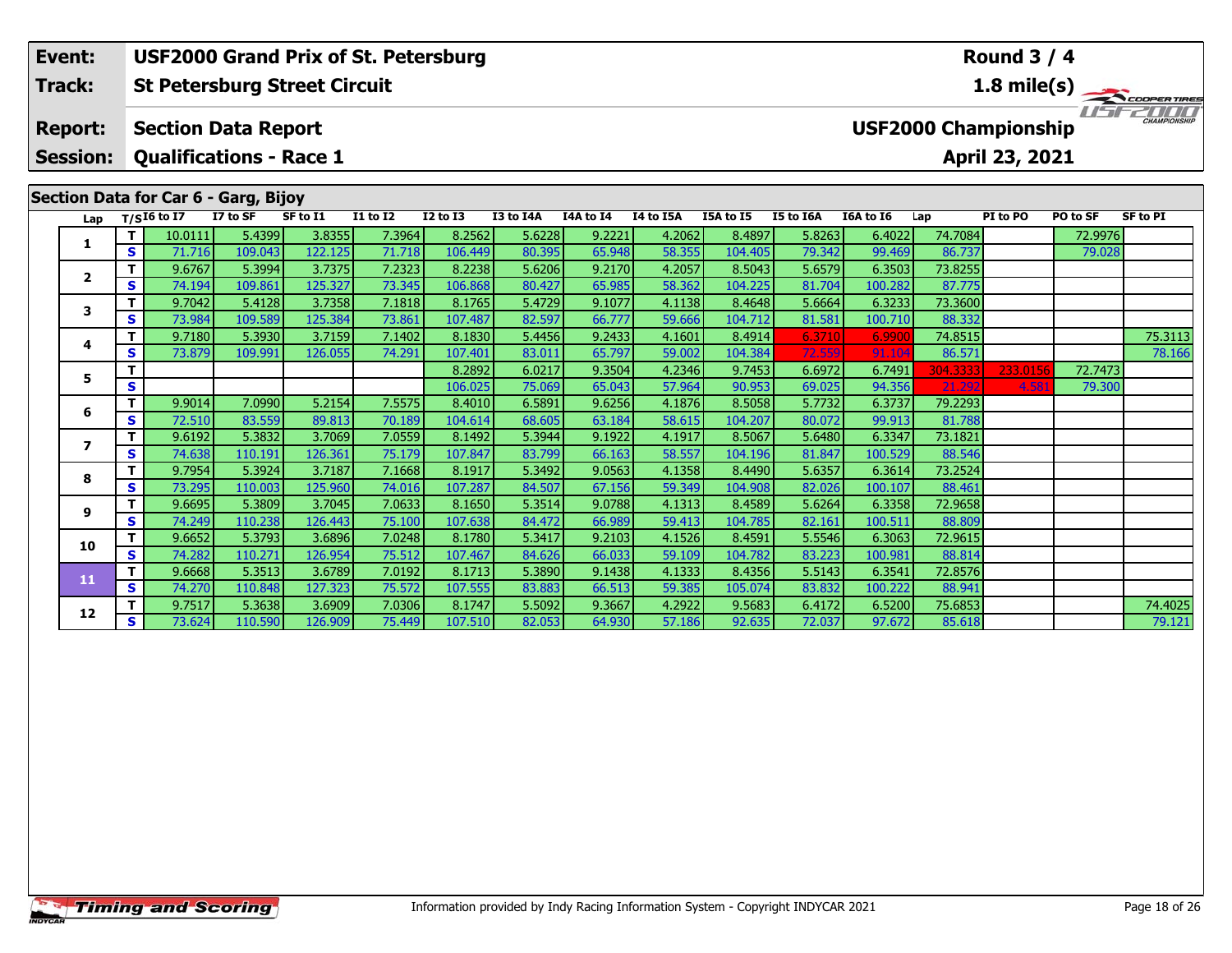| Event: | USF2000 Grand Prix of St. Petersburg | Round 3 / 4 |
|---|---|---|
| Track: | St Petersburg Street Circuit | 1.8 mile(s) |
| Report: | Section Data Report | USF2000 Championship |
| Session: | Qualifications - Race 1 | April 23, 2021 |

## Section Data for Car 6 - Garg, Bijoy

| Lap | T/S | I6 to I7 | I7 to SF | SF to I1 | I1 to I2 | I2 to I3 | I3 to I4A | I4A to I4 | I4 to I5A | I5A to I5 | I5 to I6A | I6A to I6 | Lap | PI to PO | PO to SF | SF to PI |
|---|---|---|---|---|---|---|---|---|---|---|---|---|---|---|---|---|
| 1 | T | 10.0111 | 5.4399 | 3.8355 | 7.3964 | 8.2562 | 5.6228 | 9.2221 | 4.2062 | 8.4897 | 5.8263 | 6.4022 | 74.7084 | | 72.9976 | |
| | S | 71.716 | 109.043 | 122.125 | 71.718 | 106.449 | 80.395 | 65.948 | 58.355 | 104.405 | 79.342 | 99.469 | 86.737 | | 79.028 | |
| 2 | T | 9.6767 | 5.3994 | 3.7375 | 7.2323 | 8.2238 | 5.6206 | 9.2170 | 4.2057 | 8.5043 | 5.6579 | 6.3503 | 73.8255 | | | |
| | S | 74.194 | 109.861 | 125.327 | 73.345 | 106.868 | 80.427 | 65.985 | 58.362 | 104.225 | 81.704 | 100.282 | 87.775 | | | |
| 3 | T | 9.7042 | 5.4128 | 3.7358 | 7.1818 | 8.1765 | 5.4729 | 9.1077 | 4.1138 | 8.4648 | 5.6664 | 6.3233 | 73.3600 | | | |
| | S | 73.984 | 109.589 | 125.384 | 73.861 | 107.487 | 82.597 | 66.777 | 59.666 | 104.712 | 81.581 | 100.710 | 88.332 | | | |
| 4 | T | 9.7180 | 5.3930 | 3.7159 | 7.1402 | 8.1830 | 5.4456 | 9.2433 | 4.1601 | 8.4914 | 6.3710 | 6.9900 | 74.8515 | | | 75.3113 |
| | S | 73.879 | 109.991 | 126.055 | 74.291 | 107.401 | 83.011 | 65.797 | 59.002 | 104.384 | 72.559 | 91.104 | 86.571 | | | 78.166 |
| 5 | T | | | | | 8.2892 | 6.0217 | 9.3504 | 4.2346 | 9.7453 | 6.6972 | 6.7491 | 304.3333 | 233.0156 | 72.7473 | |
| | S | | | | | 106.025 | 75.069 | 65.043 | 57.964 | 90.953 | 69.025 | 94.356 | 21.292 | 4.581 | 79.300 | |
| 6 | T | 9.9014 | 7.0990 | 5.2154 | 7.5575 | 8.4010 | 6.5891 | 9.6256 | 4.1876 | 8.5058 | 5.7732 | 6.3737 | 79.2293 | | | |
| | S | 72.510 | 83.559 | 89.813 | 70.189 | 104.614 | 68.605 | 63.184 | 58.615 | 104.207 | 80.072 | 99.913 | 81.788 | | | |
| 7 | T | 9.6192 | 5.3832 | 3.7069 | 7.0559 | 8.1492 | 5.3944 | 9.1922 | 4.1917 | 8.5067 | 5.6480 | 6.3347 | 73.1821 | | | |
| | S | 74.638 | 110.191 | 126.361 | 75.179 | 107.847 | 83.799 | 66.163 | 58.557 | 104.196 | 81.847 | 100.529 | 88.546 | | | |
| 8 | T | 9.7954 | 5.3924 | 3.7187 | 7.1668 | 8.1917 | 5.3492 | 9.0563 | 4.1358 | 8.4490 | 5.6357 | 6.3614 | 73.2524 | | | |
| | S | 73.295 | 110.003 | 125.960 | 74.016 | 107.287 | 84.507 | 67.156 | 59.349 | 104.908 | 82.026 | 100.107 | 88.461 | | | |
| 9 | T | 9.6695 | 5.3809 | 3.7045 | 7.0633 | 8.1650 | 5.3514 | 9.0788 | 4.1313 | 8.4589 | 5.6264 | 6.3358 | 72.9658 | | | |
| | S | 74.249 | 110.238 | 126.443 | 75.100 | 107.638 | 84.472 | 66.989 | 59.413 | 104.785 | 82.161 | 100.511 | 88.809 | | | |
| 10 | T | 9.6652 | 5.3793 | 3.6896 | 7.0248 | 8.1780 | 5.3417 | 9.2103 | 4.1526 | 8.4591 | 5.5546 | 6.3063 | 72.9615 | | | |
| | S | 74.282 | 110.271 | 126.954 | 75.512 | 107.467 | 84.626 | 66.033 | 59.109 | 104.782 | 83.223 | 100.981 | 88.814 | | | |
| 11 | T | 9.6668 | 5.3513 | 3.6789 | 7.0192 | 8.1713 | 5.3890 | 9.1438 | 4.1333 | 8.4356 | 5.5143 | 6.3541 | 72.8576 | | | |
| | S | 74.270 | 110.848 | 127.323 | 75.572 | 107.555 | 83.883 | 66.513 | 59.385 | 105.074 | 83.832 | 100.222 | 88.941 | | | |
| 12 | T | 9.7517 | 5.3638 | 3.6909 | 7.0306 | 8.1747 | 5.5092 | 9.3667 | 4.2922 | 9.5683 | 6.4172 | 6.5200 | 75.6853 | | | 74.4025 |
| | S | 73.624 | 110.590 | 126.909 | 75.449 | 107.510 | 82.053 | 64.930 | 57.186 | 92.635 | 72.037 | 97.672 | 85.618 | | | 79.121 |

Information provided by Indy Racing Information System - Copyright INDYCAR 2021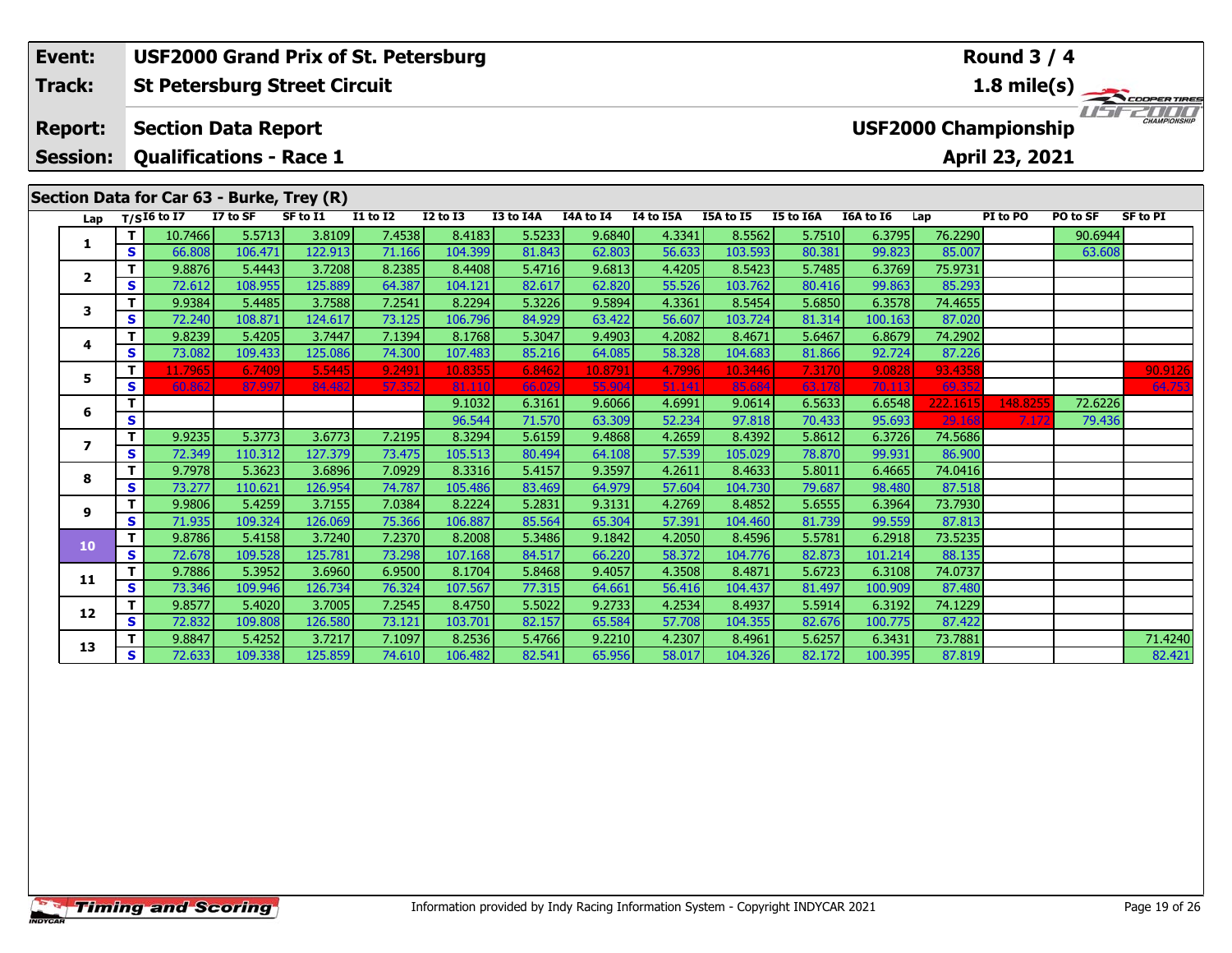| Event: | USF2000 Grand Prix of St. Petersburg | Round 3 / 4 |
|---|---|---|
| Track: | St Petersburg Street Circuit | 1.8 mile(s) |
| Report: | Section Data Report | USF2000 Championship |
| Session: | Qualifications - Race 1 | April 23, 2021 |

## Section Data for Car 63 - Burke, Trey (R)

| Lap | T/S | I6 to I7 | I7 to SF | SF to I1 | I1 to I2 | I2 to I3 | I3 to I4A | I4A to I4 | I4 to I5A | I5A to I5 | I5 to I6A | I6A to I6 | Lap | PI to PO | PO to SF | SF to PI |
|---|---|---|---|---|---|---|---|---|---|---|---|---|---|---|---|---|
| 1 | T | 10.7466 | 5.5713 | 3.8109 | 7.4538 | 8.4183 | 5.5233 | 9.6840 | 4.3341 | 8.5562 | 5.7510 | 6.3795 | 76.2290 | | 90.6944 | |
| | S | 66.808 | 106.471 | 122.913 | 71.166 | 104.399 | 81.843 | 62.803 | 56.633 | 103.593 | 80.381 | 99.823 | 85.007 | | 63.608 | |
| 2 | T | 9.8876 | 5.4443 | 3.7208 | 8.2385 | 8.4408 | 5.4716 | 9.6813 | 4.4205 | 8.5423 | 5.7485 | 6.3769 | 75.9731 | | | |
| | S | 72.612 | 108.955 | 125.889 | 64.387 | 104.121 | 82.617 | 62.820 | 55.526 | 103.762 | 80.416 | 99.863 | 85.293 | | | |
| 3 | T | 9.9384 | 5.4485 | 3.7588 | 7.2541 | 8.2294 | 5.3226 | 9.5894 | 4.3361 | 8.5454 | 5.6850 | 6.3578 | 74.4655 | | | |
| | S | 72.240 | 108.871 | 124.617 | 73.125 | 106.796 | 84.929 | 63.422 | 56.607 | 103.724 | 81.314 | 100.163 | 87.020 | | | |
| 4 | T | 9.8239 | 5.4205 | 3.7447 | 7.1394 | 8.1768 | 5.3047 | 9.4903 | 4.2082 | 8.4671 | 5.6467 | 6.8679 | 74.2902 | | | |
| | S | 73.082 | 109.433 | 125.086 | 74.300 | 107.483 | 85.216 | 64.085 | 58.328 | 104.683 | 81.866 | 92.724 | 87.226 | | | |
| 5 | T | 11.7965 | 6.7409 | 5.5445 | 9.2491 | 10.8355 | 6.8462 | 10.8791 | 4.7996 | 10.3446 | 7.3170 | 9.0828 | 93.4358 | | | 90.9126 |
| | S | 60.862 | 87.997 | 84.482 | 57.352 | 81.110 | 66.029 | 55.904 | 51.141 | 85.684 | 63.178 | 70.113 | 69.352 | | | 64.753 |
| 6 | T | | | | | 9.1032 | 6.3161 | 9.6066 | 4.6991 | 9.0614 | 6.5633 | 6.6548 | 222.1615 | 148.8255 | 72.6226 | |
| | S | | | | | 96.544 | 71.570 | 63.309 | 52.234 | 97.818 | 70.433 | 95.693 | 29.168 | 7.172 | 79.436 | |
| 7 | T | 9.9235 | 5.3773 | 3.6773 | 7.2195 | 8.3294 | 5.6159 | 9.4868 | 4.2659 | 8.4392 | 5.8612 | 6.3726 | 74.5686 | | | |
| | S | 72.349 | 110.312 | 127.379 | 73.475 | 105.513 | 80.494 | 64.108 | 57.539 | 105.029 | 78.870 | 99.931 | 86.900 | | | |
| 8 | T | 9.7978 | 5.3623 | 3.6896 | 7.0929 | 8.3316 | 5.4157 | 9.3597 | 4.2611 | 8.4633 | 5.8011 | 6.4665 | 74.0416 | | | |
| | S | 73.277 | 110.621 | 126.954 | 74.787 | 105.486 | 83.469 | 64.979 | 57.604 | 104.730 | 79.687 | 98.480 | 87.518 | | | |
| 9 | T | 9.9806 | 5.4259 | 3.7155 | 7.0384 | 8.2224 | 5.2831 | 9.3131 | 4.2769 | 8.4852 | 5.6555 | 6.3964 | 73.7930 | | | |
| | S | 71.935 | 109.324 | 126.069 | 75.366 | 106.887 | 85.564 | 65.304 | 57.391 | 104.460 | 81.739 | 99.559 | 87.813 | | | |
| 10 | T | 9.8786 | 5.4158 | 3.7240 | 7.2370 | 8.2008 | 5.3486 | 9.1842 | 4.2050 | 8.4596 | 5.5781 | 6.2918 | 73.5235 | | | |
| | S | 72.678 | 109.528 | 125.781 | 73.298 | 107.168 | 84.517 | 66.220 | 58.372 | 104.776 | 82.873 | 101.214 | 88.135 | | | |
| 11 | T | 9.7886 | 5.3952 | 3.6960 | 6.9500 | 8.1704 | 5.8468 | 9.4057 | 4.3508 | 8.4871 | 5.6723 | 6.3108 | 74.0737 | | | |
| | S | 73.346 | 109.946 | 126.734 | 76.324 | 107.567 | 77.315 | 64.661 | 56.416 | 104.437 | 81.497 | 100.909 | 87.480 | | | |
| 12 | T | 9.8577 | 5.4020 | 3.7005 | 7.2545 | 8.4750 | 5.5022 | 9.2733 | 4.2534 | 8.4937 | 5.5914 | 6.3192 | 74.1229 | | | |
| | S | 72.832 | 109.808 | 126.580 | 73.121 | 103.701 | 82.157 | 65.584 | 57.708 | 104.355 | 82.676 | 100.775 | 87.422 | | | |
| 13 | T | 9.8847 | 5.4252 | 3.7217 | 7.1097 | 8.2536 | 5.4766 | 9.2210 | 4.2307 | 8.4961 | 5.6257 | 6.3431 | 73.7881 | | | 71.4240 |
| | S | 72.633 | 109.338 | 125.859 | 74.610 | 106.482 | 82.541 | 65.956 | 58.017 | 104.326 | 82.172 | 100.395 | 87.819 | | | 82.421 |

Information provided by Indy Racing Information System - Copyright INDYCAR 2021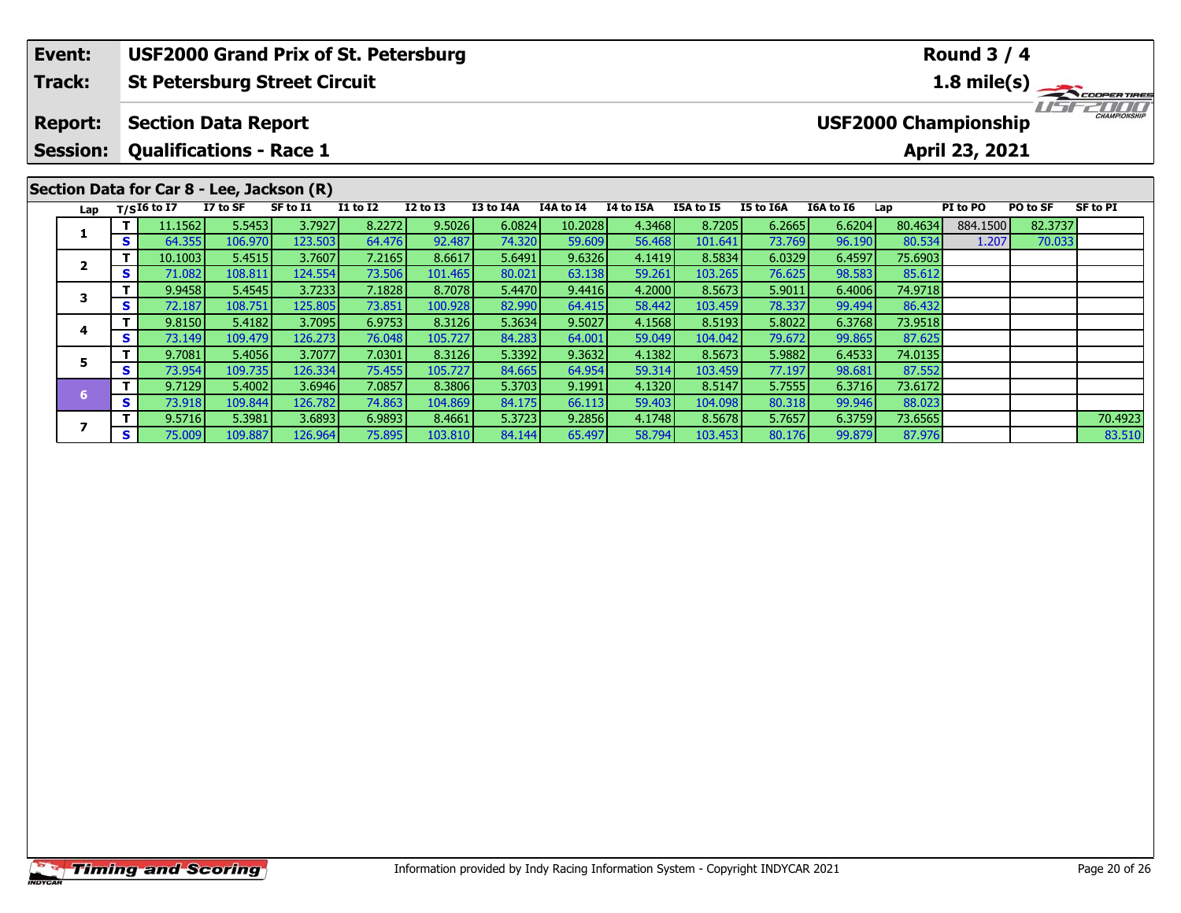| Event: | USF2000 Grand Prix of St. Petersburg | Round 3 / 4 |
|---|---|---|
| Track: | St Petersburg Street Circuit | 1.8 mile(s) |
| Report: | Section Data Report | USF2000 Championship |
| Session: | Qualifications - Race 1 | April 23, 2021 |

## Section Data for Car 8 - Lee, Jackson (R)

| Lap | T/S | I6 to I7 | I7 to SF | SF to I1 | I1 to I2 | I2 to I3 | I3 to I4A | I4A to I4 | I4 to I5A | I5A to I5 | I5 to I6A | I6A to I6 | Lap | PI to PO | PO to SF | SF to PI |
|---|---|---|---|---|---|---|---|---|---|---|---|---|---|---|---|---|
| 1 | T | 11.1562 | 5.5453 | 3.7927 | 8.2272 | 9.5026 | 6.0824 | 10.2028 | 4.3468 | 8.7205 | 6.2665 | 6.6204 | 80.4634 | 884.1500 | 82.3737 | |
| | S | 64.355 | 106.970 | 123.503 | 64.476 | 92.487 | 74.320 | 59.609 | 56.468 | 101.641 | 73.769 | 96.190 | 80.534 | 1.207 | 70.033 | |
| 2 | T | 10.1003 | 5.4515 | 3.7607 | 7.2165 | 8.6617 | 5.6491 | 9.6326 | 4.1419 | 8.5834 | 6.0329 | 6.4597 | 75.6903 | | | |
| | S | 71.082 | 108.811 | 124.554 | 73.506 | 101.465 | 80.021 | 63.138 | 59.261 | 103.265 | 76.625 | 98.583 | 85.612 | | | |
| 3 | T | 9.9458 | 5.4545 | 3.7233 | 7.1828 | 8.7078 | 5.4470 | 9.4416 | 4.2000 | 8.5673 | 5.9011 | 6.4006 | 74.9718 | | | |
| | S | 72.187 | 108.751 | 125.805 | 73.851 | 100.928 | 82.990 | 64.415 | 58.442 | 103.459 | 78.337 | 99.494 | 86.432 | | | |
| 4 | T | 9.8150 | 5.4182 | 3.7095 | 6.9753 | 8.3126 | 5.3634 | 9.5027 | 4.1568 | 8.5193 | 5.8022 | 6.3768 | 73.9518 | | | |
| | S | 73.149 | 109.479 | 126.273 | 76.048 | 105.727 | 84.283 | 64.001 | 59.049 | 104.042 | 79.672 | 99.865 | 87.625 | | | |
| 5 | T | 9.7081 | 5.4056 | 3.7077 | 7.0301 | 8.3126 | 5.3392 | 9.3632 | 4.1382 | 8.5673 | 5.9882 | 6.4533 | 74.0135 | | | |
| | S | 73.954 | 109.735 | 126.334 | 75.455 | 105.727 | 84.665 | 64.954 | 59.314 | 103.459 | 77.197 | 98.681 | 87.552 | | | |
| 6 | T | 9.7129 | 5.4002 | 3.6946 | 7.0857 | 8.3806 | 5.3703 | 9.1991 | 4.1320 | 8.5147 | 5.7555 | 6.3716 | 73.6172 | | | |
| | S | 73.918 | 109.844 | 126.782 | 74.863 | 104.869 | 84.175 | 66.113 | 59.403 | 104.098 | 80.318 | 99.946 | 88.023 | | | |
| 7 | T | 9.5716 | 5.3981 | 3.6893 | 6.9893 | 8.4661 | 5.3723 | 9.2856 | 4.1748 | 8.5678 | 5.7657 | 6.3759 | 73.6565 | | | 70.4923 |
| | S | 75.009 | 109.887 | 126.964 | 75.895 | 103.810 | 84.144 | 65.497 | 58.794 | 103.453 | 80.176 | 99.879 | 87.976 | | | 83.510 |

Information provided by Indy Racing Information System - Copyright INDYCAR 2021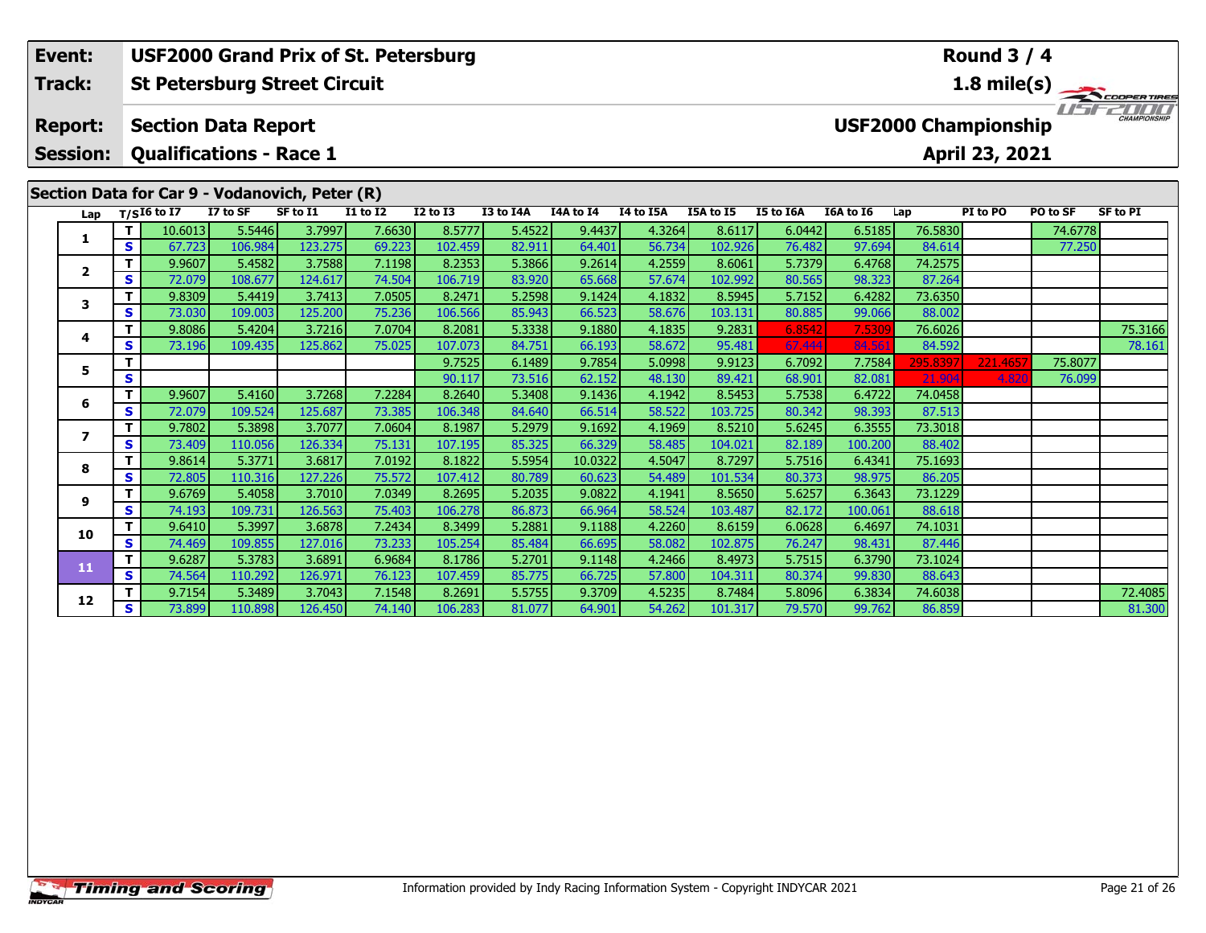| | |
|---|---|
| **Event:** | **USF2000 Grand Prix of St. Petersburg** |
| **Track:** | **St Petersburg Street Circuit** |
| **Report:** | **Section Data Report** |
| **Session:** | **Qualifications - Race 1** |

**Round 3 / 4**

**1.8 mile(s)**

**USF2000 Championship**

**April 23, 2021**

## Section Data for Car 9 - Vodanovich, Peter (R)

| Lap | T/S | I6 to I7 | I7 to SF | SF to I1 | I1 to I2 | I2 to I3 | I3 to I4A | I4A to I4 | I4 to I5A | I5A to I5 | I5 to I6A | I6A to I6 | Lap | PI to PO | PO to SF | SF to PI |
|---|---|---|---|---|---|---|---|---|---|---|---|---|---|---|---|---|
| 1 | T | 10.6013 | 5.5446 | 3.7997 | 7.6630 | 8.5777 | 5.4522 | 9.4437 | 4.3264 | 8.6117 | 6.0442 | 6.5185 | 76.5830 | | 74.6778 | |
| | S | 67.723 | 106.984 | 123.275 | 69.223 | 102.459 | 82.911 | 64.401 | 56.734 | 102.926 | 76.482 | 97.694 | 84.614 | | 77.250 | |
| 2 | T | 9.9607 | 5.4582 | 3.7588 | 7.1198 | 8.2353 | 5.3866 | 9.2614 | 4.2559 | 8.6061 | 5.7379 | 6.4768 | 74.2575 | | | |
| | S | 72.079 | 108.677 | 124.617 | 74.504 | 106.719 | 83.920 | 65.668 | 57.674 | 102.992 | 80.565 | 98.323 | 87.264 | | | |
| 3 | T | 9.8309 | 5.4419 | 3.7413 | 7.0505 | 8.2471 | 5.2598 | 9.1424 | 4.1832 | 8.5945 | 5.7152 | 6.4282 | 73.6350 | | | |
| | S | 73.030 | 109.003 | 125.200 | 75.236 | 106.566 | 85.943 | 66.523 | 58.676 | 103.131 | 80.885 | 99.066 | 88.002 | | | |
| 4 | T | 9.8086 | 5.4204 | 3.7216 | 7.0704 | 8.2081 | 5.3338 | 9.1880 | 4.1835 | 9.2831 | 6.8542 | 7.5309 | 76.6026 | | | 75.3166 |
| | S | 73.196 | 109.435 | 125.862 | 75.025 | 107.073 | 84.751 | 66.193 | 58.672 | 95.481 | 67.444 | 84.561 | 84.592 | | | 78.161 |
| 5 | T | | | | | 9.7525 | 6.1489 | 9.7854 | 5.0998 | 9.9123 | 6.7092 | 7.7584 | 295.8397 | 221.4657 | 75.8077 | |
| | S | | | | | 90.117 | 73.516 | 62.152 | 48.130 | 89.421 | 68.901 | 82.081 | 21.904 | 4.820 | 76.099 | |
| 6 | T | 9.9607 | 5.4160 | 3.7268 | 7.2284 | 8.2640 | 5.3408 | 9.1436 | 4.1942 | 8.5453 | 5.7538 | 6.4722 | 74.0458 | | | |
| | S | 72.079 | 109.524 | 125.687 | 73.385 | 106.348 | 84.640 | 66.514 | 58.522 | 103.725 | 80.342 | 98.393 | 87.513 | | | |
| 7 | T | 9.7802 | 5.3898 | 3.7077 | 7.0604 | 8.1987 | 5.2979 | 9.1692 | 4.1969 | 8.5210 | 5.6245 | 6.3555 | 73.3018 | | | |
| | S | 73.409 | 110.056 | 126.334 | 75.131 | 107.195 | 85.325 | 66.329 | 58.485 | 104.021 | 82.189 | 100.200 | 88.402 | | | |
| 8 | T | 9.8614 | 5.3771 | 3.6817 | 7.0192 | 8.1822 | 5.5954 | 10.0322 | 4.5047 | 8.7297 | 5.7516 | 6.4341 | 75.1693 | | | |
| | S | 72.805 | 110.316 | 127.226 | 75.572 | 107.412 | 80.789 | 60.623 | 54.489 | 101.534 | 80.373 | 98.975 | 86.205 | | | |
| 9 | T | 9.6769 | 5.4058 | 3.7010 | 7.0349 | 8.2695 | 5.2035 | 9.0822 | 4.1941 | 8.5650 | 5.6257 | 6.3643 | 73.1229 | | | |
| | S | 74.193 | 109.731 | 126.563 | 75.403 | 106.278 | 86.873 | 66.964 | 58.524 | 103.487 | 82.172 | 100.061 | 88.618 | | | |
| 10 | T | 9.6410 | 5.3997 | 3.6878 | 7.2434 | 8.3499 | 5.2881 | 9.1188 | 4.2260 | 8.6159 | 6.0628 | 6.4697 | 74.1031 | | | |
| | S | 74.469 | 109.855 | 127.016 | 73.233 | 105.254 | 85.484 | 66.695 | 58.082 | 102.875 | 76.247 | 98.431 | 87.446 | | | |
| 11 | T | 9.6287 | 5.3783 | 3.6891 | 6.9684 | 8.1786 | 5.2701 | 9.1148 | 4.2466 | 8.4973 | 5.7515 | 6.3790 | 73.1024 | | | |
| | S | 74.564 | 110.292 | 126.971 | 76.123 | 107.459 | 85.775 | 66.725 | 57.800 | 104.311 | 80.374 | 99.830 | 88.643 | | | |
| 12 | T | 9.7154 | 5.3489 | 3.7043 | 7.1548 | 8.2691 | 5.5755 | 9.3709 | 4.5235 | 8.7484 | 5.8096 | 6.3834 | 74.6038 | | | 72.4085 |
| | S | 73.899 | 110.898 | 126.450 | 74.140 | 106.283 | 81.077 | 64.901 | 54.262 | 101.317 | 79.570 | 99.762 | 86.859 | | | 81.300 |

Information provided by Indy Racing Information System - Copyright INDYCAR 2021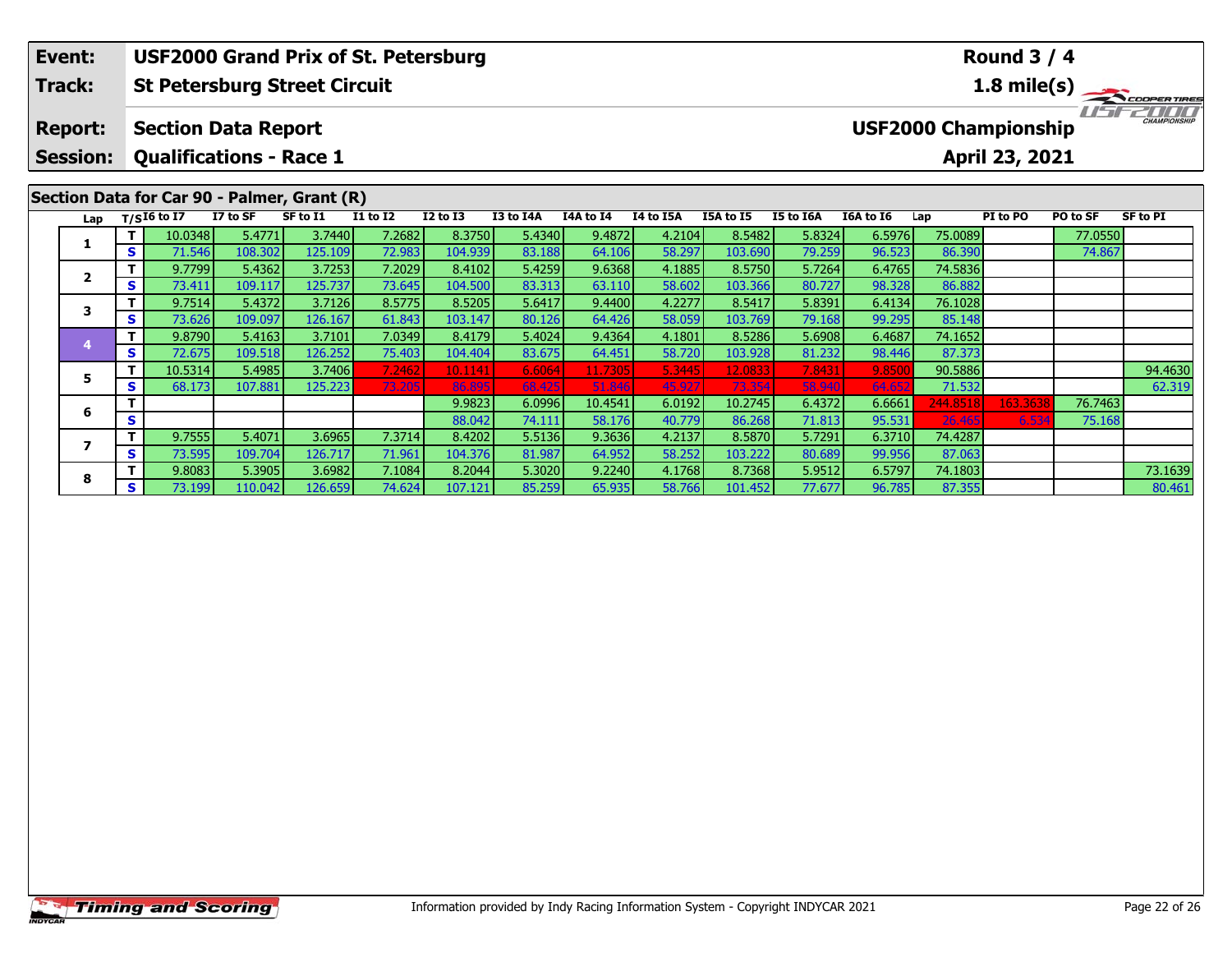| Event: | USF2000 Grand Prix of St. Petersburg | Round 3 / 4 |
|---|---|---|
| Track: | St Petersburg Street Circuit | 1.8 mile(s) |
| Report: | Section Data Report | USF2000 Championship |
| Session: | Qualifications - Race 1 | April 23, 2021 |

## Section Data for Car 90 - Palmer, Grant (R)

| Lap | T/S | I6 to I7 | I7 to SF | SF to I1 | I1 to I2 | I2 to I3 | I3 to I4A | I4A to I4 | I4 to I5A | I5A to I5 | I5 to I6A | I6A to I6 | Lap | PI to PO | PO to SF | SF to PI |
|---|---|---|---|---|---|---|---|---|---|---|---|---|---|---|---|---|
| 1 | T | 10.0348 | 5.4771 | 3.7440 | 7.2682 | 8.3750 | 5.4340 | 9.4872 | 4.2104 | 8.5482 | 5.8324 | 6.5976 | 75.0089 | | 77.0550 | |
| | S | 71.546 | 108.302 | 125.109 | 72.983 | 104.939 | 83.188 | 64.106 | 58.297 | 103.690 | 79.259 | 96.523 | 86.390 | | 74.867 | |
| 2 | T | 9.7799 | 5.4362 | 3.7253 | 7.2029 | 8.4102 | 5.4259 | 9.6368 | 4.1885 | 8.5750 | 5.7264 | 6.4765 | 74.5836 | | | |
| | S | 73.411 | 109.117 | 125.737 | 73.645 | 104.500 | 83.313 | 63.110 | 58.602 | 103.366 | 80.727 | 98.328 | 86.882 | | | |
| 3 | T | 9.7514 | 5.4372 | 3.7126 | 8.5775 | 8.5205 | 5.6417 | 9.4400 | 4.2277 | 8.5417 | 5.8391 | 6.4134 | 76.1028 | | | |
| | S | 73.626 | 109.097 | 126.167 | 61.843 | 103.147 | 80.126 | 64.426 | 58.059 | 103.769 | 79.168 | 99.295 | 85.148 | | | |
| 4 | T | 9.8790 | 5.4163 | 3.7101 | 7.0349 | 8.4179 | 5.4024 | 9.4364 | 4.1801 | 8.5286 | 5.6908 | 6.4687 | 74.1652 | | | |
| | S | 72.675 | 109.518 | 126.252 | 75.403 | 104.404 | 83.675 | 64.451 | 58.720 | 103.928 | 81.232 | 98.446 | 87.373 | | | |
| 5 | T | 10.5314 | 5.4985 | 3.7406 | 7.2462 | 10.1141 | 6.6064 | 11.7305 | 5.3445 | 12.0833 | 7.8431 | 9.8500 | 90.5886 | | | 94.4630 |
| | S | 68.173 | 107.881 | 125.223 | 73.205 | 86.895 | 68.425 | 51.846 | 45.927 | 73.354 | 58.940 | 64.652 | 71.532 | | | 62.319 |
| 6 | T | | | | | 9.9823 | 6.0996 | 10.4541 | 6.0192 | 10.2745 | 6.4372 | 6.6661 | 244.8518 | 163.3638 | 76.7463 | |
| | S | | | | | 88.042 | 74.111 | 58.176 | 40.779 | 86.268 | 71.813 | 95.531 | 26.465 | 6.534 | 75.168 | |
| 7 | T | 9.7555 | 5.4071 | 3.6965 | 7.3714 | 8.4202 | 5.5136 | 9.3636 | 4.2137 | 8.5870 | 5.7291 | 6.3710 | 74.4287 | | | |
| | S | 73.595 | 109.704 | 126.717 | 71.961 | 104.376 | 81.987 | 64.952 | 58.252 | 103.222 | 80.689 | 99.956 | 87.063 | | | |
| 8 | T | 9.8083 | 5.3905 | 3.6982 | 7.1084 | 8.2044 | 5.3020 | 9.2240 | 4.1768 | 8.7368 | 5.9512 | 6.5797 | 74.1803 | | | 73.1639 |
| | S | 73.199 | 110.042 | 126.659 | 74.624 | 107.121 | 85.259 | 65.935 | 58.766 | 101.452 | 77.677 | 96.785 | 87.355 | | | 80.461 |

Information provided by Indy Racing Information System - Copyright INDYCAR 2021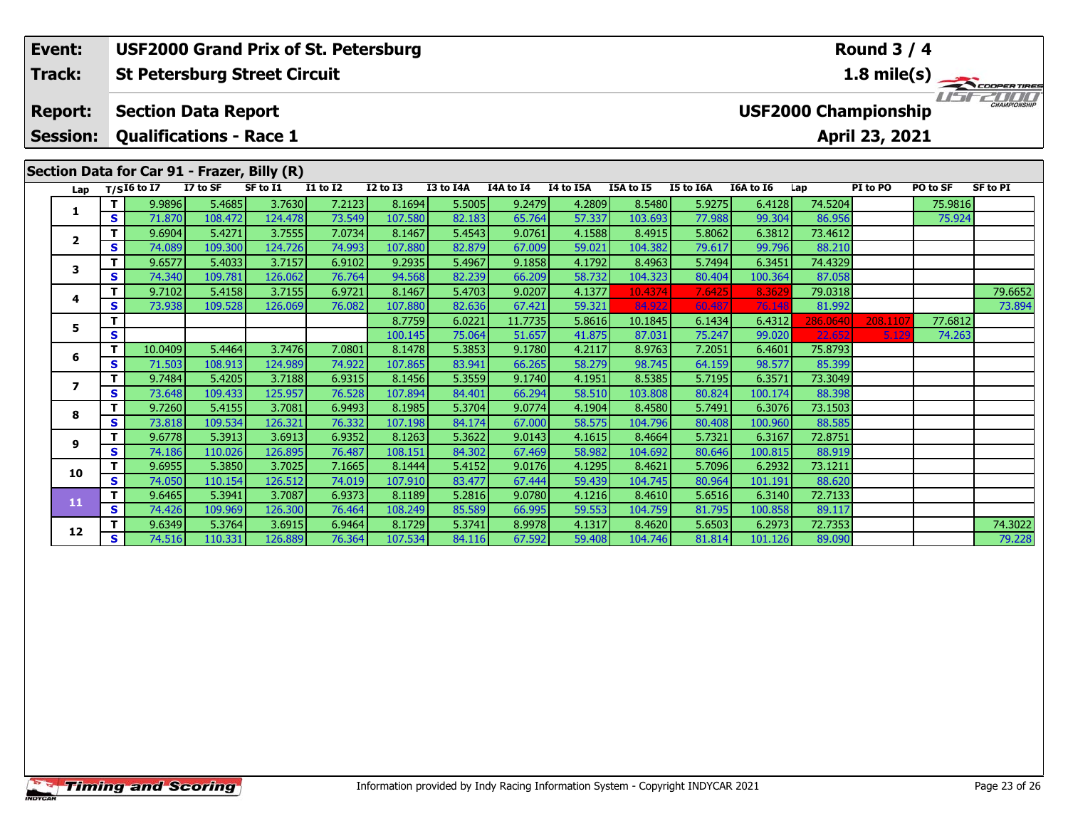| Event: | USF2000 Grand Prix of St. Petersburg | Round 3 / 4 |
|---|---|---|
| Track: | St Petersburg Street Circuit | 1.8 mile(s) |
| Report: | Section Data Report | USF2000 Championship |
| Session: | Qualifications - Race 1 | April 23, 2021 |

## Section Data for Car 91 - Frazer, Billy (R)

| Lap | T/S | I6 to I7 | I7 to SF | SF to I1 | I1 to I2 | I2 to I3 | I3 to I4A | I4A to I4 | I4 to I5A | I5A to I5 | I5 to I6A | I6A to I6 | Lap | PI to PO | PO to SF | SF to PI |
|---|---|---|---|---|---|---|---|---|---|---|---|---|---|---|---|---|
| 1 | T | 9.9896 | 5.4685 | 3.7630 | 7.2123 | 8.1694 | 5.5005 | 9.2479 | 4.2809 | 8.5480 | 5.9275 | 6.4128 | 74.5204 | | 75.9816 | |
| | S | 71.870 | 108.472 | 124.478 | 73.549 | 107.580 | 82.183 | 65.764 | 57.337 | 103.693 | 77.988 | 99.304 | 86.956 | | 75.924 | |
| 2 | T | 9.6904 | 5.4271 | 3.7555 | 7.0734 | 8.1467 | 5.4543 | 9.0761 | 4.1588 | 8.4915 | 5.8062 | 6.3812 | 73.4612 | | | |
| | S | 74.089 | 109.300 | 124.726 | 74.993 | 107.880 | 82.879 | 67.009 | 59.021 | 104.382 | 79.617 | 99.796 | 88.210 | | | |
| 3 | T | 9.6577 | 5.4033 | 3.7157 | 6.9102 | 9.2935 | 5.4967 | 9.1858 | 4.1792 | 8.4963 | 5.7494 | 6.3451 | 74.4329 | | | |
| | S | 74.340 | 109.781 | 126.062 | 76.764 | 94.568 | 82.239 | 66.209 | 58.732 | 104.323 | 80.404 | 100.364 | 87.058 | | | |
| 4 | T | 9.7102 | 5.4158 | 3.7155 | 6.9721 | 8.1467 | 5.4703 | 9.0207 | 4.1377 | 10.4374 | 7.6425 | 8.3629 | 79.0318 | | | 79.6652 |
| | S | 73.938 | 109.528 | 126.069 | 76.082 | 107.880 | 82.636 | 67.421 | 59.321 | 84.922 | 60.487 | 76.148 | 81.992 | | | 73.894 |
| 5 | T | | | | | 8.7759 | 6.0221 | 11.7735 | 5.8616 | 10.1845 | 6.1434 | 6.4312 | 286.0640 | 208.1107 | 77.6812 | |
| | S | | | | | 100.145 | 75.064 | 51.657 | 41.875 | 87.031 | 75.247 | 99.020 | 22.652 | 5.129 | 74.263 | |
| 6 | T | 10.0409 | 5.4464 | 3.7476 | 7.0801 | 8.1478 | 5.3853 | 9.1780 | 4.2117 | 8.9763 | 7.2051 | 6.4601 | 75.8793 | | | |
| | S | 71.503 | 108.913 | 124.989 | 74.922 | 107.865 | 83.941 | 66.265 | 58.279 | 98.745 | 64.159 | 98.577 | 85.399 | | | |
| 7 | T | 9.7484 | 5.4205 | 3.7188 | 6.9315 | 8.1456 | 5.3559 | 9.1740 | 4.1951 | 8.5385 | 5.7195 | 6.3571 | 73.3049 | | | |
| | S | 73.648 | 109.433 | 125.957 | 76.528 | 107.894 | 84.401 | 66.294 | 58.510 | 103.808 | 80.824 | 100.174 | 88.398 | | | |
| 8 | T | 9.7260 | 5.4155 | 3.7081 | 6.9493 | 8.1985 | 5.3704 | 9.0774 | 4.1904 | 8.4580 | 5.7491 | 6.3076 | 73.1503 | | | |
| | S | 73.818 | 109.534 | 126.321 | 76.332 | 107.198 | 84.174 | 67.000 | 58.575 | 104.796 | 80.408 | 100.960 | 88.585 | | | |
| 9 | T | 9.6778 | 5.3913 | 3.6913 | 6.9352 | 8.1263 | 5.3622 | 9.0143 | 4.1615 | 8.4664 | 5.7321 | 6.3167 | 72.8751 | | | |
| | S | 74.186 | 110.026 | 126.895 | 76.487 | 108.151 | 84.302 | 67.469 | 58.982 | 104.692 | 80.646 | 100.815 | 88.919 | | | |
| 10 | T | 9.6955 | 5.3850 | 3.7025 | 7.1665 | 8.1444 | 5.4152 | 9.0176 | 4.1295 | 8.4621 | 5.7096 | 6.2932 | 73.1211 | | | |
| | S | 74.050 | 110.154 | 126.512 | 74.019 | 107.910 | 83.477 | 67.444 | 59.439 | 104.745 | 80.964 | 101.191 | 88.620 | | | |
| 11 | T | 9.6465 | 5.3941 | 3.7087 | 6.9373 | 8.1189 | 5.2816 | 9.0780 | 4.1216 | 8.4610 | 5.6516 | 6.3140 | 72.7133 | | | |
| | S | 74.426 | 109.969 | 126.300 | 76.464 | 108.249 | 85.589 | 66.995 | 59.553 | 104.759 | 81.795 | 100.858 | 89.117 | | | |
| 12 | T | 9.6349 | 5.3764 | 3.6915 | 6.9464 | 8.1729 | 5.3741 | 8.9978 | 4.1317 | 8.4620 | 5.6503 | 6.2973 | 72.7353 | | | 74.3022 |
| | S | 74.516 | 110.331 | 126.889 | 76.364 | 107.534 | 84.116 | 67.592 | 59.408 | 104.746 | 81.814 | 101.126 | 89.090 | | | 79.228 |

Information provided by Indy Racing Information System - Copyright INDYCAR 2021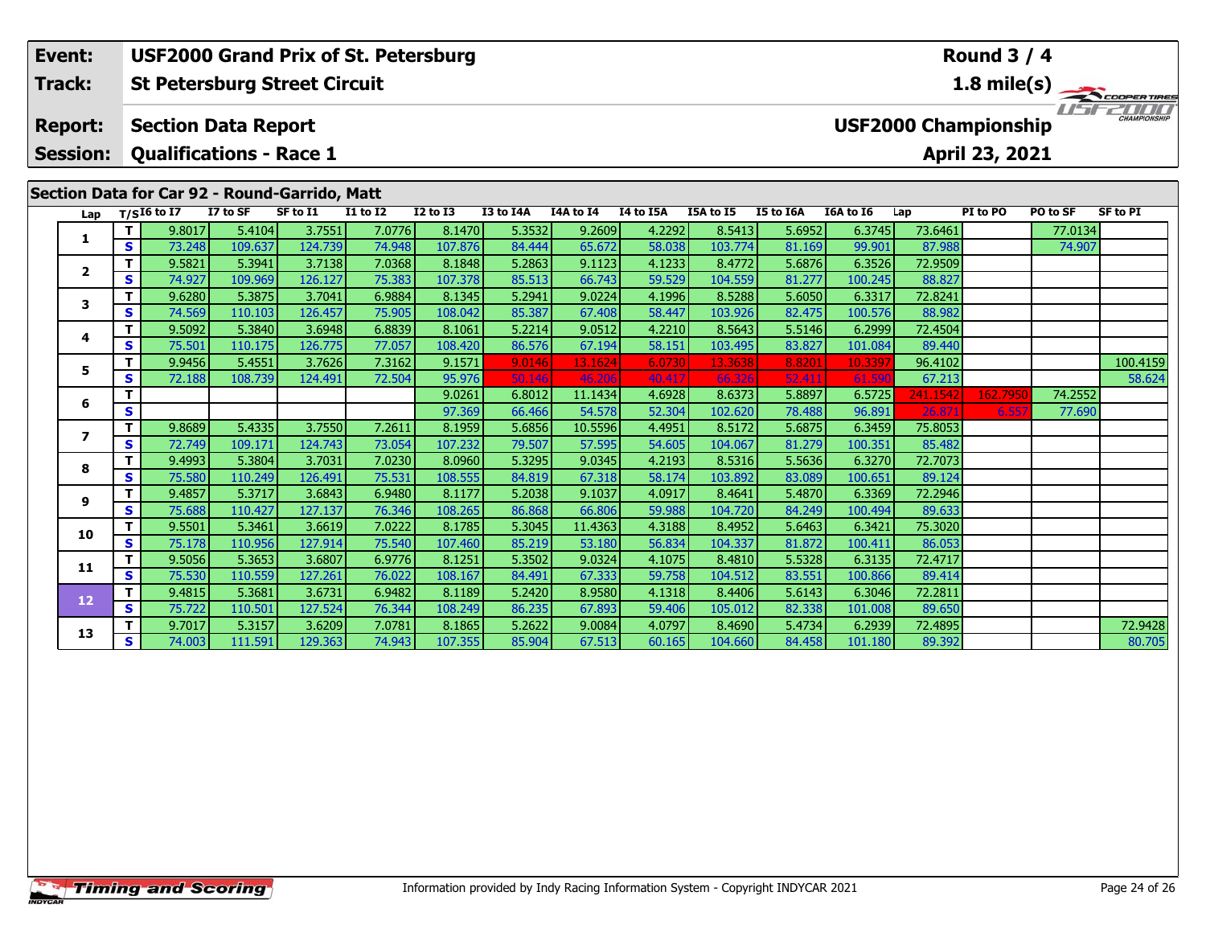| Event: | USF2000 Grand Prix of St. Petersburg | Round 3 / 4 |
|---|---|---|
| Track: | St Petersburg Street Circuit | 1.8 mile(s) |
| Report: | Section Data Report | USF2000 Championship |
| Session: | Qualifications - Race 1 | April 23, 2021 |

## Section Data for Car 92 - Round-Garrido, Matt

| Lap | T/S | I6 to I7 | I7 to SF | SF to I1 | I1 to I2 | I2 to I3 | I3 to I4A | I4A to I4 | I4 to I5A | I5A to I5 | I5 to I6A | I6A to I6 | Lap | PI to PO | PO to SF | SF to PI |
|---|---|---|---|---|---|---|---|---|---|---|---|---|---|---|---|---|
| 1 | T | 9.8017 | 5.4104 | 3.7551 | 7.0776 | 8.1470 | 5.3532 | 9.2609 | 4.2292 | 8.5413 | 5.6952 | 6.3745 | 73.6461 | | 77.0134 | |
| | S | 73.248 | 109.637 | 124.739 | 74.948 | 107.876 | 84.444 | 65.672 | 58.038 | 103.774 | 81.169 | 99.901 | 87.988 | | 74.907 | |
| 2 | T | 9.5821 | 5.3941 | 3.7138 | 7.0368 | 8.1848 | 5.2863 | 9.1123 | 4.1233 | 8.4772 | 5.6876 | 6.3526 | 72.9509 | | | |
| | S | 74.927 | 109.969 | 126.127 | 75.383 | 107.378 | 85.513 | 66.743 | 59.529 | 104.559 | 81.277 | 100.245 | 88.827 | | | |
| 3 | T | 9.6280 | 5.3875 | 3.7041 | 6.9884 | 8.1345 | 5.2941 | 9.0224 | 4.1996 | 8.5288 | 5.6050 | 6.3317 | 72.8241 | | | |
| | S | 74.569 | 110.103 | 126.457 | 75.905 | 108.042 | 85.387 | 67.408 | 58.447 | 103.926 | 82.475 | 100.576 | 88.982 | | | |
| 4 | T | 9.5092 | 5.3840 | 3.6948 | 6.8839 | 8.1061 | 5.2214 | 9.0512 | 4.2210 | 8.5643 | 5.5146 | 6.2999 | 72.4504 | | | |
| | S | 75.501 | 110.175 | 126.775 | 77.057 | 108.420 | 86.576 | 67.194 | 58.151 | 103.495 | 83.827 | 101.084 | 89.440 | | | |
| 5 | T | 9.9456 | 5.4551 | 3.7626 | 7.3162 | 9.1571 | 9.0146 | 13.1624 | 6.0730 | 13.3638 | 8.8201 | 10.3397 | 96.4102 | | | 100.4159 |
| | S | 72.188 | 108.739 | 124.491 | 72.504 | 95.976 | 50.146 | 46.206 | 40.417 | 66.326 | 52.411 | 61.590 | 67.213 | | | 58.624 |
| 6 | T | | | | | 9.0261 | 6.8012 | 11.1434 | 4.6928 | 8.6373 | 5.8897 | 6.5725 | 241.1542 | 162.7950 | 74.2552 | |
| | S | | | | | 97.369 | 66.466 | 54.578 | 52.304 | 102.620 | 78.488 | 96.891 | 26.871 | 6.557 | 77.690 | |
| 7 | T | 9.8689 | 5.4335 | 3.7550 | 7.2611 | 8.1959 | 5.6856 | 10.5596 | 4.4951 | 8.5172 | 5.6875 | 6.3459 | 75.8053 | | | |
| | S | 72.749 | 109.171 | 124.743 | 73.054 | 107.232 | 79.507 | 57.595 | 54.605 | 104.067 | 81.279 | 100.351 | 85.482 | | | |
| 8 | T | 9.4993 | 5.3804 | 3.7031 | 7.0230 | 8.0960 | 5.3295 | 9.0345 | 4.2193 | 8.5316 | 5.5636 | 6.3270 | 72.7073 | | | |
| | S | 75.580 | 110.249 | 126.491 | 75.531 | 108.555 | 84.819 | 67.318 | 58.174 | 103.892 | 83.089 | 100.651 | 89.124 | | | |
| 9 | T | 9.4857 | 5.3717 | 3.6843 | 6.9480 | 8.1177 | 5.2038 | 9.1037 | 4.0917 | 8.4641 | 5.4870 | 6.3369 | 72.2946 | | | |
| | S | 75.688 | 110.427 | 127.137 | 76.346 | 108.265 | 86.868 | 66.806 | 59.988 | 104.720 | 84.249 | 100.494 | 89.633 | | | |
| 10 | T | 9.5501 | 5.3461 | 3.6619 | 7.0222 | 8.1785 | 5.3045 | 11.4363 | 4.3188 | 8.4952 | 5.6463 | 6.3421 | 75.3020 | | | |
| | S | 75.178 | 110.956 | 127.914 | 75.540 | 107.460 | 85.219 | 53.180 | 56.834 | 104.337 | 81.872 | 100.411 | 86.053 | | | |
| 11 | T | 9.5056 | 5.3653 | 3.6807 | 6.9776 | 8.1251 | 5.3502 | 9.0324 | 4.1075 | 8.4810 | 5.5328 | 6.3135 | 72.4717 | | | |
| | S | 75.530 | 110.559 | 127.261 | 76.022 | 108.167 | 84.491 | 67.333 | 59.758 | 104.512 | 83.551 | 100.866 | 89.414 | | | |
| 12 | T | 9.4815 | 5.3681 | 3.6731 | 6.9482 | 8.1189 | 5.2420 | 8.9580 | 4.1318 | 8.4406 | 5.6143 | 6.3046 | 72.2811 | | | |
| | S | 75.722 | 110.501 | 127.524 | 76.344 | 108.249 | 86.235 | 67.893 | 59.406 | 105.012 | 82.338 | 101.008 | 89.650 | | | |
| 13 | T | 9.7017 | 5.3157 | 3.6209 | 7.0781 | 8.1865 | 5.2622 | 9.0084 | 4.0797 | 8.4690 | 5.4734 | 6.2939 | 72.4895 | | | 72.9428 |
| | S | 74.003 | 111.591 | 129.363 | 74.943 | 107.355 | 85.904 | 67.513 | 60.165 | 104.660 | 84.458 | 101.180 | 89.392 | | | 80.705 |

Information provided by Indy Racing Information System - Copyright INDYCAR 2021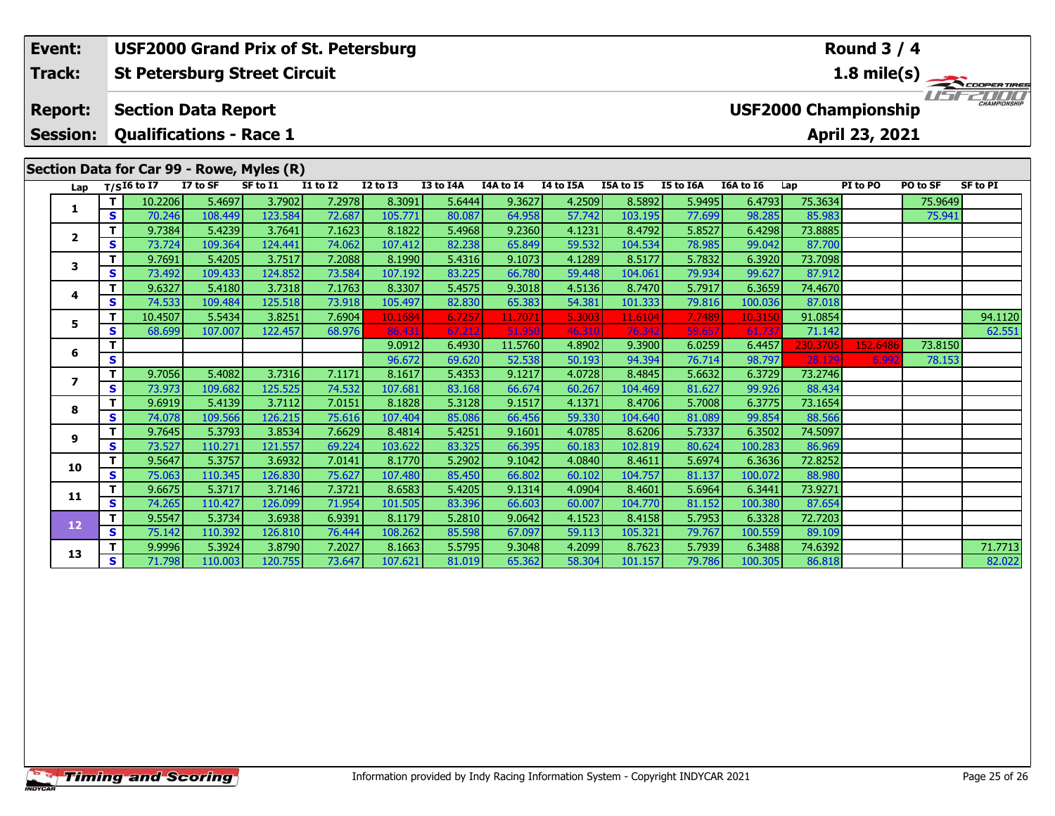| Event: | USF2000 Grand Prix of St. Petersburg | Round 3 / 4 |
|---|---|---|
| Track: | St Petersburg Street Circuit | 1.8 mile(s) |
| Report: | Section Data Report | USF2000 Championship |
| Session: | Qualifications - Race 1 | April 23, 2021 |

## Section Data for Car 99 - Rowe, Myles (R)

| Lap | T/S | I6 to I7 | I7 to SF | SF to I1 | I1 to I2 | I2 to I3 | I3 to I4A | I4A to I4 | I4 to I5A | I5A to I5 | I5 to I6A | I6A to I6 | Lap | PI to PO | PO to SF | SF to PI |
|---|---|---|---|---|---|---|---|---|---|---|---|---|---|---|---|---|
| 1 | T | 10.2206 | 5.4697 | 3.7902 | 7.2978 | 8.3091 | 5.6444 | 9.3627 | 4.2509 | 8.5892 | 5.9495 | 6.4793 | 75.3634 | | 75.9649 | |
| | S | 70.246 | 108.449 | 123.584 | 72.687 | 105.771 | 80.087 | 64.958 | 57.742 | 103.195 | 77.699 | 98.285 | 85.983 | | 75.941 | |
| 2 | T | 9.7384 | 5.4239 | 3.7641 | 7.1623 | 8.1822 | 5.4968 | 9.2360 | 4.1231 | 8.4792 | 5.8527 | 6.4298 | 73.8885 | | | |
| | S | 73.724 | 109.364 | 124.441 | 74.062 | 107.412 | 82.238 | 65.849 | 59.532 | 104.534 | 78.985 | 99.042 | 87.700 | | | |
| 3 | T | 9.7691 | 5.4205 | 3.7517 | 7.2088 | 8.1990 | 5.4316 | 9.1073 | 4.1289 | 8.5177 | 5.7832 | 6.3920 | 73.7098 | | | |
| | S | 73.492 | 109.433 | 124.852 | 73.584 | 107.192 | 83.225 | 66.780 | 59.448 | 104.061 | 79.934 | 99.627 | 87.912 | | | |
| 4 | T | 9.6327 | 5.4180 | 3.7318 | 7.1763 | 8.3307 | 5.4575 | 9.3018 | 4.5136 | 8.7470 | 5.7917 | 6.3659 | 74.4670 | | | |
| | S | 74.533 | 109.484 | 125.518 | 73.918 | 105.497 | 82.830 | 65.383 | 54.381 | 101.333 | 79.816 | 100.036 | 87.018 | | | |
| 5 | T | 10.4507 | 5.5434 | 3.8251 | 7.6904 | 10.1684 | 6.7257 | 11.7071 | 5.3003 | 11.6104 | 7.7489 | 10.3150 | 91.0854 | | | 94.1120 |
| | S | 68.699 | 107.007 | 122.457 | 68.976 | 86.431 | 67.212 | 51.950 | 46.310 | 76.342 | 59.657 | 61.737 | 71.142 | | | 62.551 |
| 6 | T | | | | | 9.0912 | 6.4930 | 11.5760 | 4.8902 | 9.3900 | 6.0259 | 6.4457 | 230.3705 | 152.6486 | 73.8150 | |
| | S | | | | | 96.672 | 69.620 | 52.538 | 50.193 | 94.394 | 76.714 | 98.797 | 28.129 | 6.992 | 78.153 | |
| 7 | T | 9.7056 | 5.4082 | 3.7316 | 7.1171 | 8.1617 | 5.4353 | 9.1217 | 4.0728 | 8.4845 | 5.6632 | 6.3729 | 73.2746 | | | |
| | S | 73.973 | 109.682 | 125.525 | 74.532 | 107.681 | 83.168 | 66.674 | 60.267 | 104.469 | 81.627 | 99.926 | 88.434 | | | |
| 8 | T | 9.6919 | 5.4139 | 3.7112 | 7.0151 | 8.1828 | 5.3128 | 9.1517 | 4.1371 | 8.4706 | 5.7008 | 6.3775 | 73.1654 | | | |
| | S | 74.078 | 109.566 | 126.215 | 75.616 | 107.404 | 85.086 | 66.456 | 59.330 | 104.640 | 81.089 | 99.854 | 88.566 | | | |
| 9 | T | 9.7645 | 5.3793 | 3.8534 | 7.6629 | 8.4814 | 5.4251 | 9.1601 | 4.0785 | 8.6206 | 5.7337 | 6.3502 | 74.5097 | | | |
| | S | 73.527 | 110.271 | 121.557 | 69.224 | 103.622 | 83.325 | 66.395 | 60.183 | 102.819 | 80.624 | 100.283 | 86.969 | | | |
| 10 | T | 9.5647 | 5.3757 | 3.6932 | 7.0141 | 8.1770 | 5.2902 | 9.1042 | 4.0840 | 8.4611 | 5.6974 | 6.3636 | 72.8252 | | | |
| | S | 75.063 | 110.345 | 126.830 | 75.627 | 107.480 | 85.450 | 66.802 | 60.102 | 104.757 | 81.137 | 100.072 | 88.980 | | | |
| 11 | T | 9.6675 | 5.3717 | 3.7146 | 7.3721 | 8.6583 | 5.4205 | 9.1314 | 4.0904 | 8.4601 | 5.6964 | 6.3441 | 73.9271 | | | |
| | S | 74.265 | 110.427 | 126.099 | 71.954 | 101.505 | 83.396 | 66.603 | 60.007 | 104.770 | 81.152 | 100.380 | 87.654 | | | |
| 12 | T | 9.5547 | 5.3734 | 3.6938 | 6.9391 | 8.1179 | 5.2810 | 9.0642 | 4.1523 | 8.4158 | 5.7953 | 6.3328 | 72.7203 | | | |
| | S | 75.142 | 110.392 | 126.810 | 76.444 | 108.262 | 85.598 | 67.097 | 59.113 | 105.321 | 79.767 | 100.559 | 89.109 | | | |
| 13 | T | 9.9996 | 5.3924 | 3.8790 | 7.2027 | 8.1663 | 5.5795 | 9.3048 | 4.2099 | 8.7623 | 5.7939 | 6.3488 | 74.6392 | | | 71.7713 |
| | S | 71.798 | 110.003 | 120.755 | 73.647 | 107.621 | 81.019 | 65.362 | 58.304 | 101.157 | 79.786 | 100.305 | 86.818 | | | 82.022 |

Information provided by Indy Racing Information System - Copyright INDYCAR 2021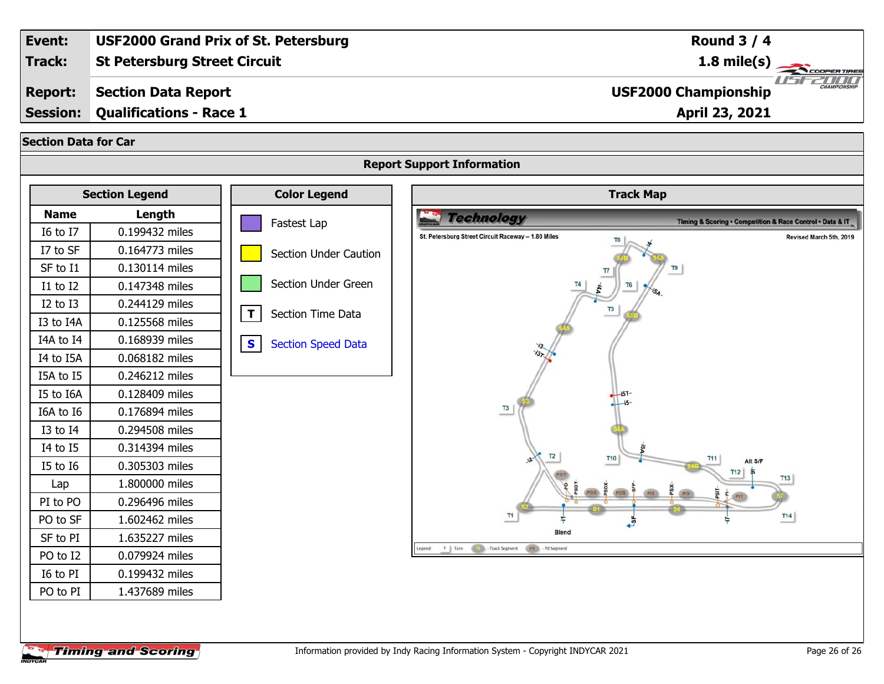| Event: | USF2000 Grand Prix of St. Petersburg | Round 3 / 4 |
|---|---|---|
| Track: | St Petersburg Street Circuit | 1.8 mile(s) |
| Report: | Section Data Report | USF2000 Championship |
| Session: | Qualifications - Race 1 | April 23, 2021 |

## Section Data for Car

### Report Support Information

**Section Legend**

| Name | Length |
|---|---|
| I6 to I7 | 0.199432 miles |
| I7 to SF | 0.164773 miles |
| SF to I1 | 0.130114 miles |
| I1 to I2 | 0.147348 miles |
| I2 to I3 | 0.244129 miles |
| I3 to I4A | 0.125568 miles |
| I4A to I4 | 0.168939 miles |
| I4 to I5A | 0.068182 miles |
| I5A to I5 | 0.246212 miles |
| I5 to I6A | 0.128409 miles |
| I6A to I6 | 0.176894 miles |
| I3 to I4 | 0.294508 miles |
| I4 to I5 | 0.314394 miles |
| I5 to I6 | 0.305303 miles |
| Lap | 1.800000 miles |
| PI to PO | 0.296496 miles |
| PO to SF | 1.602462 miles |
| SF to PI | 1.635227 miles |
| PO to I2 | 0.079924 miles |
| I6 to PI | 0.199432 miles |
| PO to PI | 1.437689 miles |

**Color Legend**

- Fastest Lap
- Section Under Caution
- Section Under Green
- T Section Time Data
- S Section Speed Data

**Track Map**

Technology

Timing & Scoring • Competition & Race Control • Data & IT

St. Petersburg Street Circuit Raceway – 1.80 Miles

Revised March 5th, 2019

Legend: T - Turn, S - Track Segment, PS - Pit Segment

Information provided by Indy Racing Information System - Copyright INDYCAR 2021